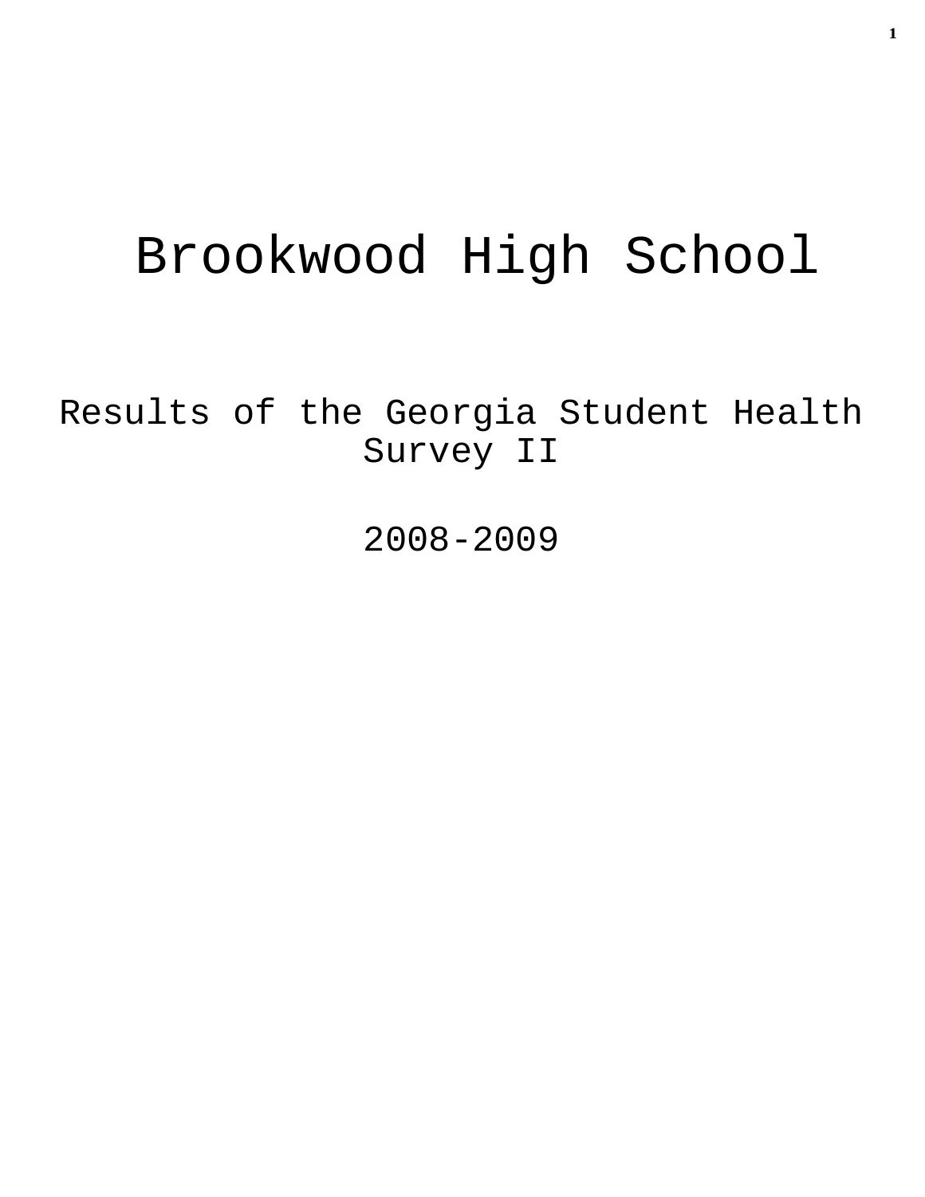# Brookwood High School

## Results of the Georgia Student Health Survey II

## 2008-2009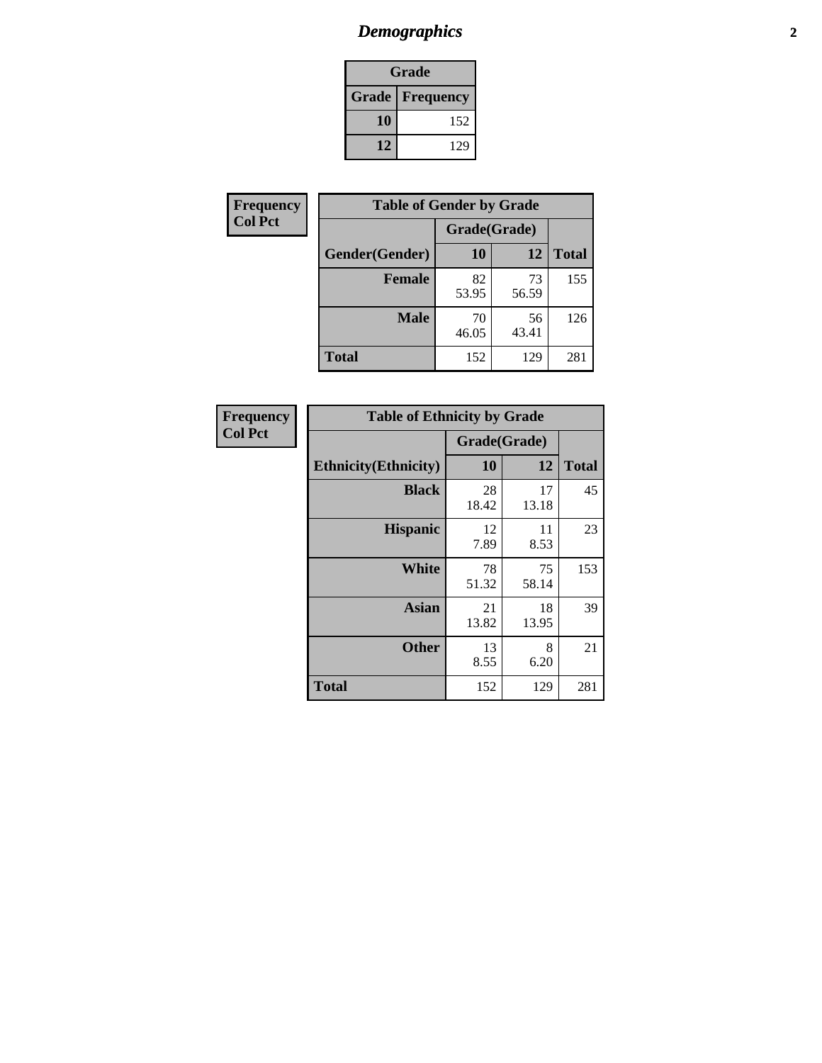# *Demographics*

| Grade | |
|---|---|
| **Grade** | **Frequency** |
| **10** | 152 |
| **12** | 129 |

**Frequency**
**Col Pct**

| Table of Gender by Grade | | | |
|---|---|---|---|
| | Grade(Grade) | | |
| **Gender(Gender)** | **10** | **12** | **Total** |
| **Female** | 82<br>53.95 | 73<br>56.59 | 155 |
| **Male** | 70<br>46.05 | 56<br>43.41 | 126 |
| **Total** | 152 | 129 | 281 |

**Frequency**
**Col Pct**

| Table of Ethnicity by Grade | | | |
|---|---|---|---|
| | Grade(Grade) | | |
| **Ethnicity(Ethnicity)** | **10** | **12** | **Total** |
| **Black** | 28<br>18.42 | 17<br>13.18 | 45 |
| **Hispanic** | 12<br>7.89 | 11<br>8.53 | 23 |
| **White** | 78<br>51.32 | 75<br>58.14 | 153 |
| **Asian** | 21<br>13.82 | 18<br>13.95 | 39 |
| **Other** | 13<br>8.55 | 8<br>6.20 | 21 |
| **Total** | 152 | 129 | 281 |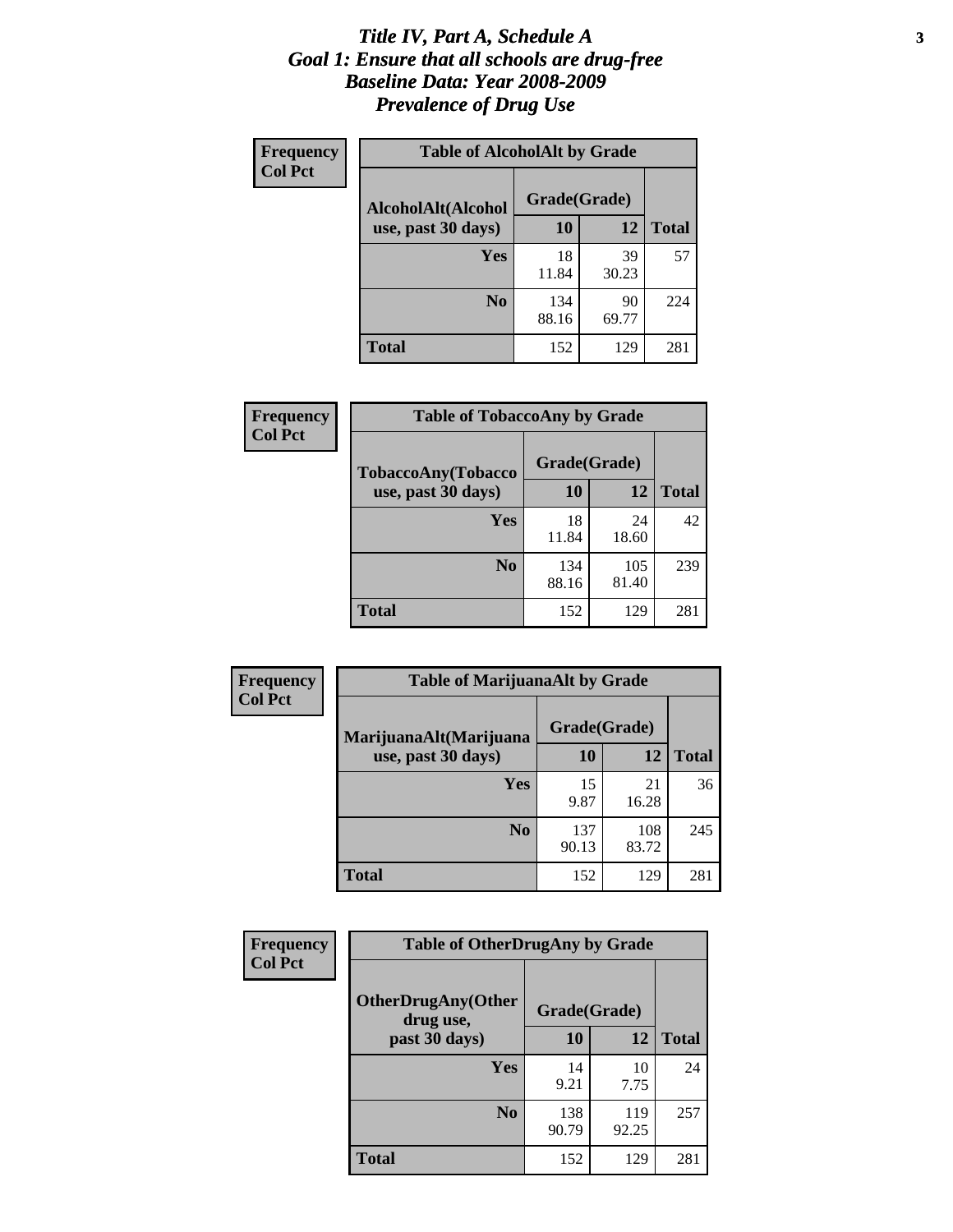# *Title IV, Part A, Schedule A*
# *Goal 1: Ensure that all schools are drug-free*
# *Baseline Data: Year 2008-2009*
# *Prevalence of Drug Use*

**Frequency**
**Col Pct**

| **Table of AlcoholAlt by Grade** | | | |
|---|---|---|---|
| **AlcoholAlt(Alcohol use, past 30 days)** | **Grade(Grade)** | | |
| | **10** | **12** | **Total** |
| **Yes** | 18<br>11.84 | 39<br>30.23 | 57 |
| **No** | 134<br>88.16 | 90<br>69.77 | 224 |
| **Total** | 152 | 129 | 281 |

**Frequency**
**Col Pct**

| **Table of TobaccoAny by Grade** | | | |
|---|---|---|---|
| **TobaccoAny(Tobacco use, past 30 days)** | **Grade(Grade)** | | |
| | **10** | **12** | **Total** |
| **Yes** | 18<br>11.84 | 24<br>18.60 | 42 |
| **No** | 134<br>88.16 | 105<br>81.40 | 239 |
| **Total** | 152 | 129 | 281 |

**Frequency**
**Col Pct**

| **Table of MarijuanaAlt by Grade** | | | |
|---|---|---|---|
| **MarijuanaAlt(Marijuana use, past 30 days)** | **Grade(Grade)** | | |
| | **10** | **12** | **Total** |
| **Yes** | 15<br>9.87 | 21<br>16.28 | 36 |
| **No** | 137<br>90.13 | 108<br>83.72 | 245 |
| **Total** | 152 | 129 | 281 |

**Frequency**
**Col Pct**

| **Table of OtherDrugAny by Grade** | | | |
|---|---|---|---|
| **OtherDrugAny(Other drug use, past 30 days)** | **Grade(Grade)** | | |
| | **10** | **12** | **Total** |
| **Yes** | 14<br>9.21 | 10<br>7.75 | 24 |
| **No** | 138<br>90.79 | 119<br>92.25 | 257 |
| **Total** | 152 | 129 | 281 |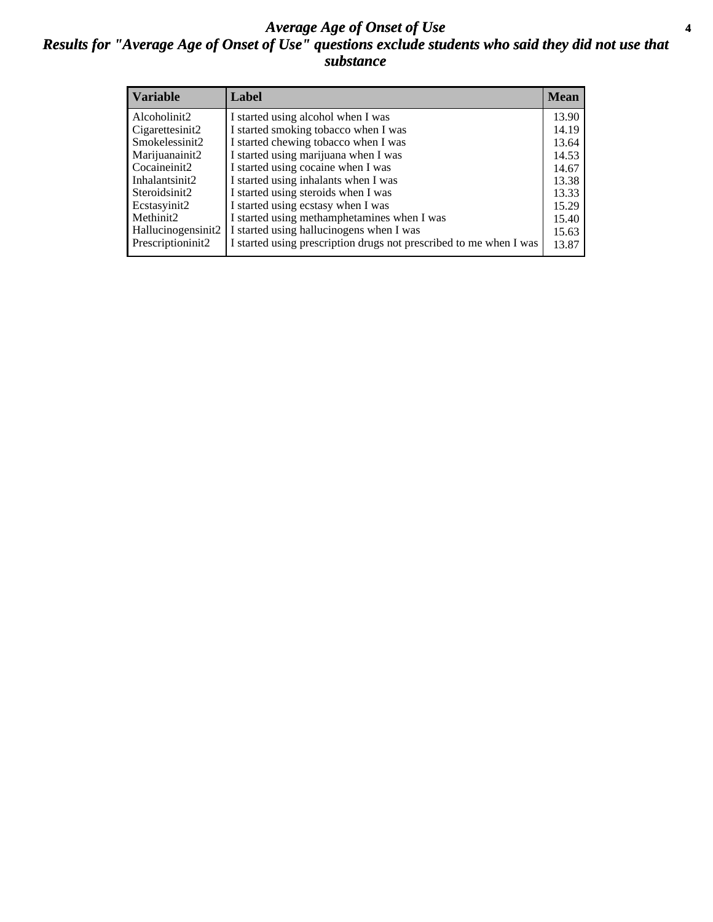# *Average Age of Onset of Use*

## *Results for "Average Age of Onset of Use" questions exclude students who said they did not use that substance*

| Variable | Label | Mean |
|---|---|---|
| Alcoholinit2 | I started using alcohol when I was | 13.90 |
| Cigarettesinit2 | I started smoking tobacco when I was | 14.19 |
| Smokelessinit2 | I started chewing tobacco when I was | 13.64 |
| Marijuanainit2 | I started using marijuana when I was | 14.53 |
| Cocaineinit2 | I started using cocaine when I was | 14.67 |
| Inhalantsinit2 | I started using inhalants when I was | 13.38 |
| Steroidsinit2 | I started using steroids when I was | 13.33 |
| Ecstasyinit2 | I started using ecstasy when I was | 15.29 |
| Methinit2 | I started using methamphetamines when I was | 15.40 |
| Hallucinogensinit2 | I started using hallucinogens when I was | 15.63 |
| Prescriptioninit2 | I started using prescription drugs not prescribed to me when I was | 13.87 |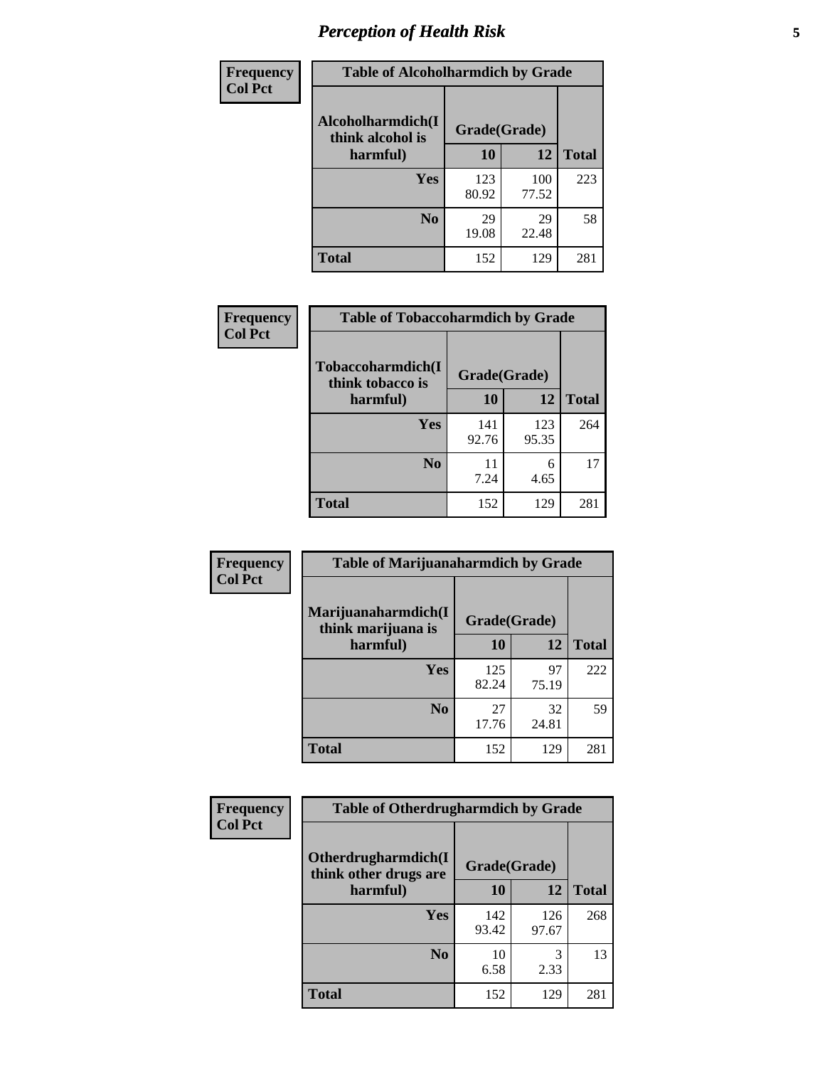# Perception of Health Risk

**Frequency**
**Col Pct**

| Table of Alcoholharmdich by Grade | | | |
|---|---|---|---|
| Alcoholharmdich(I think alcohol is harmful) | Grade(Grade) | | |
| | 10 | 12 | Total |
| Yes | 123<br>80.92 | 100<br>77.52 | 223 |
| No | 29<br>19.08 | 29<br>22.48 | 58 |
| Total | 152 | 129 | 281 |

**Frequency**
**Col Pct**

| Table of Tobaccoharmdich by Grade | | | |
|---|---|---|---|
| Tobaccoharmdich(I think tobacco is harmful) | Grade(Grade) | | |
| | 10 | 12 | Total |
| Yes | 141<br>92.76 | 123<br>95.35 | 264 |
| No | 11<br>7.24 | 6<br>4.65 | 17 |
| Total | 152 | 129 | 281 |

**Frequency**
**Col Pct**

| Table of Marijuanaharmdich by Grade | | | |
|---|---|---|---|
| Marijuanaharmdich(I think marijuana is harmful) | Grade(Grade) | | |
| | 10 | 12 | Total |
| Yes | 125<br>82.24 | 97<br>75.19 | 222 |
| No | 27<br>17.76 | 32<br>24.81 | 59 |
| Total | 152 | 129 | 281 |

**Frequency**
**Col Pct**

| Table of Otherdrugharmdich by Grade | | | |
|---|---|---|---|
| Otherdrugharmdich(I think other drugs are harmful) | Grade(Grade) | | |
| | 10 | 12 | Total |
| Yes | 142<br>93.42 | 126<br>97.67 | 268 |
| No | 10<br>6.58 | 3<br>2.33 | 13 |
| Total | 152 | 129 | 281 |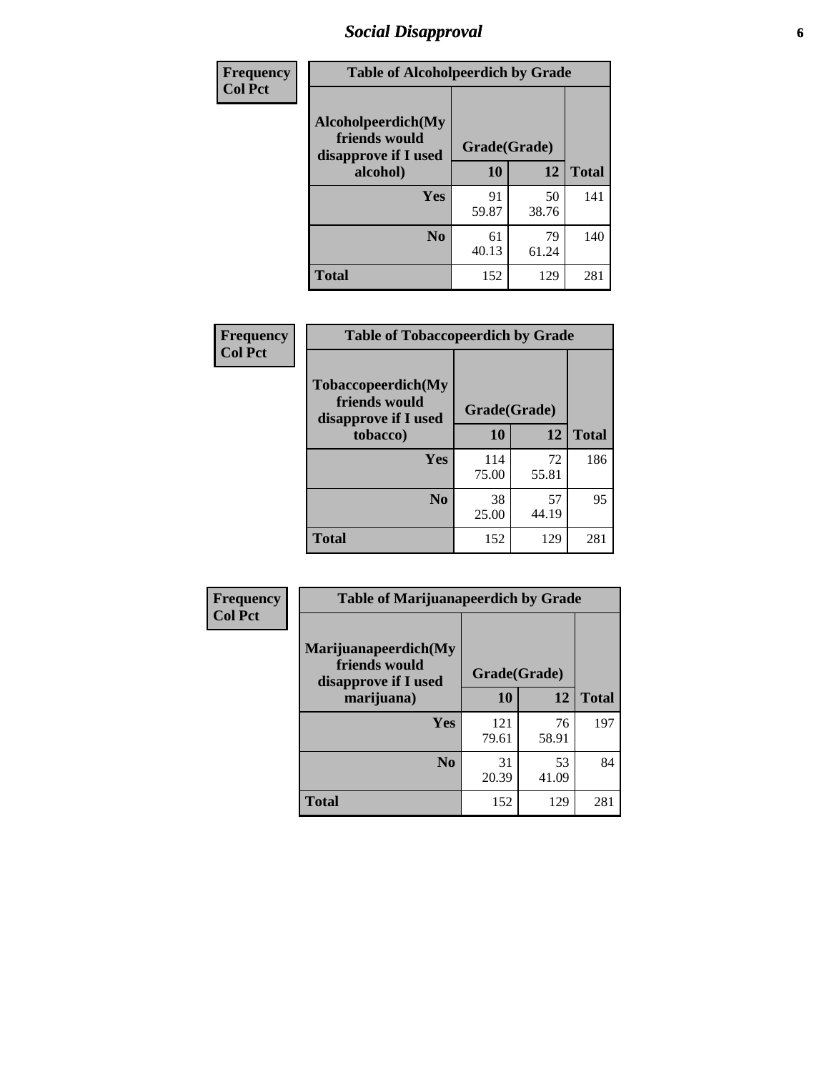| Frequency<br>Col Pct |
|---|

**Table of Alcoholpeerdich by Grade**

| Alcoholpeerdich(My friends would disapprove if I used alcohol) | Grade(Grade) | | |
|---|---|---|---|
| | 10 | 12 | Total |
| Yes | 91<br>59.87 | 50<br>38.76 | 141 |
| No | 61<br>40.13 | 79<br>61.24 | 140 |
| Total | 152 | 129 | 281 |

| Frequency<br>Col Pct |
|---|

**Table of Tobaccopeerdich by Grade**

| Tobaccopeerdich(My friends would disapprove if I used tobacco) | Grade(Grade) | | |
|---|---|---|---|
| | 10 | 12 | Total |
| Yes | 114<br>75.00 | 72<br>55.81 | 186 |
| No | 38<br>25.00 | 57<br>44.19 | 95 |
| Total | 152 | 129 | 281 |

| Frequency<br>Col Pct |
|---|

**Table of Marijuanapeerdich by Grade**

| Marijuanapeerdich(My friends would disapprove if I used marijuana) | Grade(Grade) | | |
|---|---|---|---|
| | 10 | 12 | Total |
| Yes | 121<br>79.61 | 76<br>58.91 | 197 |
| No | 31<br>20.39 | 53<br>41.09 | 84 |
| Total | 152 | 129 | 281 |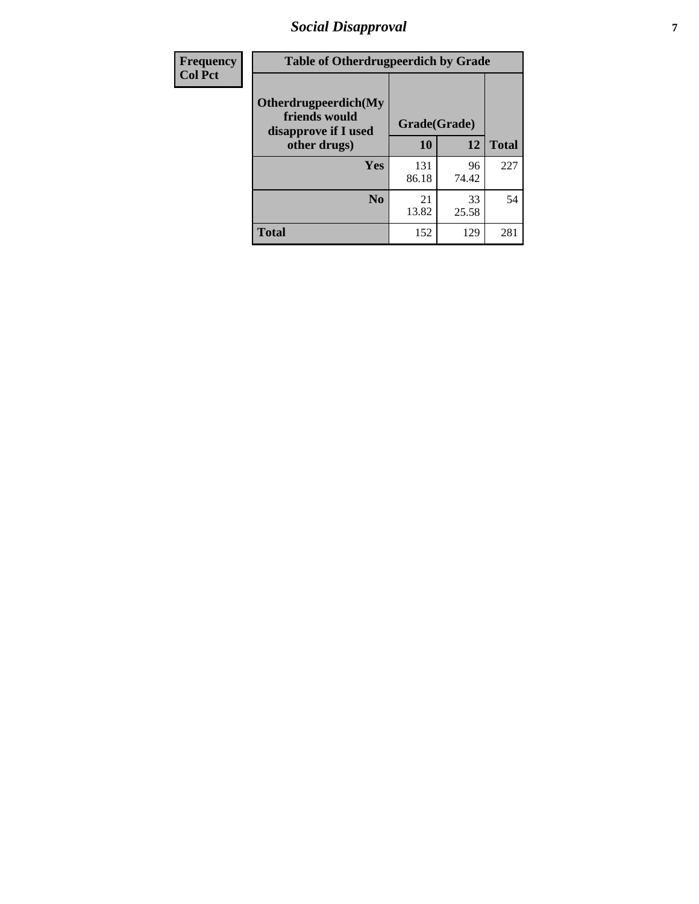| Frequency<br>Col Pct | Table of Otherdrugpeerdich by Grade | | |
|---|---|---|---|
| Otherdrugpeerdich(My friends would disapprove if I used other drugs) | Grade(Grade) | | Total |
| | 10 | 12 | |
| Yes | 131<br>86.18 | 96<br>74.42 | 227 |
| No | 21<br>13.82 | 33<br>25.58 | 54 |
| Total | 152 | 129 | 281 |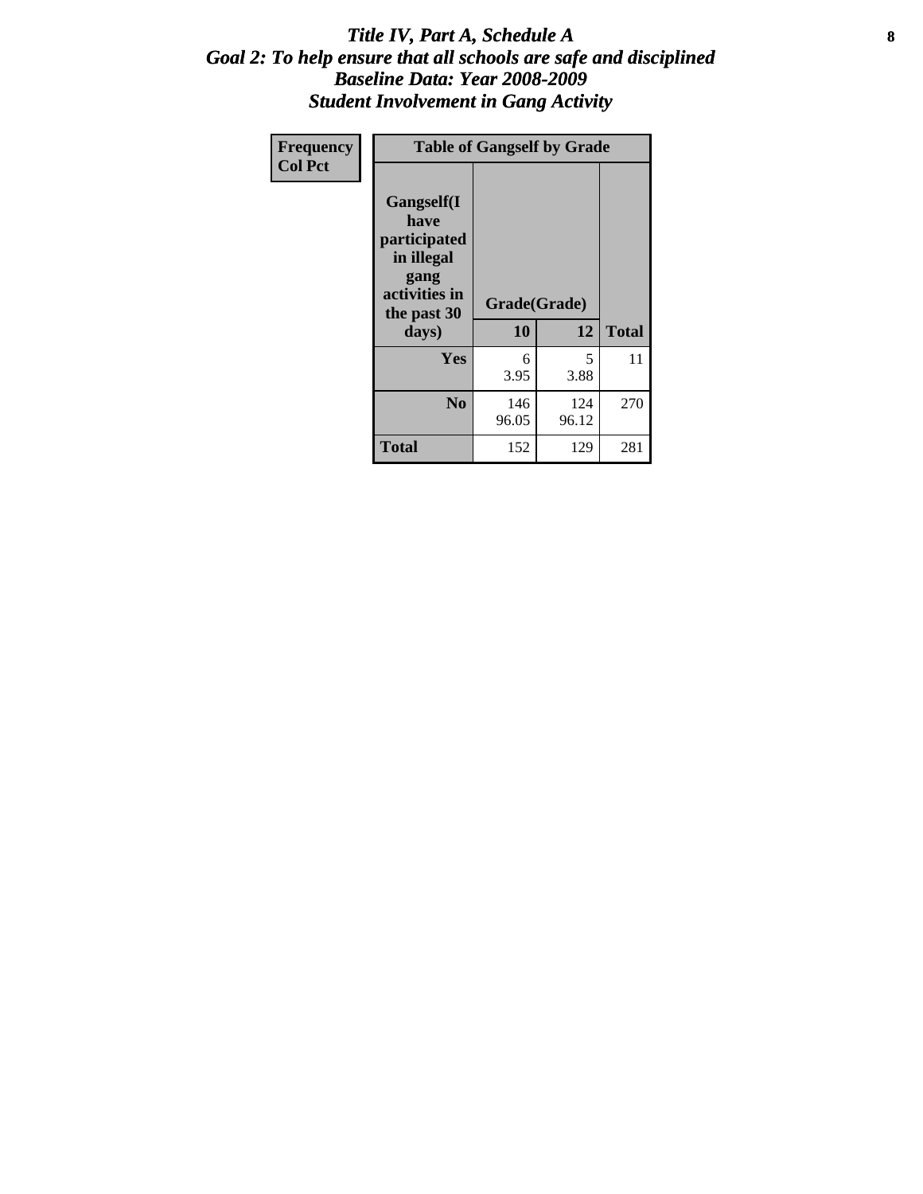# *Title IV, Part A, Schedule A*
## *Goal 2: To help ensure that all schools are safe and disciplined*
## *Baseline Data: Year 2008-2009*
## *Student Involvement in Gang Activity*

| Frequency<br>Col Pct | Table of Gangself by Grade | | |
|---|---|---|---|
| Gangself(I have participated in illegal gang activities in the past 30 days) | Grade(Grade) | | |
| | 10 | 12 | Total |
| Yes | 6<br>3.95 | 5<br>3.88 | 11 |
| No | 146<br>96.05 | 124<br>96.12 | 270 |
| Total | 152 | 129 | 281 |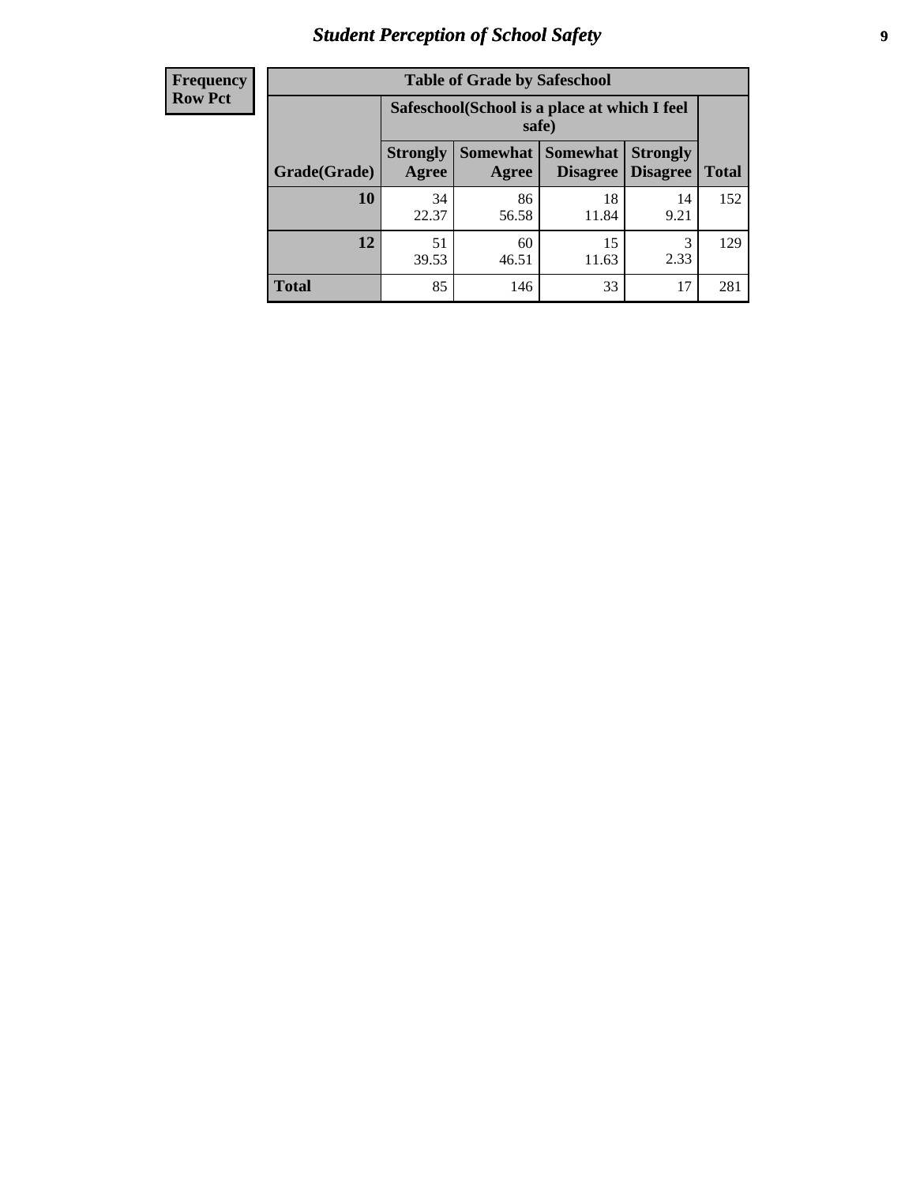| Frequency Row Pct |
|---|

**Table of Grade by Safeschool**

| Grade(Grade) | Safeschool(School is a place at which I feel safe) | | | | Total |
|---|---|---|---|---|---|
| | Strongly Agree | Somewhat Agree | Somewhat Disagree | Strongly Disagree | |
| 10 | 34<br>22.37 | 86<br>56.58 | 18<br>11.84 | 14<br>9.21 | 152 |
| 12 | 51<br>39.53 | 60<br>46.51 | 15<br>11.63 | 3<br>2.33 | 129 |
| Total | 85 | 146 | 33 | 17 | 281 |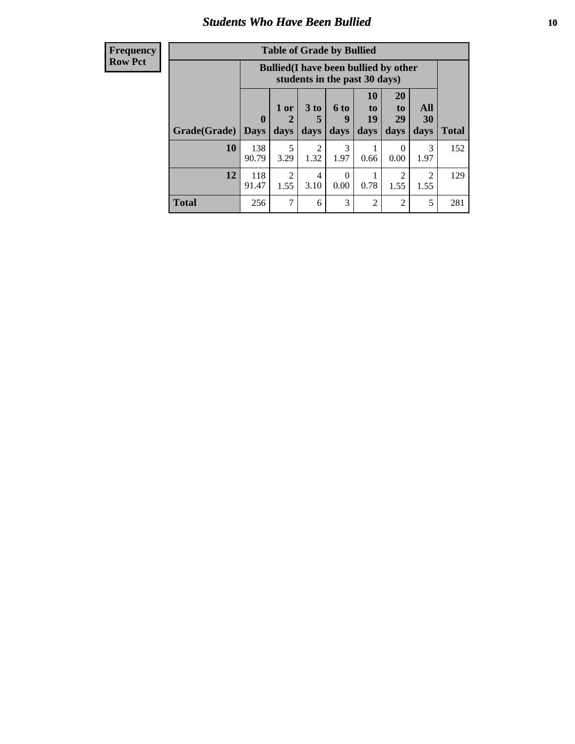## Students Who Have Been Bullied

**Frequency**
**Row Pct**

**Table of Grade by Bullied**

| | Bullied(I have been bullied by other students in the past 30 days) | | | | | | | |
|---|---|---|---|---|---|---|---|---|
| **Grade(Grade)** | **0 Days** | **1 or 2 days** | **3 to 5 days** | **6 to 9 days** | **10 to 19 days** | **20 to 29 days** | **All 30 days** | **Total** |
| **10** | 138<br>90.79 | 5<br>3.29 | 2<br>1.32 | 3<br>1.97 | 1<br>0.66 | 0<br>0.00 | 3<br>1.97 | 152 |
| **12** | 118<br>91.47 | 2<br>1.55 | 4<br>3.10 | 0<br>0.00 | 1<br>0.78 | 2<br>1.55 | 2<br>1.55 | 129 |
| **Total** | 256 | 7 | 6 | 3 | 2 | 2 | 5 | 281 |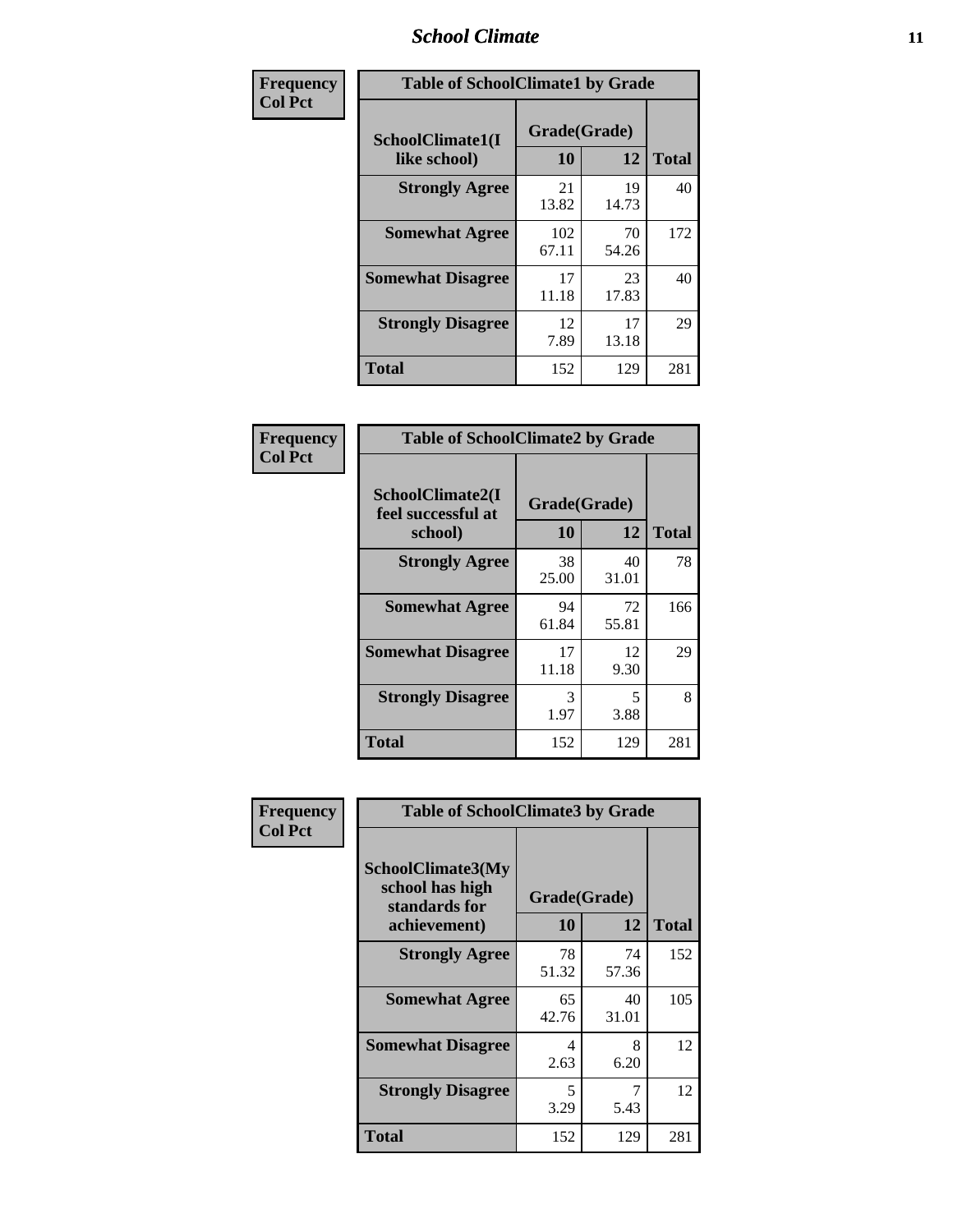| Frequency Col Pct | Table of SchoolClimate1 by Grade | | |
|---|---|---|---|
| SchoolClimate1(I like school) | Grade(Grade) | | |
| | 10 | 12 | Total |
| Strongly Agree | 21<br>13.82 | 19<br>14.73 | 40 |
| Somewhat Agree | 102<br>67.11 | 70<br>54.26 | 172 |
| Somewhat Disagree | 17<br>11.18 | 23<br>17.83 | 40 |
| Strongly Disagree | 12<br>7.89 | 17<br>13.18 | 29 |
| Total | 152 | 129 | 281 |

| Frequency Col Pct | Table of SchoolClimate2 by Grade | | |
|---|---|---|---|
| SchoolClimate2(I feel successful at school) | Grade(Grade) | | |
| | 10 | 12 | Total |
| Strongly Agree | 38<br>25.00 | 40<br>31.01 | 78 |
| Somewhat Agree | 94<br>61.84 | 72<br>55.81 | 166 |
| Somewhat Disagree | 17<br>11.18 | 12<br>9.30 | 29 |
| Strongly Disagree | 3<br>1.97 | 5<br>3.88 | 8 |
| Total | 152 | 129 | 281 |

| Frequency Col Pct | Table of SchoolClimate3 by Grade | | |
|---|---|---|---|
| SchoolClimate3(My school has high standards for achievement) | Grade(Grade) | | |
| | 10 | 12 | Total |
| Strongly Agree | 78<br>51.32 | 74<br>57.36 | 152 |
| Somewhat Agree | 65<br>42.76 | 40<br>31.01 | 105 |
| Somewhat Disagree | 4<br>2.63 | 8<br>6.20 | 12 |
| Strongly Disagree | 5<br>3.29 | 7<br>5.43 | 12 |
| Total | 152 | 129 | 281 |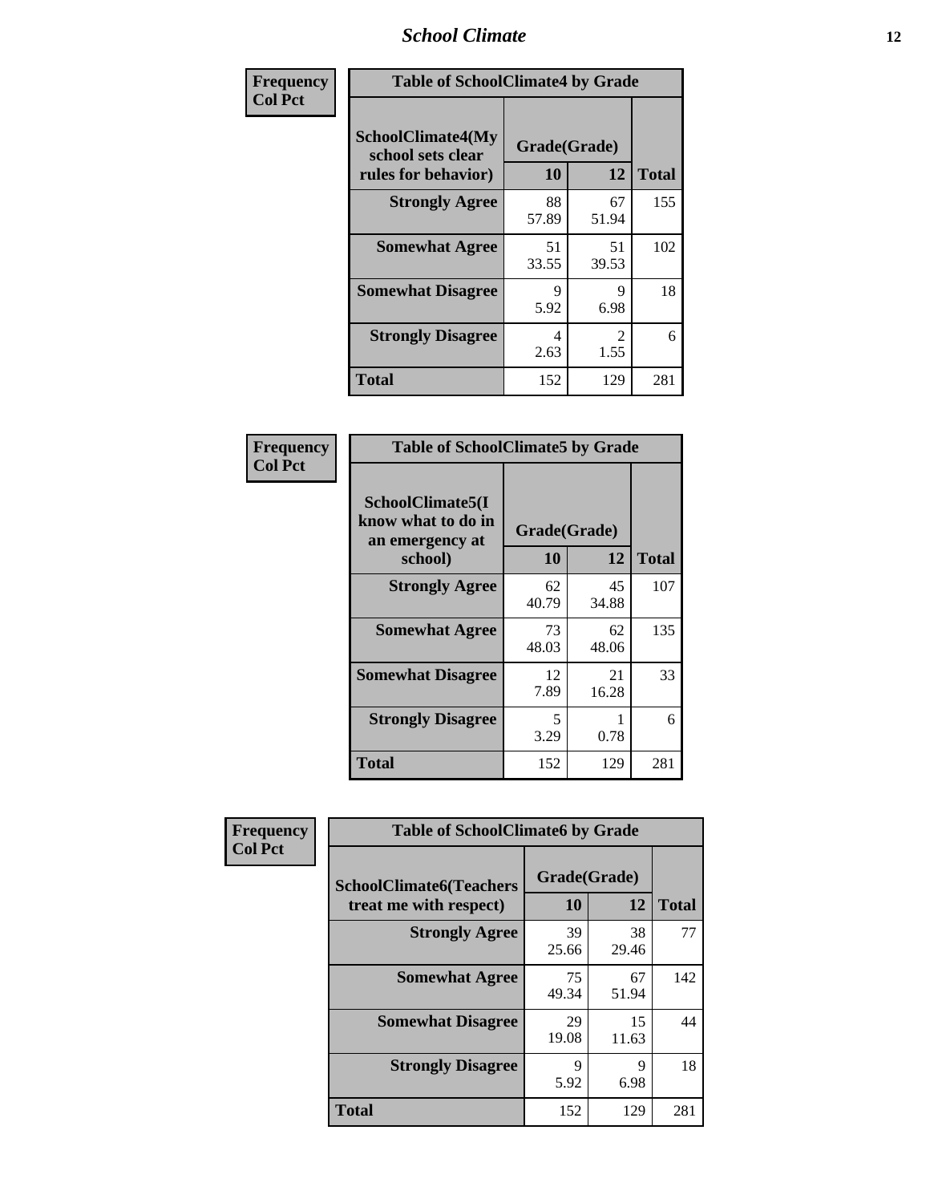| Frequency Col Pct | Table of SchoolClimate4 by Grade | | |
|---|---|---|---|
| SchoolClimate4(My school sets clear rules for behavior) | Grade(Grade) | | |
| | 10 | 12 | Total |
| Strongly Agree | 88 57.89 | 67 51.94 | 155 |
| Somewhat Agree | 51 33.55 | 51 39.53 | 102 |
| Somewhat Disagree | 9 5.92 | 9 6.98 | 18 |
| Strongly Disagree | 4 2.63 | 2 1.55 | 6 |
| Total | 152 | 129 | 281 |

| Frequency Col Pct | Table of SchoolClimate5 by Grade | | |
|---|---|---|---|
| SchoolClimate5(I know what to do in an emergency at school) | Grade(Grade) | | |
| | 10 | 12 | Total |
| Strongly Agree | 62 40.79 | 45 34.88 | 107 |
| Somewhat Agree | 73 48.03 | 62 48.06 | 135 |
| Somewhat Disagree | 12 7.89 | 21 16.28 | 33 |
| Strongly Disagree | 5 3.29 | 1 0.78 | 6 |
| Total | 152 | 129 | 281 |

| Frequency Col Pct | Table of SchoolClimate6 by Grade | | |
|---|---|---|---|
| SchoolClimate6(Teachers treat me with respect) | Grade(Grade) | | |
| | 10 | 12 | Total |
| Strongly Agree | 39 25.66 | 38 29.46 | 77 |
| Somewhat Agree | 75 49.34 | 67 51.94 | 142 |
| Somewhat Disagree | 29 19.08 | 15 11.63 | 44 |
| Strongly Disagree | 9 5.92 | 9 6.98 | 18 |
| Total | 152 | 129 | 281 |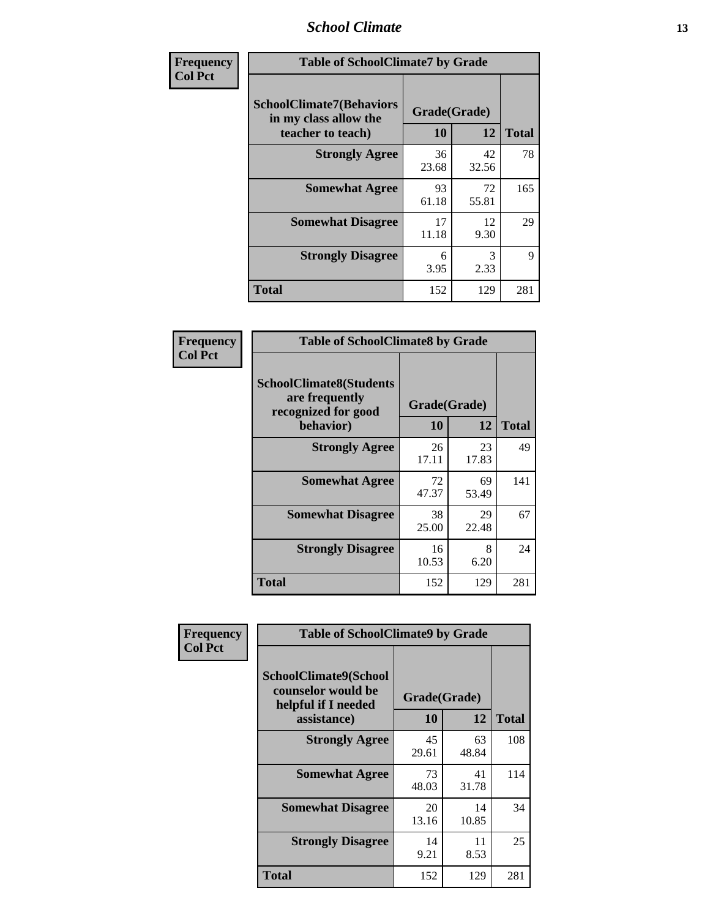| Frequency<br>Col Pct |
|---|

**Table of SchoolClimate7 by Grade**

| SchoolClimate7(Behaviors in my class allow the teacher to teach) | Grade(Grade) | | Total |
|---|---|---|---|
| | 10 | 12 | |
| Strongly Agree | 36<br>23.68 | 42<br>32.56 | 78 |
| Somewhat Agree | 93<br>61.18 | 72<br>55.81 | 165 |
| Somewhat Disagree | 17<br>11.18 | 12<br>9.30 | 29 |
| Strongly Disagree | 6<br>3.95 | 3<br>2.33 | 9 |
| Total | 152 | 129 | 281 |

| Frequency<br>Col Pct |
|---|

**Table of SchoolClimate8 by Grade**

| SchoolClimate8(Students are frequently recognized for good behavior) | Grade(Grade) | | Total |
|---|---|---|---|
| | 10 | 12 | |
| Strongly Agree | 26<br>17.11 | 23<br>17.83 | 49 |
| Somewhat Agree | 72<br>47.37 | 69<br>53.49 | 141 |
| Somewhat Disagree | 38<br>25.00 | 29<br>22.48 | 67 |
| Strongly Disagree | 16<br>10.53 | 8<br>6.20 | 24 |
| Total | 152 | 129 | 281 |

| Frequency<br>Col Pct |
|---|

**Table of SchoolClimate9 by Grade**

| SchoolClimate9(School counselor would be helpful if I needed assistance) | Grade(Grade) | | Total |
|---|---|---|---|
| | 10 | 12 | |
| Strongly Agree | 45<br>29.61 | 63<br>48.84 | 108 |
| Somewhat Agree | 73<br>48.03 | 41<br>31.78 | 114 |
| Somewhat Disagree | 20<br>13.16 | 14<br>10.85 | 34 |
| Strongly Disagree | 14<br>9.21 | 11<br>8.53 | 25 |
| Total | 152 | 129 | 281 |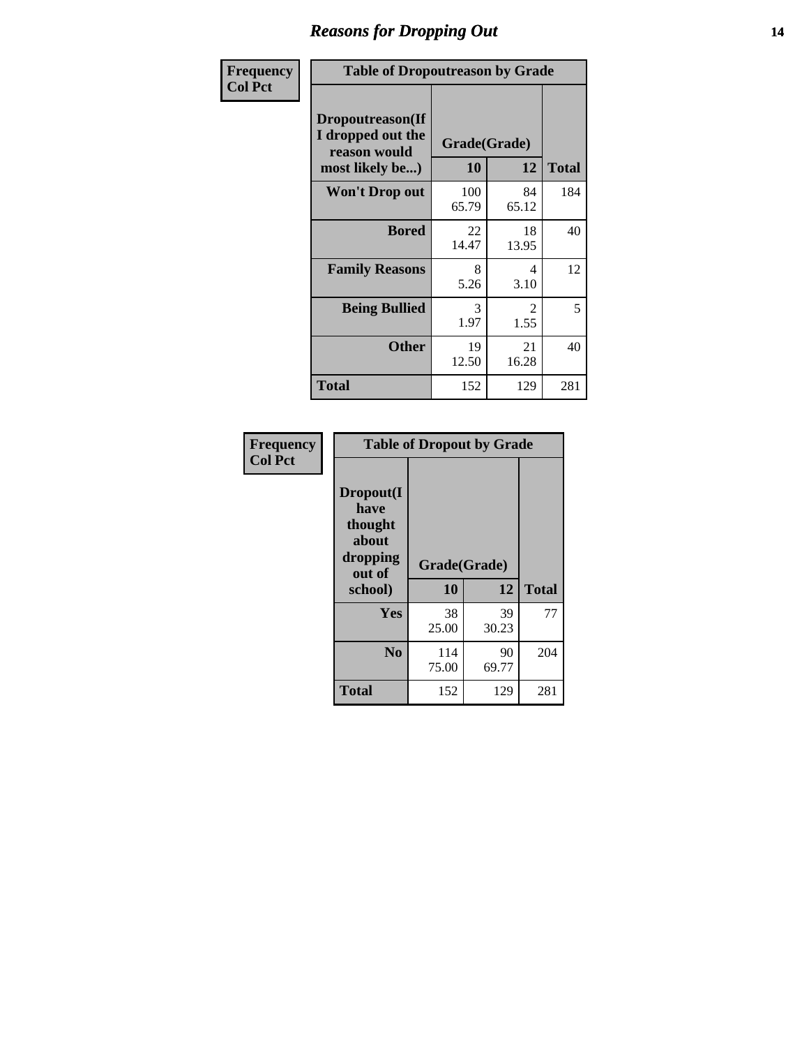# Reasons for Dropping Out

Frequency
Col Pct

**Table of Dropoutreason by Grade**

| Dropoutreason(If I dropped out the reason would most likely be...) | Grade(Grade) 10 | 12 | Total |
|---|---|---|---|
| **Won't Drop out** | 100<br>65.79 | 84<br>65.12 | 184 |
| **Bored** | 22<br>14.47 | 18<br>13.95 | 40 |
| **Family Reasons** | 8<br>5.26 | 4<br>3.10 | 12 |
| **Being Bullied** | 3<br>1.97 | 2<br>1.55 | 5 |
| **Other** | 19<br>12.50 | 21<br>16.28 | 40 |
| **Total** | 152 | 129 | 281 |

Frequency
Col Pct

**Table of Dropout by Grade**

| Dropout(I have thought about dropping out of school) | Grade(Grade) 10 | 12 | Total |
|---|---|---|---|
| **Yes** | 38<br>25.00 | 39<br>30.23 | 77 |
| **No** | 114<br>75.00 | 90<br>69.77 | 204 |
| **Total** | 152 | 129 | 281 |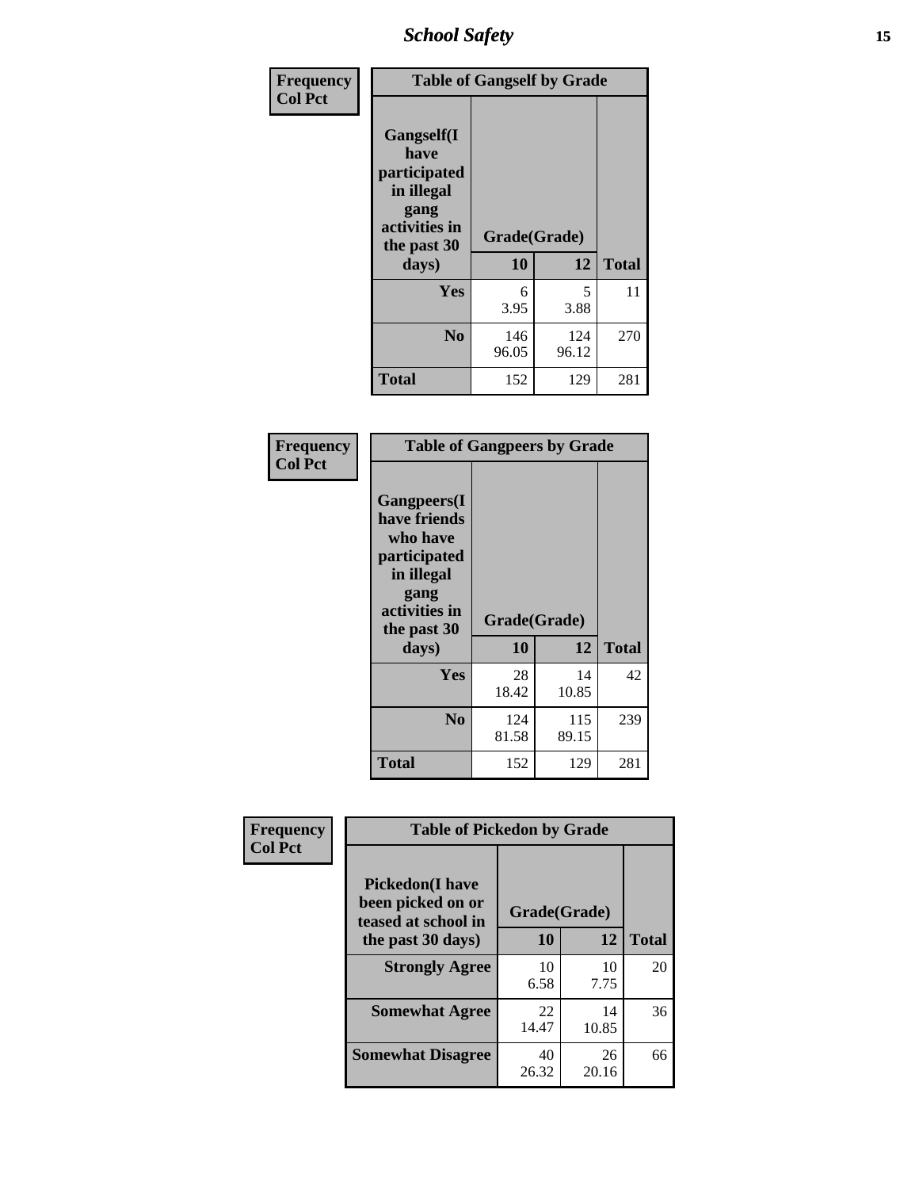| Frequency Col Pct | Table of Gangself by Grade | | |
|---|---|---|---|
| Gangself(I have participated in illegal gang activities in the past 30 days) | Grade(Grade) | | |
| | 10 | 12 | Total |
| Yes | 6<br>3.95 | 5<br>3.88 | 11 |
| No | 146<br>96.05 | 124<br>96.12 | 270 |
| Total | 152 | 129 | 281 |

| Frequency Col Pct | Table of Gangpeers by Grade | | |
|---|---|---|---|
| Gangpeers(I have friends who have participated in illegal gang activities in the past 30 days) | Grade(Grade) | | |
| | 10 | 12 | Total |
| Yes | 28<br>18.42 | 14<br>10.85 | 42 |
| No | 124<br>81.58 | 115<br>89.15 | 239 |
| Total | 152 | 129 | 281 |

| Frequency Col Pct | Table of Pickedon by Grade | | |
|---|---|---|---|
| Pickedon(I have been picked on or teased at school in the past 30 days) | Grade(Grade) | | |
| | 10 | 12 | Total |
| Strongly Agree | 10<br>6.58 | 10<br>7.75 | 20 |
| Somewhat Agree | 22<br>14.47 | 14<br>10.85 | 36 |
| Somewhat Disagree | 40<br>26.32 | 26<br>20.16 | 66 |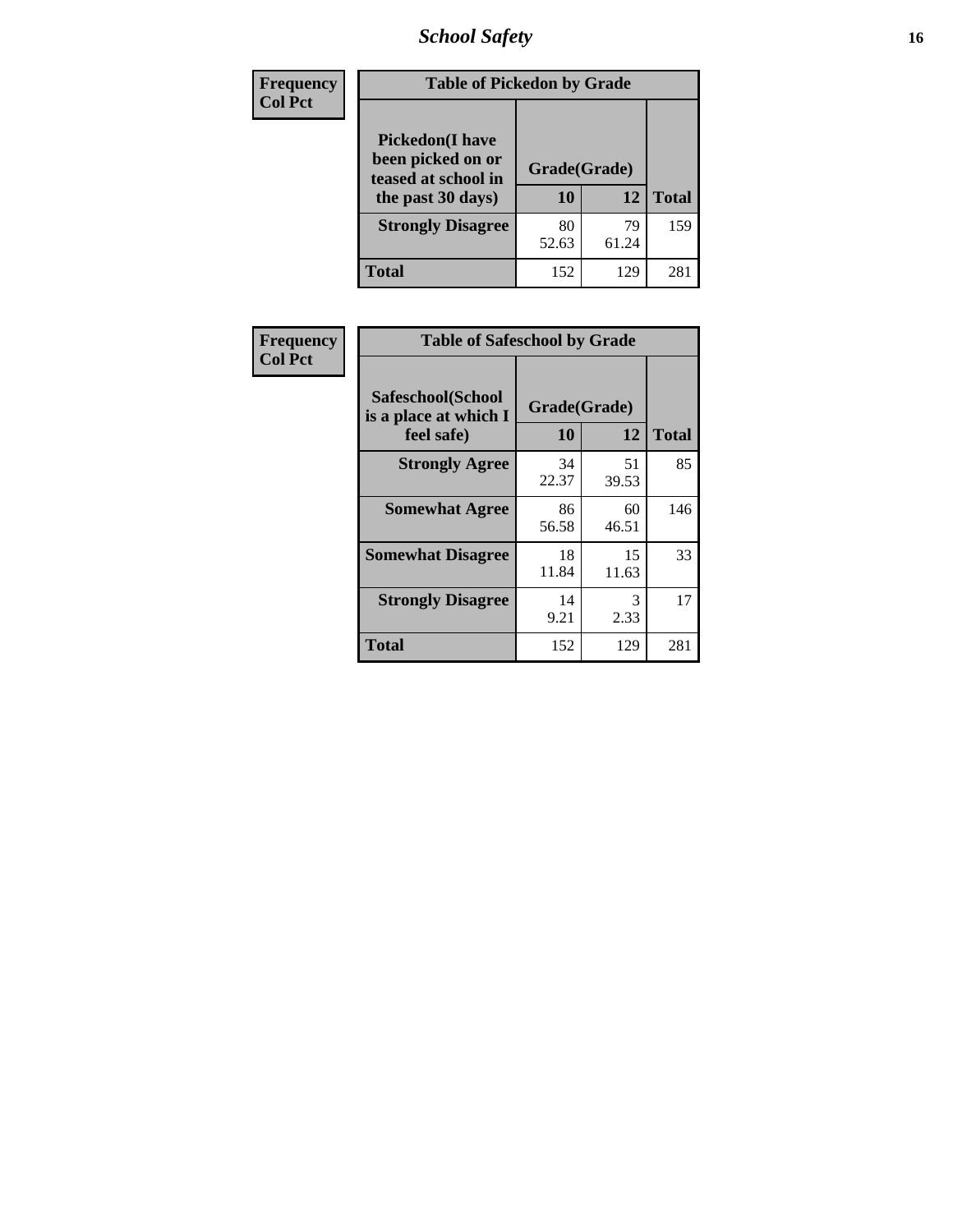| Frequency<br>Col Pct | Table of Pickedon by Grade | | |
|---|---|---|---|
| Pickedon(I have been picked on or teased at school in the past 30 days) | Grade(Grade) | | |
| | 10 | 12 | Total |
| Strongly Disagree | 80<br>52.63 | 79<br>61.24 | 159 |
| Total | 152 | 129 | 281 |

| Frequency<br>Col Pct | Table of Safeschool by Grade | | |
|---|---|---|---|
| Safeschool(School is a place at which I feel safe) | Grade(Grade) | | |
| | 10 | 12 | Total |
| Strongly Agree | 34<br>22.37 | 51<br>39.53 | 85 |
| Somewhat Agree | 86<br>56.58 | 60<br>46.51 | 146 |
| Somewhat Disagree | 18<br>11.84 | 15<br>11.63 | 33 |
| Strongly Disagree | 14<br>9.21 | 3<br>2.33 | 17 |
| Total | 152 | 129 | 281 |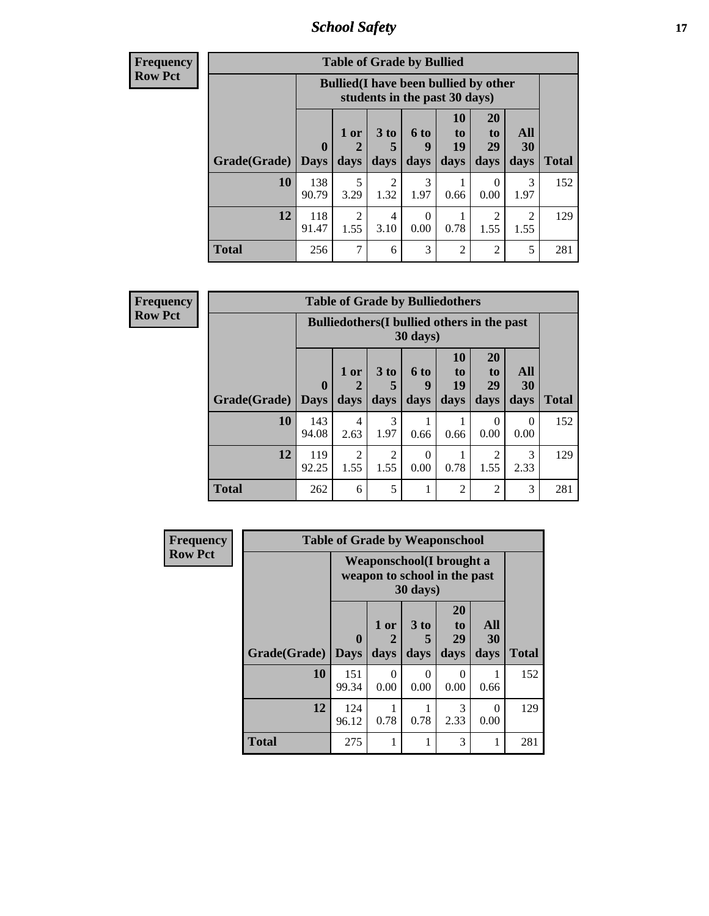| Frequency<br>Row Pct | Table of Grade by Bullied | | | | | | | |
|---|---|---|---|---|---|---|---|---|
| | Bullied(I have been bullied by other students in the past 30 days) | | | | | | | |
| Grade(Grade) | 0 Days | 1 or 2 days | 3 to 5 days | 6 to 9 days | 10 to 19 days | 20 to 29 days | All 30 days | Total |
| 10 | 138<br>90.79 | 5<br>3.29 | 2<br>1.32 | 3<br>1.97 | 1<br>0.66 | 0<br>0.00 | 3<br>1.97 | 152 |
| 12 | 118<br>91.47 | 2<br>1.55 | 4<br>3.10 | 0<br>0.00 | 1<br>0.78 | 2<br>1.55 | 2<br>1.55 | 129 |
| Total | 256 | 7 | 6 | 3 | 2 | 2 | 5 | 281 |

| Frequency<br>Row Pct | Table of Grade by Bulliedothers | | | | | | | |
|---|---|---|---|---|---|---|---|---|
| | Bulliedothers(I bullied others in the past 30 days) | | | | | | | |
| Grade(Grade) | 0 Days | 1 or 2 days | 3 to 5 days | 6 to 9 days | 10 to 19 days | 20 to 29 days | All 30 days | Total |
| 10 | 143<br>94.08 | 4<br>2.63 | 3<br>1.97 | 1<br>0.66 | 1<br>0.66 | 0<br>0.00 | 0<br>0.00 | 152 |
| 12 | 119<br>92.25 | 2<br>1.55 | 2<br>1.55 | 0<br>0.00 | 1<br>0.78 | 2<br>1.55 | 3<br>2.33 | 129 |
| Total | 262 | 6 | 5 | 1 | 2 | 2 | 3 | 281 |

| Frequency<br>Row Pct | Table of Grade by Weaponschool | | | | | |
|---|---|---|---|---|---|---|
| | Weaponschool(I brought a weapon to school in the past 30 days) | | | | | |
| Grade(Grade) | 0 Days | 1 or 2 days | 3 to 5 days | 20 to 29 days | All 30 days | Total |
| 10 | 151<br>99.34 | 0<br>0.00 | 0<br>0.00 | 0<br>0.00 | 1<br>0.66 | 152 |
| 12 | 124<br>96.12 | 1<br>0.78 | 1<br>0.78 | 3<br>2.33 | 0<br>0.00 | 129 |
| Total | 275 | 1 | 1 | 3 | 1 | 281 |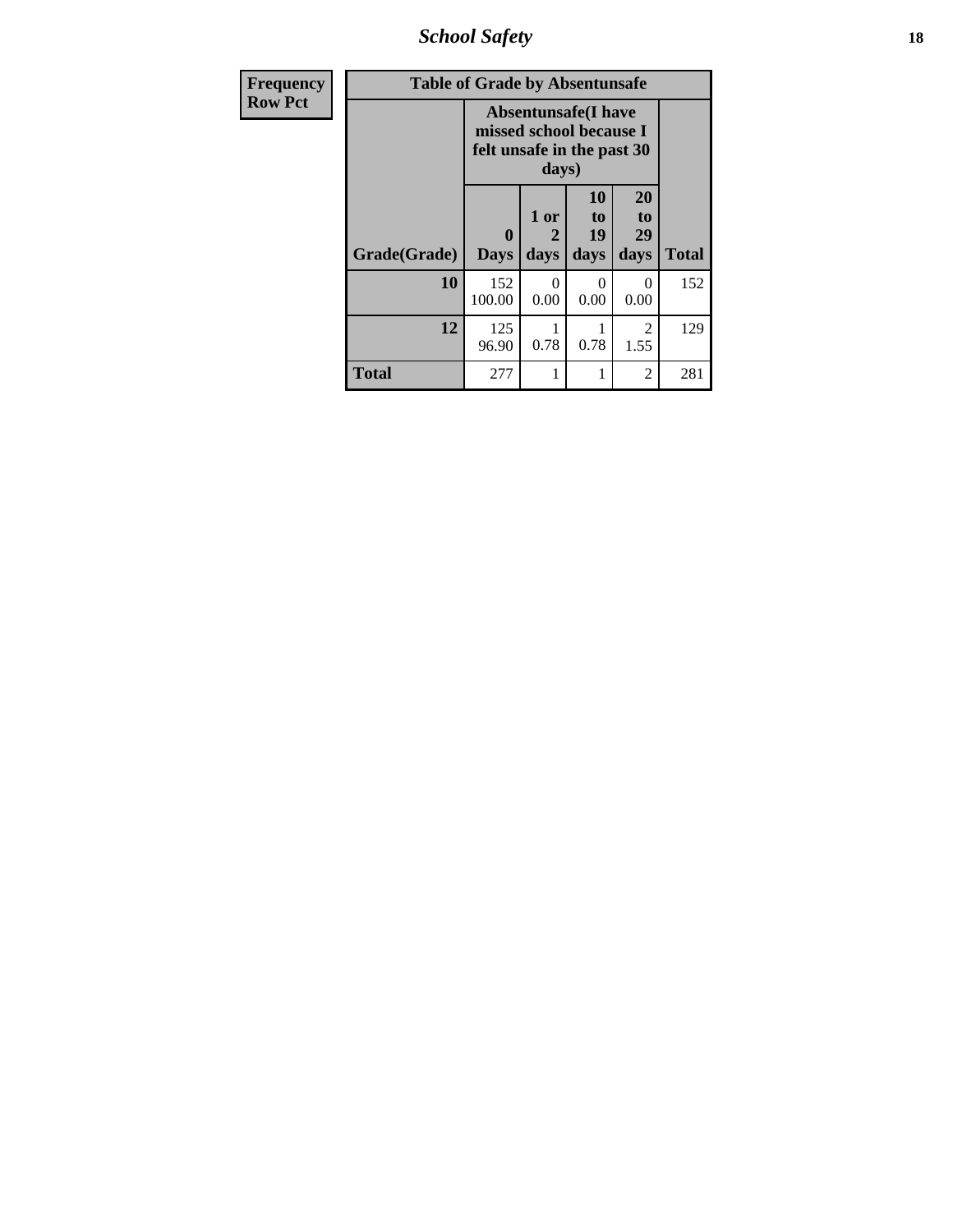| Frequency<br>Row Pct | Table of Grade by Absentunsafe | | | | |
|---|---|---|---|---|---|
| | Absentunsafe(I have missed school because I felt unsafe in the past 30 days) | | | | |
| Grade(Grade) | 0 Days | 1 or 2 days | 10 to 19 days | 20 to 29 days | Total |
| 10 | 152<br>100.00 | 0<br>0.00 | 0<br>0.00 | 0<br>0.00 | 152 |
| 12 | 125<br>96.90 | 1<br>0.78 | 1<br>0.78 | 2<br>1.55 | 129 |
| Total | 277 | 1 | 1 | 2 | 281 |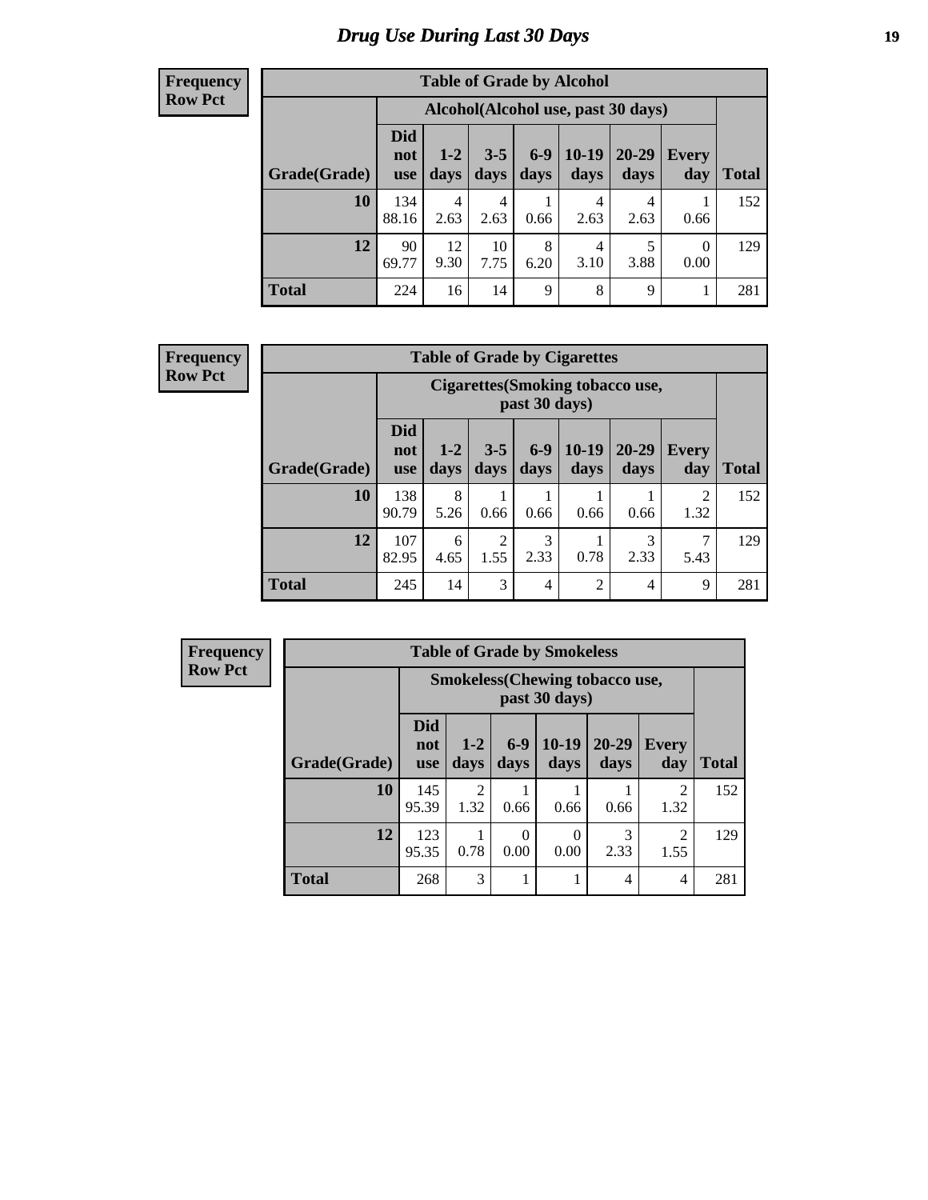# Drug Use During Last 30 Days

**Frequency**
**Row Pct**

| Table of Grade by Alcohol | | | | | | | | |
|---|---|---|---|---|---|---|---|---|
| | Alcohol(Alcohol use, past 30 days) | | | | | | | |
| Grade(Grade) | Did not use | 1-2 days | 3-5 days | 6-9 days | 10-19 days | 20-29 days | Every day | Total |
| 10 | 134<br>88.16 | 4<br>2.63 | 4<br>2.63 | 1<br>0.66 | 4<br>2.63 | 4<br>2.63 | 1<br>0.66 | 152 |
| 12 | 90<br>69.77 | 12<br>9.30 | 10<br>7.75 | 8<br>6.20 | 4<br>3.10 | 5<br>3.88 | 0<br>0.00 | 129 |
| Total | 224 | 16 | 14 | 9 | 8 | 9 | 1 | 281 |

**Frequency**
**Row Pct**

| Table of Grade by Cigarettes | | | | | | | | |
|---|---|---|---|---|---|---|---|---|
| | Cigarettes(Smoking tobacco use, past 30 days) | | | | | | | |
| Grade(Grade) | Did not use | 1-2 days | 3-5 days | 6-9 days | 10-19 days | 20-29 days | Every day | Total |
| 10 | 138<br>90.79 | 8<br>5.26 | 1<br>0.66 | 1<br>0.66 | 1<br>0.66 | 1<br>0.66 | 2<br>1.32 | 152 |
| 12 | 107<br>82.95 | 6<br>4.65 | 2<br>1.55 | 3<br>2.33 | 1<br>0.78 | 3<br>2.33 | 7<br>5.43 | 129 |
| Total | 245 | 14 | 3 | 4 | 2 | 4 | 9 | 281 |

**Frequency**
**Row Pct**

| Table of Grade by Smokeless | | | | | | | |
|---|---|---|---|---|---|---|---|
| | Smokeless(Chewing tobacco use, past 30 days) | | | | | | |
| Grade(Grade) | Did not use | 1-2 days | 6-9 days | 10-19 days | 20-29 days | Every day | Total |
| 10 | 145<br>95.39 | 2<br>1.32 | 1<br>0.66 | 1<br>0.66 | 1<br>0.66 | 2<br>1.32 | 152 |
| 12 | 123<br>95.35 | 1<br>0.78 | 0<br>0.00 | 0<br>0.00 | 3<br>2.33 | 2<br>1.55 | 129 |
| Total | 268 | 3 | 1 | 1 | 4 | 4 | 281 |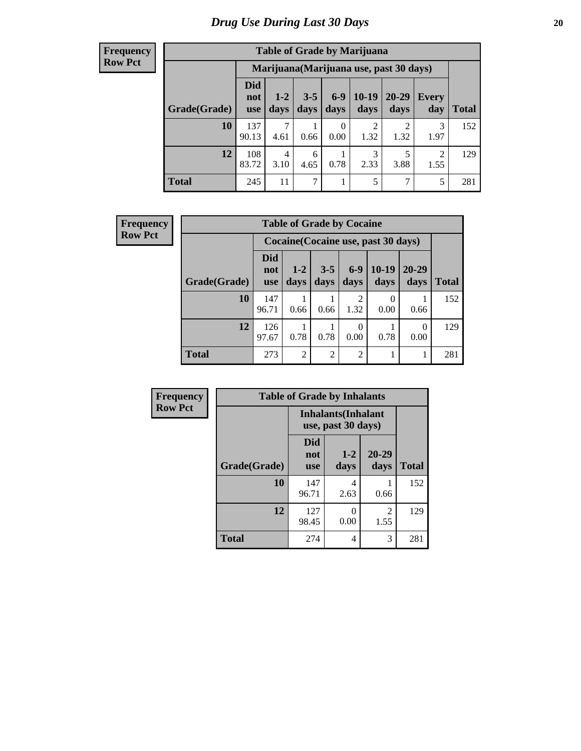# Drug Use During Last 30 Days

**Frequency**
**Row Pct**

| Table of Grade by Marijuana | | | | | | | | |
|---|---|---|---|---|---|---|---|---|
| | Marijuana(Marijuana use, past 30 days) | | | | | | | |
| Grade(Grade) | Did not use | 1-2 days | 3-5 days | 6-9 days | 10-19 days | 20-29 days | Every day | Total |
| **10** | 137<br>90.13 | 7<br>4.61 | 1<br>0.66 | 0<br>0.00 | 2<br>1.32 | 2<br>1.32 | 3<br>1.97 | 152 |
| **12** | 108<br>83.72 | 4<br>3.10 | 6<br>4.65 | 1<br>0.78 | 3<br>2.33 | 5<br>3.88 | 2<br>1.55 | 129 |
| **Total** | 245 | 11 | 7 | 1 | 5 | 7 | 5 | 281 |

**Frequency**
**Row Pct**

| Table of Grade by Cocaine | | | | | | | |
|---|---|---|---|---|---|---|---|
| | Cocaine(Cocaine use, past 30 days) | | | | | | |
| Grade(Grade) | Did not use | 1-2 days | 3-5 days | 6-9 days | 10-19 days | 20-29 days | Total |
| **10** | 147<br>96.71 | 1<br>0.66 | 1<br>0.66 | 2<br>1.32 | 0<br>0.00 | 1<br>0.66 | 152 |
| **12** | 126<br>97.67 | 1<br>0.78 | 1<br>0.78 | 0<br>0.00 | 1<br>0.78 | 0<br>0.00 | 129 |
| **Total** | 273 | 2 | 2 | 2 | 1 | 1 | 281 |

**Frequency**
**Row Pct**

| Table of Grade by Inhalants | | | | |
|---|---|---|---|---|
| | Inhalants(Inhalant use, past 30 days) | | | |
| Grade(Grade) | Did not use | 1-2 days | 20-29 days | Total |
| **10** | 147<br>96.71 | 4<br>2.63 | 1<br>0.66 | 152 |
| **12** | 127<br>98.45 | 0<br>0.00 | 2<br>1.55 | 129 |
| **Total** | 274 | 4 | 3 | 281 |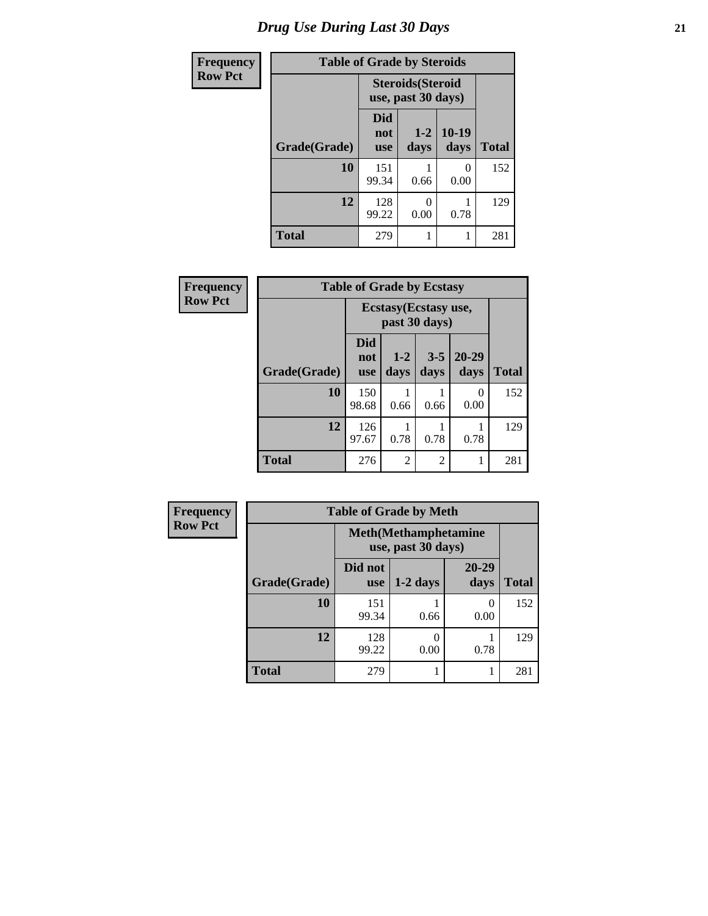# Drug Use During Last 30 Days

**Frequency**
**Row Pct**

**Table of Grade by Steroids**

| Grade(Grade) | Steroids(Steroid use, past 30 days) | | | Total |
|---|---|---|---|---|
| | Did not use | 1-2 days | 10-19 days | |
| **10** | 151<br>99.34 | 1<br>0.66 | 0<br>0.00 | 152 |
| **12** | 128<br>99.22 | 0<br>0.00 | 1<br>0.78 | 129 |
| **Total** | 279 | 1 | 1 | 281 |

**Frequency**
**Row Pct**

**Table of Grade by Ecstasy**

| Grade(Grade) | Ecstasy(Ecstasy use, past 30 days) | | | | Total |
|---|---|---|---|---|---|
| | Did not use | 1-2 days | 3-5 days | 20-29 days | |
| **10** | 150<br>98.68 | 1<br>0.66 | 1<br>0.66 | 0<br>0.00 | 152 |
| **12** | 126<br>97.67 | 1<br>0.78 | 1<br>0.78 | 1<br>0.78 | 129 |
| **Total** | 276 | 2 | 2 | 1 | 281 |

**Frequency**
**Row Pct**

**Table of Grade by Meth**

| Grade(Grade) | Meth(Methamphetamine use, past 30 days) | | | Total |
|---|---|---|---|---|
| | Did not use | 1-2 days | 20-29 days | |
| **10** | 151<br>99.34 | 1<br>0.66 | 0<br>0.00 | 152 |
| **12** | 128<br>99.22 | 0<br>0.00 | 1<br>0.78 | 129 |
| **Total** | 279 | 1 | 1 | 281 |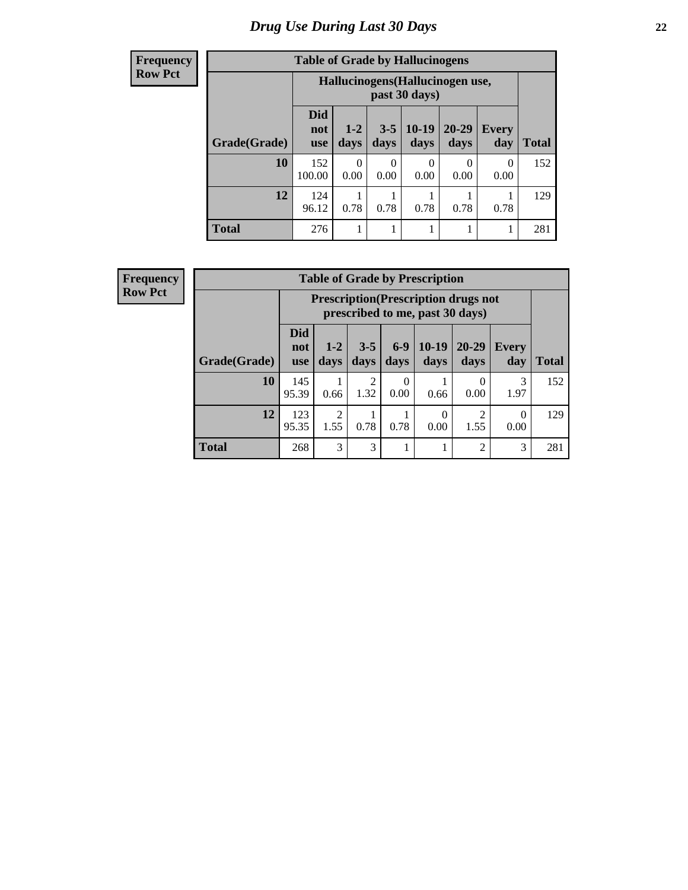# Drug Use During Last 30 Days

**Frequency**
**Row Pct**

| Table of Grade by Hallucinogens | | | | | | | |
|---|---|---|---|---|---|---|---|
| | Hallucinogens(Hallucinogen use, past 30 days) | | | | | | |
| Grade(Grade) | Did not use | 1-2 days | 3-5 days | 10-19 days | 20-29 days | Every day | Total |
| 10 | 152<br>100.00 | 0<br>0.00 | 0<br>0.00 | 0<br>0.00 | 0<br>0.00 | 0<br>0.00 | 152 |
| 12 | 124<br>96.12 | 1<br>0.78 | 1<br>0.78 | 1<br>0.78 | 1<br>0.78 | 1<br>0.78 | 129 |
| Total | 276 | 1 | 1 | 1 | 1 | 1 | 281 |

**Frequency**
**Row Pct**

| Table of Grade by Prescription | | | | | | | | |
|---|---|---|---|---|---|---|---|---|
| | Prescription(Prescription drugs not prescribed to me, past 30 days) | | | | | | | |
| Grade(Grade) | Did not use | 1-2 days | 3-5 days | 6-9 days | 10-19 days | 20-29 days | Every day | Total |
| 10 | 145<br>95.39 | 1<br>0.66 | 2<br>1.32 | 0<br>0.00 | 1<br>0.66 | 0<br>0.00 | 3<br>1.97 | 152 |
| 12 | 123<br>95.35 | 2<br>1.55 | 1<br>0.78 | 1<br>0.78 | 0<br>0.00 | 2<br>1.55 | 0<br>0.00 | 129 |
| Total | 268 | 3 | 3 | 1 | 1 | 2 | 3 | 281 |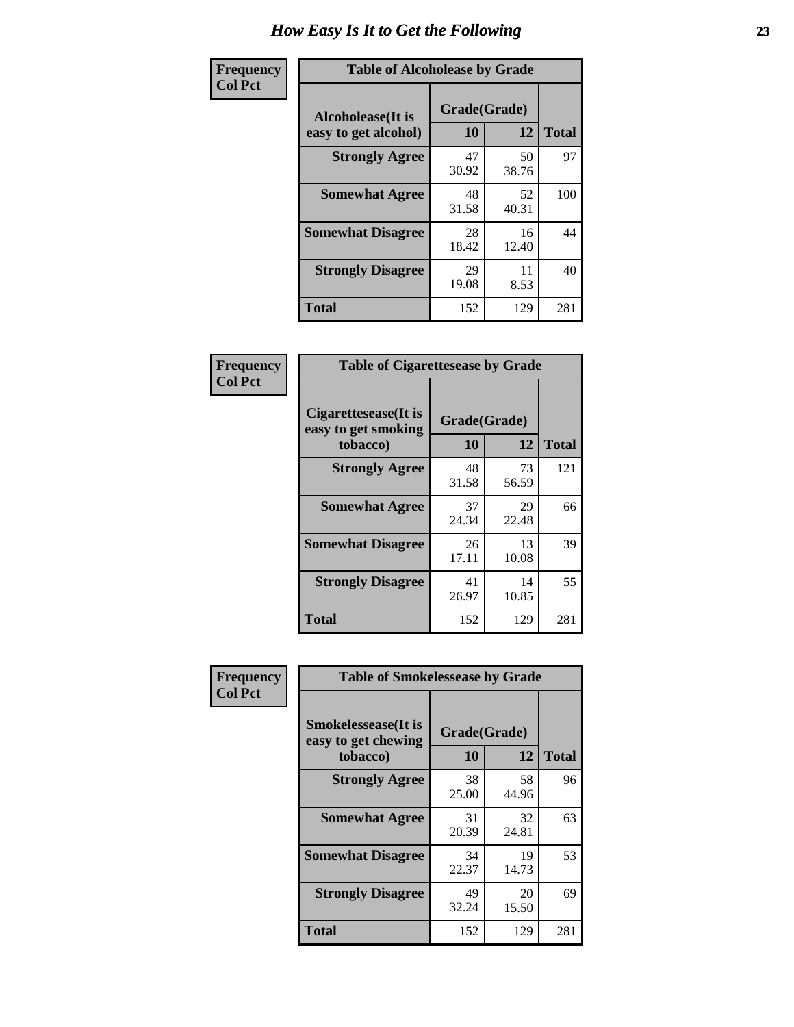# How Easy Is It to Get the Following

**Frequency**
**Col Pct**

**Table of Alcoholease by Grade**

| Alcoholease(It is easy to get alcohol) | Grade(Grade) | | Total |
|---|---|---|---|
| | 10 | 12 | |
| Strongly Agree | 47<br>30.92 | 50<br>38.76 | 97 |
| Somewhat Agree | 48<br>31.58 | 52<br>40.31 | 100 |
| Somewhat Disagree | 28<br>18.42 | 16<br>12.40 | 44 |
| Strongly Disagree | 29<br>19.08 | 11<br>8.53 | 40 |
| Total | 152 | 129 | 281 |

**Frequency**
**Col Pct**

**Table of Cigarettesease by Grade**

| Cigarettesease(It is easy to get smoking tobacco) | Grade(Grade) | | Total |
|---|---|---|---|
| | 10 | 12 | |
| Strongly Agree | 48<br>31.58 | 73<br>56.59 | 121 |
| Somewhat Agree | 37<br>24.34 | 29<br>22.48 | 66 |
| Somewhat Disagree | 26<br>17.11 | 13<br>10.08 | 39 |
| Strongly Disagree | 41<br>26.97 | 14<br>10.85 | 55 |
| Total | 152 | 129 | 281 |

**Frequency**
**Col Pct**

**Table of Smokelessease by Grade**

| Smokelessease(It is easy to get chewing tobacco) | Grade(Grade) | | Total |
|---|---|---|---|
| | 10 | 12 | |
| Strongly Agree | 38<br>25.00 | 58<br>44.96 | 96 |
| Somewhat Agree | 31<br>20.39 | 32<br>24.81 | 63 |
| Somewhat Disagree | 34<br>22.37 | 19<br>14.73 | 53 |
| Strongly Disagree | 49<br>32.24 | 20<br>15.50 | 69 |
| Total | 152 | 129 | 281 |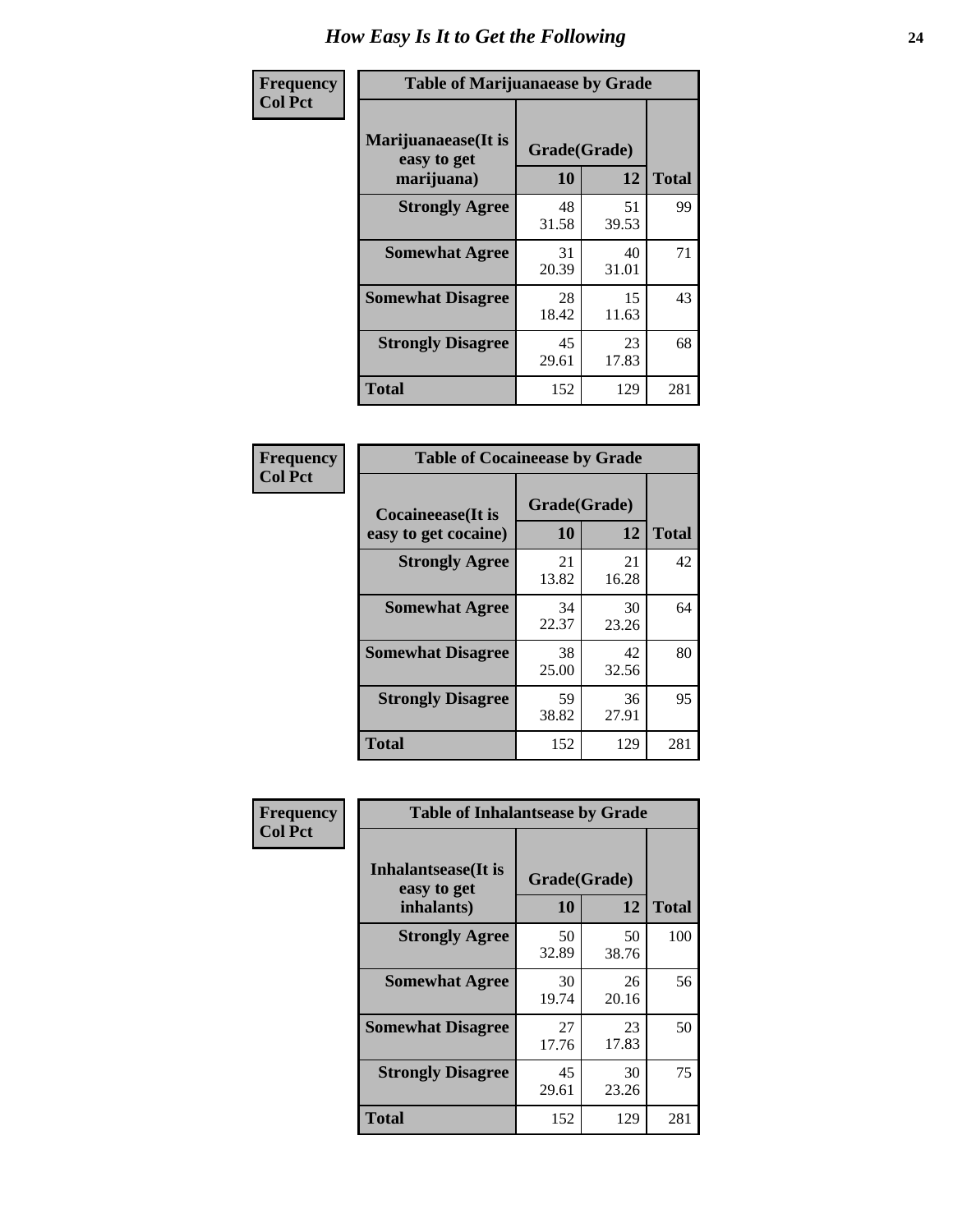# How Easy Is It to Get the Following

**Frequency**
**Col Pct**

| Table of Marijuanaease by Grade | | | |
|---|---|---|---|
| **Marijuanaease(It is easy to get marijuana)** | **Grade(Grade)** | | |
| | **10** | **12** | **Total** |
| **Strongly Agree** | 48<br>31.58 | 51<br>39.53 | 99 |
| **Somewhat Agree** | 31<br>20.39 | 40<br>31.01 | 71 |
| **Somewhat Disagree** | 28<br>18.42 | 15<br>11.63 | 43 |
| **Strongly Disagree** | 45<br>29.61 | 23<br>17.83 | 68 |
| **Total** | 152 | 129 | 281 |

**Frequency**
**Col Pct**

| Table of Cocaineease by Grade | | | |
|---|---|---|---|
| **Cocaineease(It is easy to get cocaine)** | **Grade(Grade)** | | |
| | **10** | **12** | **Total** |
| **Strongly Agree** | 21<br>13.82 | 21<br>16.28 | 42 |
| **Somewhat Agree** | 34<br>22.37 | 30<br>23.26 | 64 |
| **Somewhat Disagree** | 38<br>25.00 | 42<br>32.56 | 80 |
| **Strongly Disagree** | 59<br>38.82 | 36<br>27.91 | 95 |
| **Total** | 152 | 129 | 281 |

**Frequency**
**Col Pct**

| Table of Inhalantsease by Grade | | | |
|---|---|---|---|
| **Inhalantsease(It is easy to get inhalants)** | **Grade(Grade)** | | |
| | **10** | **12** | **Total** |
| **Strongly Agree** | 50<br>32.89 | 50<br>38.76 | 100 |
| **Somewhat Agree** | 30<br>19.74 | 26<br>20.16 | 56 |
| **Somewhat Disagree** | 27<br>17.76 | 23<br>17.83 | 50 |
| **Strongly Disagree** | 45<br>29.61 | 30<br>23.26 | 75 |
| **Total** | 152 | 129 | 281 |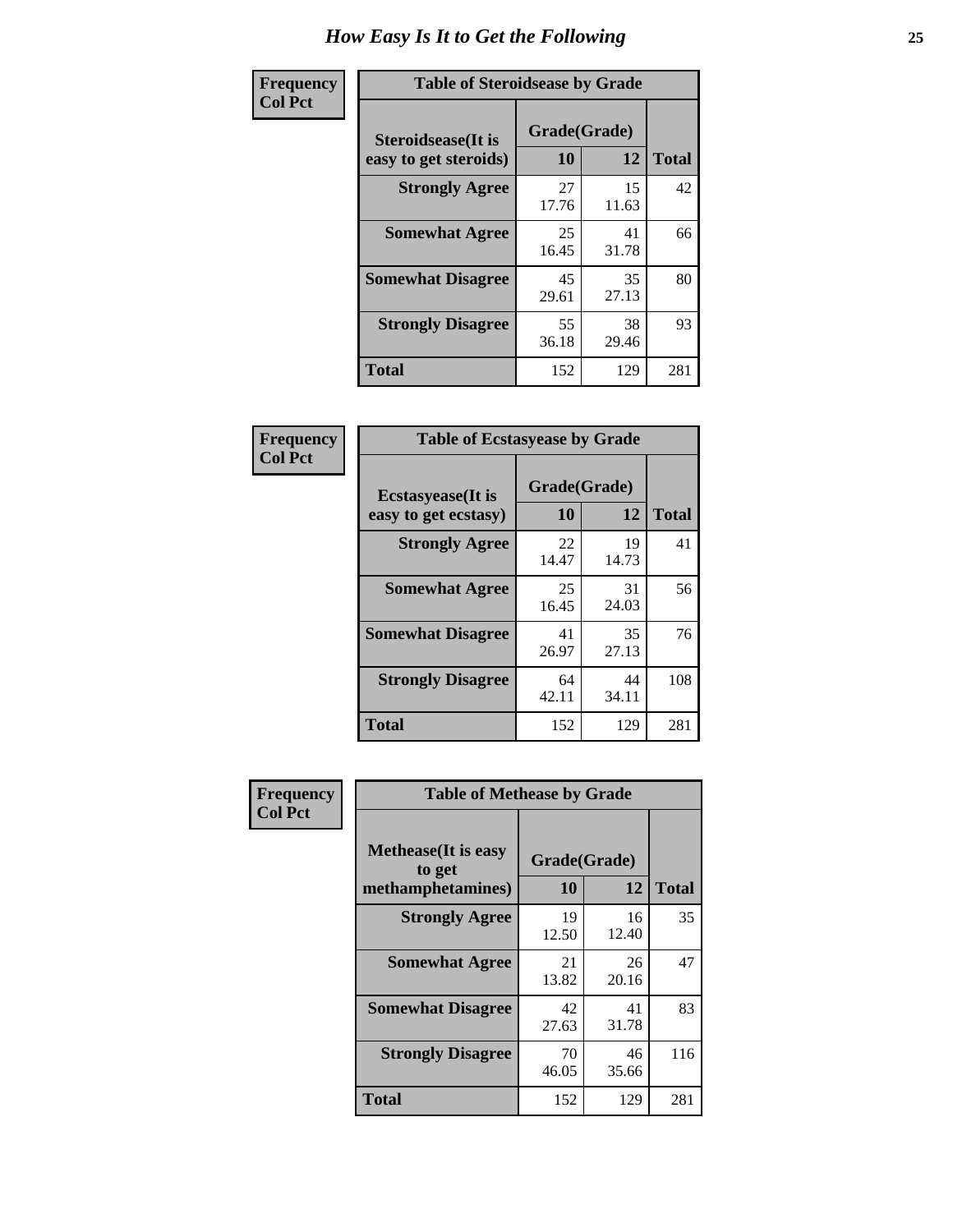# How Easy Is It to Get the Following

| Frequency<br>Col Pct | | | |
|---|---|---|---|
| **Table of Steroidsease by Grade** | | | |
| **Steroidsease(It is easy to get steroids)** | **Grade(Grade)** | | **Total** |
| | **10** | **12** | |
| **Strongly Agree** | 27<br>17.76 | 15<br>11.63 | 42 |
| **Somewhat Agree** | 25<br>16.45 | 41<br>31.78 | 66 |
| **Somewhat Disagree** | 45<br>29.61 | 35<br>27.13 | 80 |
| **Strongly Disagree** | 55<br>36.18 | 38<br>29.46 | 93 |
| **Total** | 152 | 129 | 281 |

| Frequency<br>Col Pct | | | |
|---|---|---|---|
| **Table of Ecstasyease by Grade** | | | |
| **Ecstasyease(It is easy to get ecstasy)** | **Grade(Grade)** | | **Total** |
| | **10** | **12** | |
| **Strongly Agree** | 22<br>14.47 | 19<br>14.73 | 41 |
| **Somewhat Agree** | 25<br>16.45 | 31<br>24.03 | 56 |
| **Somewhat Disagree** | 41<br>26.97 | 35<br>27.13 | 76 |
| **Strongly Disagree** | 64<br>42.11 | 44<br>34.11 | 108 |
| **Total** | 152 | 129 | 281 |

| Frequency<br>Col Pct | | | |
|---|---|---|---|
| **Table of Methease by Grade** | | | |
| **Methease(It is easy to get methamphetamines)** | **Grade(Grade)** | | **Total** |
| | **10** | **12** | |
| **Strongly Agree** | 19<br>12.50 | 16<br>12.40 | 35 |
| **Somewhat Agree** | 21<br>13.82 | 26<br>20.16 | 47 |
| **Somewhat Disagree** | 42<br>27.63 | 41<br>31.78 | 83 |
| **Strongly Disagree** | 70<br>46.05 | 46<br>35.66 | 116 |
| **Total** | 152 | 129 | 281 |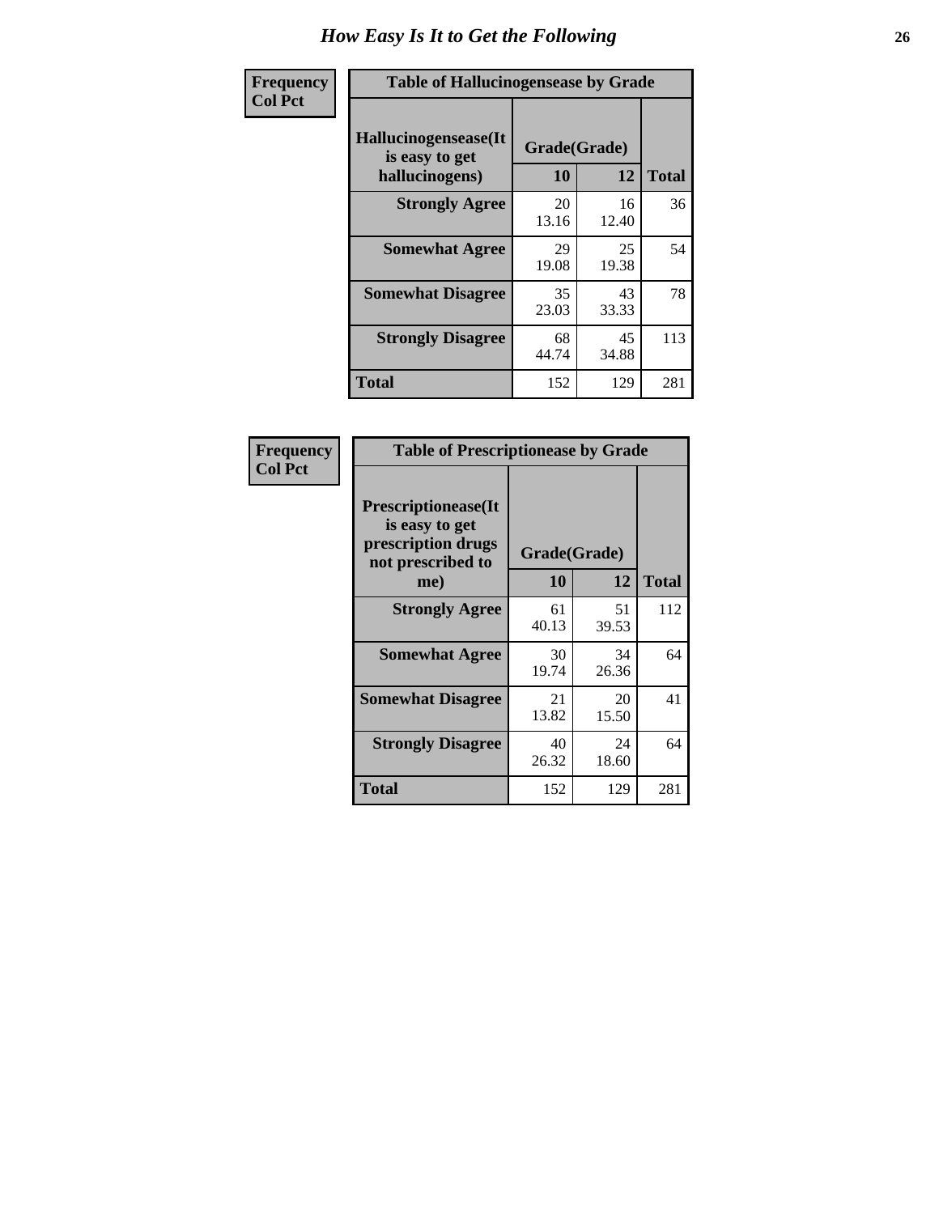# How Easy Is It to Get the Following

| Frequency<br>Col Pct | Table of Hallucinogensease by Grade | | |
|---|---|---|---|
| Hallucinogensease(It is easy to get hallucinogens) | Grade(Grade) | | |
| | 10 | 12 | Total |
| Strongly Agree | 20<br>13.16 | 16<br>12.40 | 36 |
| Somewhat Agree | 29<br>19.08 | 25<br>19.38 | 54 |
| Somewhat Disagree | 35<br>23.03 | 43<br>33.33 | 78 |
| Strongly Disagree | 68<br>44.74 | 45<br>34.88 | 113 |
| Total | 152 | 129 | 281 |

| Frequency<br>Col Pct | Table of Prescriptionease by Grade | | |
|---|---|---|---|
| Prescriptionease(It is easy to get prescription drugs not prescribed to me) | Grade(Grade) | | |
| | 10 | 12 | Total |
| Strongly Agree | 61<br>40.13 | 51<br>39.53 | 112 |
| Somewhat Agree | 30<br>19.74 | 34<br>26.36 | 64 |
| Somewhat Disagree | 21<br>13.82 | 20<br>15.50 | 41 |
| Strongly Disagree | 40<br>26.32 | 24<br>18.60 | 64 |
| Total | 152 | 129 | 281 |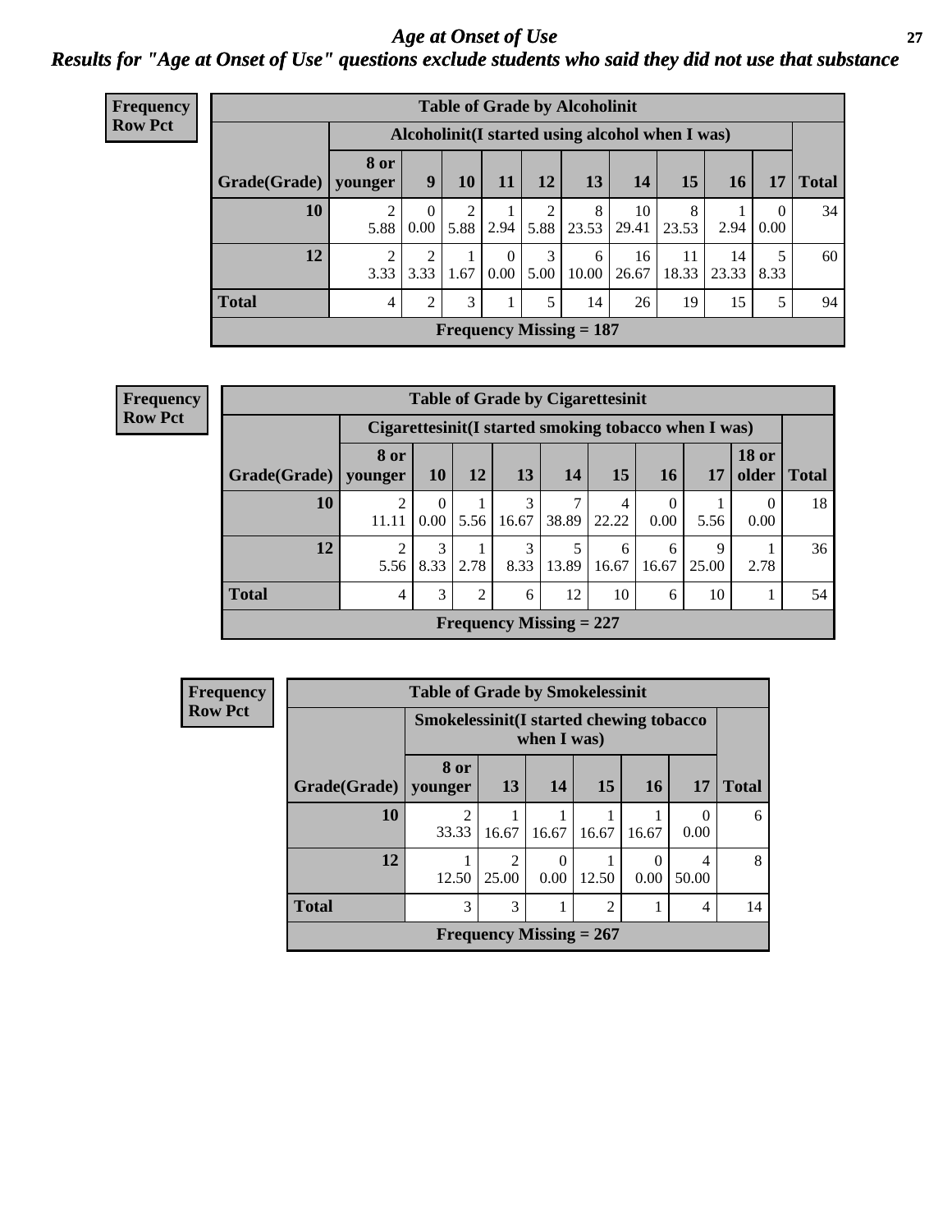# Age at Onset of Use

## Results for "Age at Onset of Use" questions exclude students who said they did not use that substance

**Frequency**
**Row Pct**

| Table of Grade by Alcoholinit | | | | | | | | | | | |
|---|---|---|---|---|---|---|---|---|---|---|---|
| | Alcoholinit(I started using alcohol when I was) | | | | | | | | | | |
| Grade(Grade) | 8 or younger | 9 | 10 | 11 | 12 | 13 | 14 | 15 | 16 | 17 | Total |
| 10 | 2<br>5.88 | 0<br>0.00 | 2<br>5.88 | 1<br>2.94 | 2<br>5.88 | 8<br>23.53 | 10<br>29.41 | 8<br>23.53 | 1<br>2.94 | 0<br>0.00 | 34 |
| 12 | 2<br>3.33 | 2<br>3.33 | 1<br>1.67 | 0<br>0.00 | 3<br>5.00 | 6<br>10.00 | 16<br>26.67 | 11<br>18.33 | 14<br>23.33 | 5<br>8.33 | 60 |
| Total | 4 | 2 | 3 | 1 | 5 | 14 | 26 | 19 | 15 | 5 | 94 |
| Frequency Missing = 187 | | | | | | | | | | | |

**Frequency**
**Row Pct**

| Table of Grade by Cigarettesinit | | | | | | | | | | |
|---|---|---|---|---|---|---|---|---|---|---|
| | Cigarettesinit(I started smoking tobacco when I was) | | | | | | | | | |
| Grade(Grade) | 8 or younger | 10 | 12 | 13 | 14 | 15 | 16 | 17 | 18 or older | Total |
| 10 | 2<br>11.11 | 0<br>0.00 | 1<br>5.56 | 3<br>16.67 | 7<br>38.89 | 4<br>22.22 | 0<br>0.00 | 1<br>5.56 | 0<br>0.00 | 18 |
| 12 | 2<br>5.56 | 3<br>8.33 | 1<br>2.78 | 3<br>8.33 | 5<br>13.89 | 6<br>16.67 | 6<br>16.67 | 9<br>25.00 | 1<br>2.78 | 36 |
| Total | 4 | 3 | 2 | 6 | 12 | 10 | 6 | 10 | 1 | 54 |
| Frequency Missing = 227 | | | | | | | | | | |

**Frequency**
**Row Pct**

| Table of Grade by Smokelessinit | | | | | | | |
|---|---|---|---|---|---|---|---|
| | Smokelessinit(I started chewing tobacco when I was) | | | | | | |
| Grade(Grade) | 8 or younger | 13 | 14 | 15 | 16 | 17 | Total |
| 10 | 2<br>33.33 | 1<br>16.67 | 1<br>16.67 | 1<br>16.67 | 1<br>16.67 | 0<br>0.00 | 6 |
| 12 | 1<br>12.50 | 2<br>25.00 | 0<br>0.00 | 1<br>12.50 | 0<br>0.00 | 4<br>50.00 | 8 |
| Total | 3 | 3 | 1 | 2 | 1 | 4 | 14 |
| Frequency Missing = 267 | | | | | | | |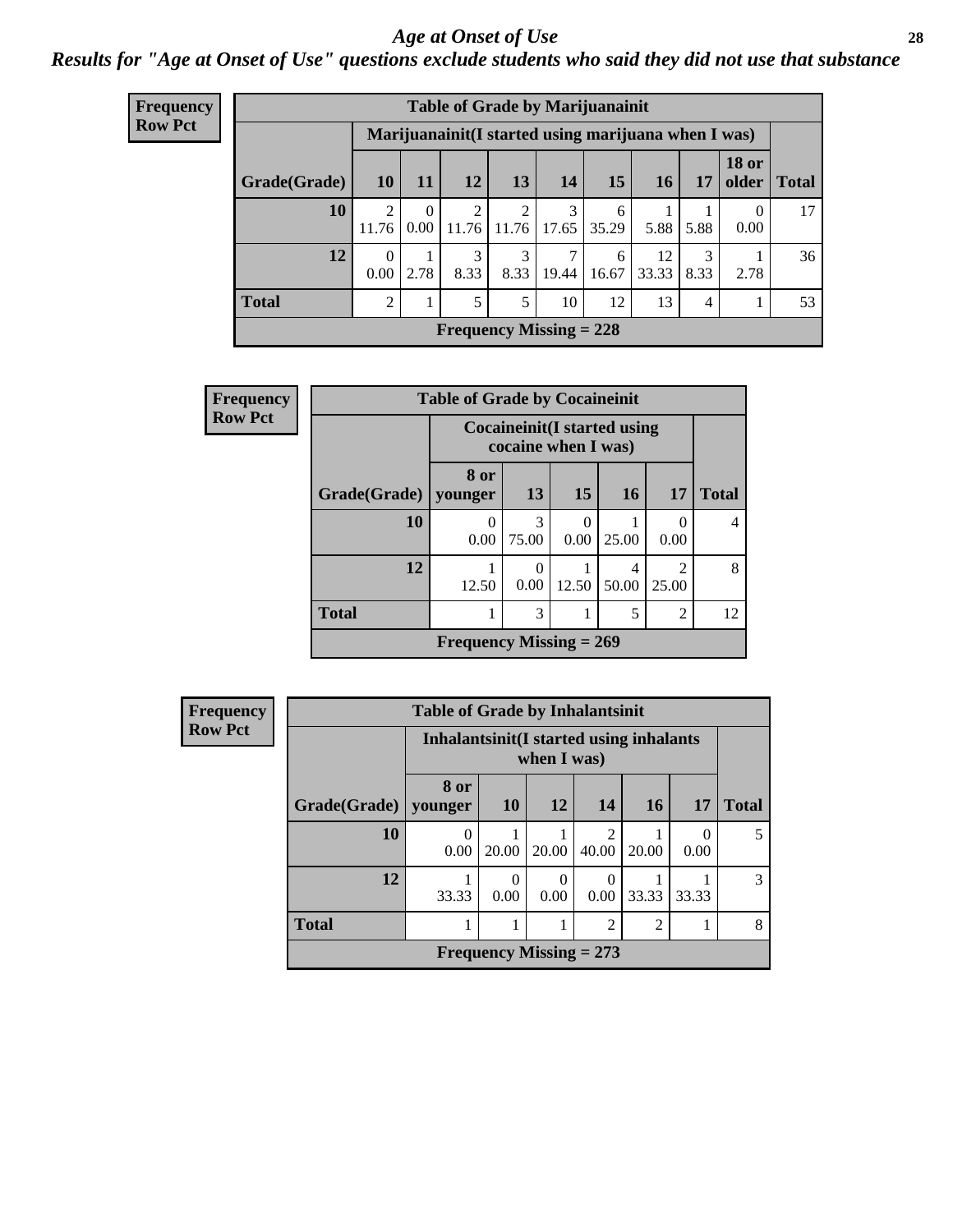# *Age at Onset of Use*

## *Results for "Age at Onset of Use" questions exclude students who said they did not use that substance*

**Frequency**
**Row Pct**

| Table of Grade by Marijuanainit | | | | | | | | | | |
|---|---|---|---|---|---|---|---|---|---|---|
| | Marijuanainit(I started using marijuana when I was) | | | | | | | | | |
| Grade(Grade) | 10 | 11 | 12 | 13 | 14 | 15 | 16 | 17 | 18 or older | Total |
| 10 | 2<br>11.76 | 0<br>0.00 | 2<br>11.76 | 2<br>11.76 | 3<br>17.65 | 6<br>35.29 | 1<br>5.88 | 1<br>5.88 | 0<br>0.00 | 17 |
| 12 | 0<br>0.00 | 1<br>2.78 | 3<br>8.33 | 3<br>8.33 | 7<br>19.44 | 6<br>16.67 | 12<br>33.33 | 3<br>8.33 | 1<br>2.78 | 36 |
| Total | 2 | 1 | 5 | 5 | 10 | 12 | 13 | 4 | 1 | 53 |
| Frequency Missing = 228 | | | | | | | | | | |

**Frequency**
**Row Pct**

| Table of Grade by Cocaineinit | | | | | | |
|---|---|---|---|---|---|---|
| | Cocaineinit(I started using cocaine when I was) | | | | | |
| Grade(Grade) | 8 or younger | 13 | 15 | 16 | 17 | Total |
| 10 | 0<br>0.00 | 3<br>75.00 | 0<br>0.00 | 1<br>25.00 | 0<br>0.00 | 4 |
| 12 | 1<br>12.50 | 0<br>0.00 | 1<br>12.50 | 4<br>50.00 | 2<br>25.00 | 8 |
| Total | 1 | 3 | 1 | 5 | 2 | 12 |
| Frequency Missing = 269 | | | | | | |

**Frequency**
**Row Pct**

| Table of Grade by Inhalantsinit | | | | | | | |
|---|---|---|---|---|---|---|---|
| | Inhalantsinit(I started using inhalants when I was) | | | | | | |
| Grade(Grade) | 8 or younger | 10 | 12 | 14 | 16 | 17 | Total |
| 10 | 0<br>0.00 | 1<br>20.00 | 1<br>20.00 | 2<br>40.00 | 1<br>20.00 | 0<br>0.00 | 5 |
| 12 | 1<br>33.33 | 0<br>0.00 | 0<br>0.00 | 0<br>0.00 | 1<br>33.33 | 1<br>33.33 | 3 |
| Total | 1 | 1 | 1 | 2 | 2 | 1 | 8 |
| Frequency Missing = 273 | | | | | | | |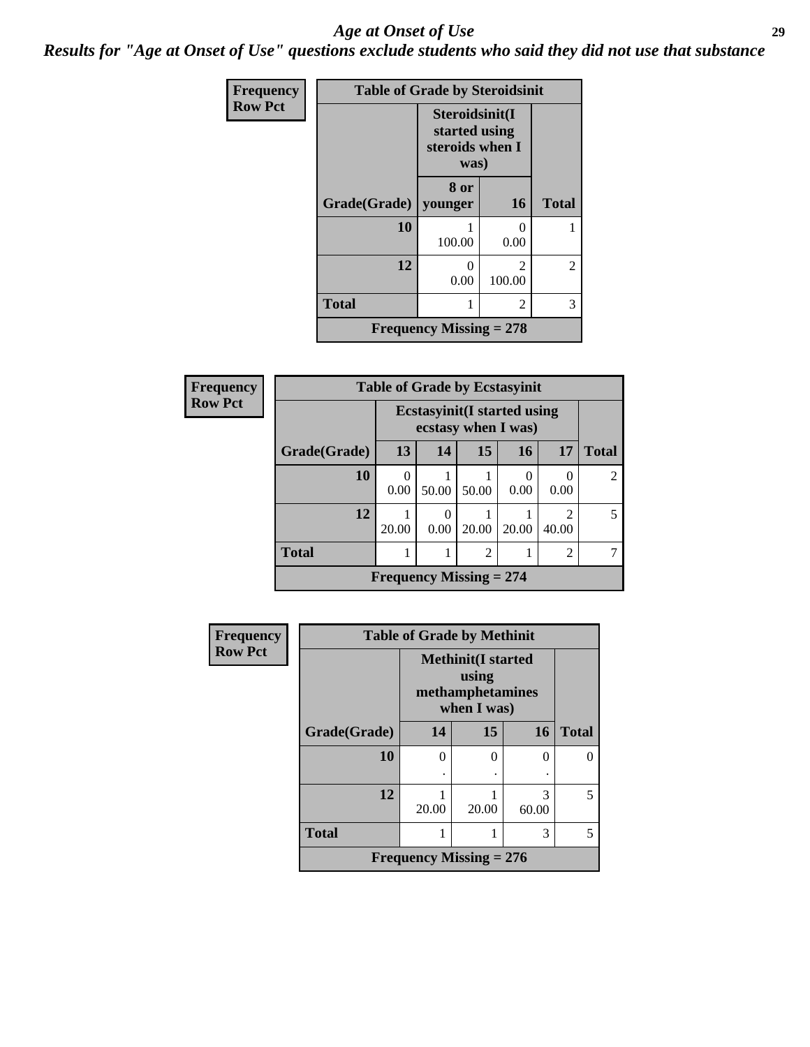*Age at Onset of Use*

***Results for "Age at Onset of Use" questions exclude students who said they did not use that substance***

**Frequency**
**Row Pct**

| Table of Grade by Steroidsinit | | | |
|---|---|---|---|
| | Steroidsinit(I started using steroids when I was) | | |
| Grade(Grade) | 8 or younger | 16 | Total |
| 10 | 1<br>100.00 | 0<br>0.00 | 1 |
| 12 | 0<br>0.00 | 2<br>100.00 | 2 |
| Total | 1 | 2 | 3 |
| Frequency Missing = 278 | | | |

**Frequency**
**Row Pct**

| Table of Grade by Ecstasyinit | | | | | | |
|---|---|---|---|---|---|---|
| | Ecstasyinit(I started using ecstasy when I was) | | | | | |
| Grade(Grade) | 13 | 14 | 15 | 16 | 17 | Total |
| 10 | 0<br>0.00 | 1<br>50.00 | 1<br>50.00 | 0<br>0.00 | 0<br>0.00 | 2 |
| 12 | 1<br>20.00 | 0<br>0.00 | 1<br>20.00 | 1<br>20.00 | 2<br>40.00 | 5 |
| Total | 1 | 1 | 2 | 1 | 2 | 7 |
| Frequency Missing = 274 | | | | | | |

**Frequency**
**Row Pct**

| Table of Grade by Methinit | | | | |
|---|---|---|---|---|
| | Methinit(I started using methamphetamines when I was) | | | |
| Grade(Grade) | 14 | 15 | 16 | Total |
| 10 | 0<br>. | 0<br>. | 0<br>. | 0 |
| 12 | 1<br>20.00 | 1<br>20.00 | 3<br>60.00 | 5 |
| Total | 1 | 1 | 3 | 5 |
| Frequency Missing = 276 | | | | |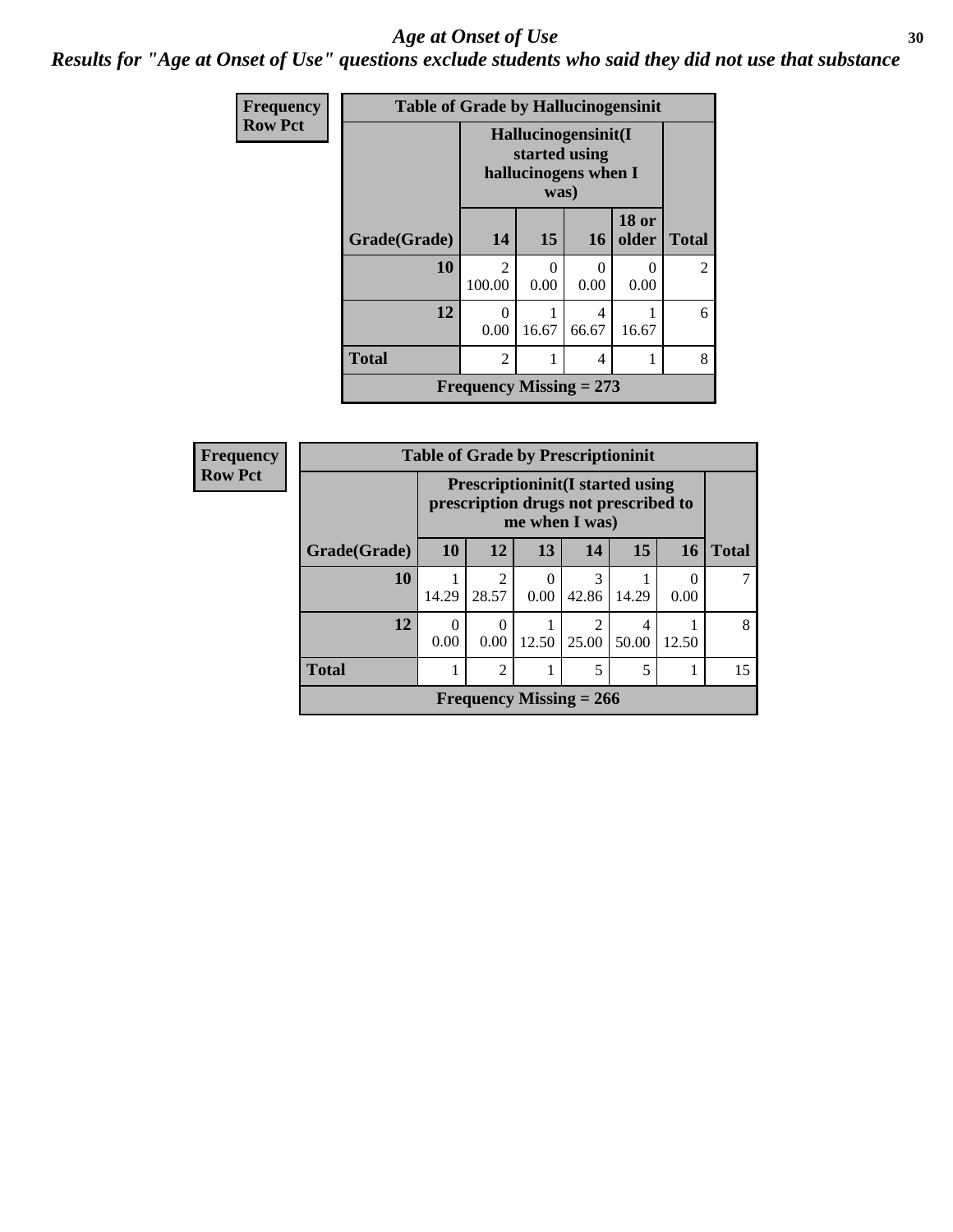# *Age at Onset of Use*

***Results for "Age at Onset of Use" questions exclude students who said they did not use that substance***

**Frequency**
**Row Pct**

**Table of Grade by Hallucinogensinit**

| Grade(Grade) | Hallucinogensinit(I started using hallucinogens when I was) 14 | 15 | 16 | 18 or older | Total |
|---|---|---|---|---|---|
| **10** | 2<br>100.00 | 0<br>0.00 | 0<br>0.00 | 0<br>0.00 | 2 |
| **12** | 0<br>0.00 | 1<br>16.67 | 4<br>66.67 | 1<br>16.67 | 6 |
| **Total** | 2 | 1 | 4 | 1 | 8 |

**Frequency Missing = 273**

**Frequency**
**Row Pct**

**Table of Grade by Prescriptioninit**

| Grade(Grade) | Prescriptioninit(I started using prescription drugs not prescribed to me when I was) 10 | 12 | 13 | 14 | 15 | 16 | Total |
|---|---|---|---|---|---|---|---|
| **10** | 1<br>14.29 | 2<br>28.57 | 0<br>0.00 | 3<br>42.86 | 1<br>14.29 | 0<br>0.00 | 7 |
| **12** | 0<br>0.00 | 0<br>0.00 | 1<br>12.50 | 2<br>25.00 | 4<br>50.00 | 1<br>12.50 | 8 |
| **Total** | 1 | 2 | 1 | 5 | 5 | 1 | 15 |

**Frequency Missing = 266**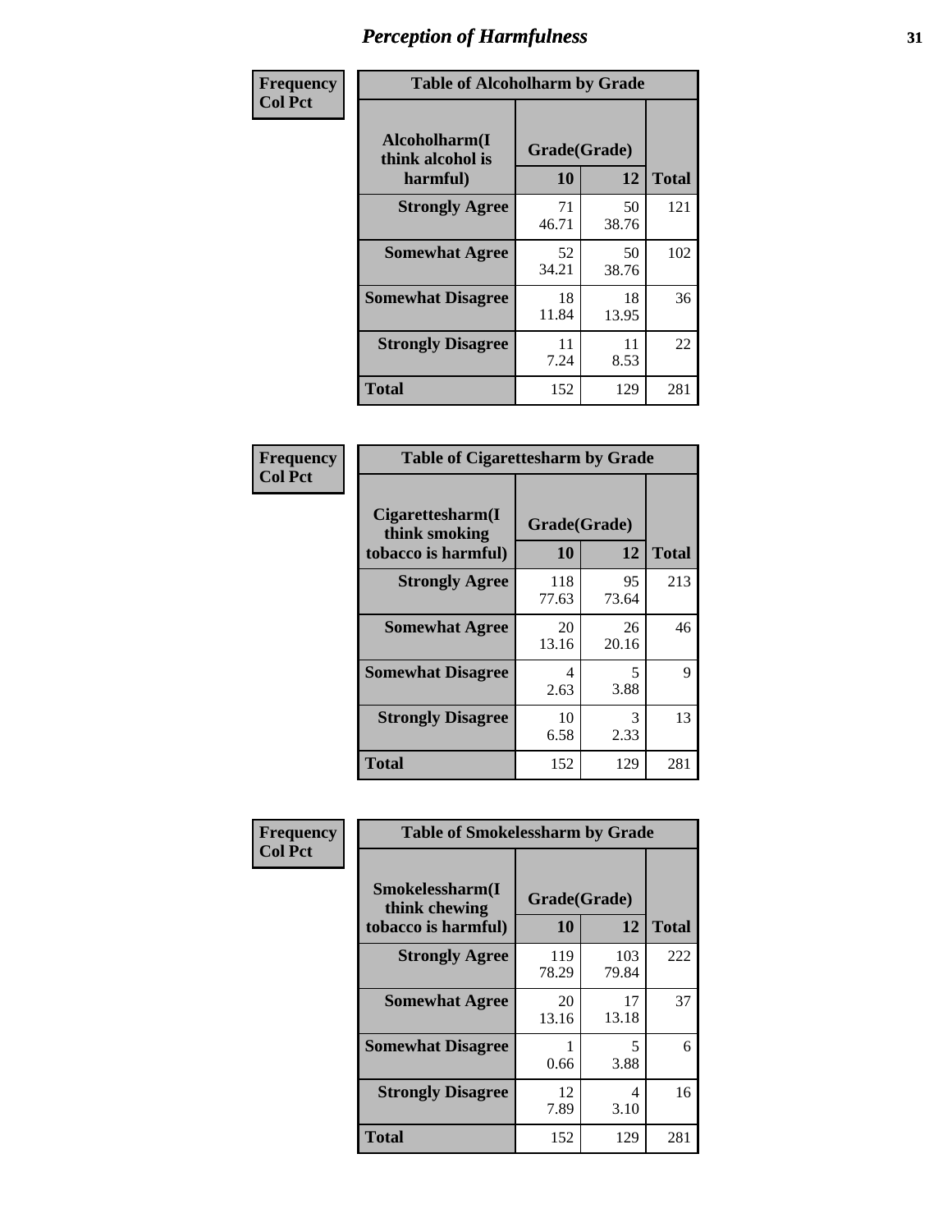# Perception of Harmfulness

| Frequency<br>Col Pct | Table of Alcoholharm by Grade | | |
|---|---|---|---|
| Alcoholharm(I think alcohol is harmful) | Grade(Grade) | | |
| | 10 | 12 | Total |
| Strongly Agree | 71<br>46.71 | 50<br>38.76 | 121 |
| Somewhat Agree | 52<br>34.21 | 50<br>38.76 | 102 |
| Somewhat Disagree | 18<br>11.84 | 18<br>13.95 | 36 |
| Strongly Disagree | 11<br>7.24 | 11<br>8.53 | 22 |
| Total | 152 | 129 | 281 |

| Frequency<br>Col Pct | Table of Cigarettesharm by Grade | | |
|---|---|---|---|
| Cigarettesharm(I think smoking tobacco is harmful) | Grade(Grade) | | |
| | 10 | 12 | Total |
| Strongly Agree | 118<br>77.63 | 95<br>73.64 | 213 |
| Somewhat Agree | 20<br>13.16 | 26<br>20.16 | 46 |
| Somewhat Disagree | 4<br>2.63 | 5<br>3.88 | 9 |
| Strongly Disagree | 10<br>6.58 | 3<br>2.33 | 13 |
| Total | 152 | 129 | 281 |

| Frequency<br>Col Pct | Table of Smokelessharm by Grade | | |
|---|---|---|---|
| Smokelessharm(I think chewing tobacco is harmful) | Grade(Grade) | | |
| | 10 | 12 | Total |
| Strongly Agree | 119<br>78.29 | 103<br>79.84 | 222 |
| Somewhat Agree | 20<br>13.16 | 17<br>13.18 | 37 |
| Somewhat Disagree | 1<br>0.66 | 5<br>3.88 | 6 |
| Strongly Disagree | 12<br>7.89 | 4<br>3.10 | 16 |
| Total | 152 | 129 | 281 |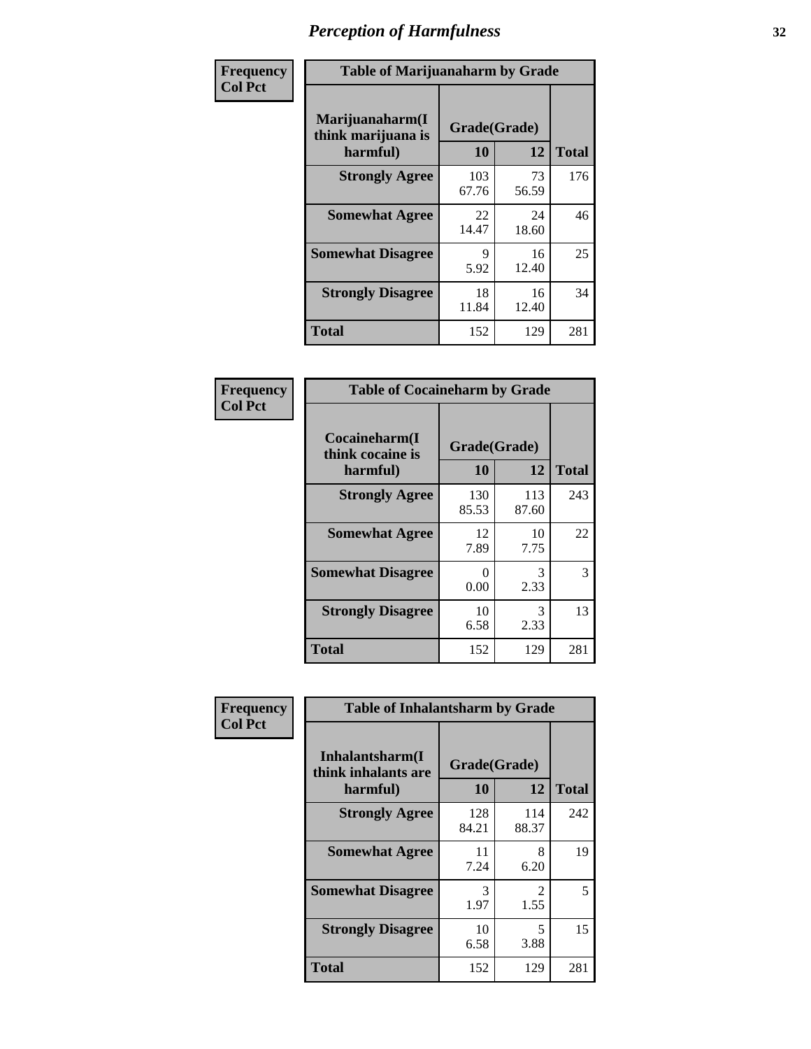| Frequency<br>Col Pct | | | |
|---|---|---|---|

**Table of Marijuanaharm by Grade**

| Marijuanaharm(I think marijuana is harmful) | Grade(Grade) 10 | 12 | Total |
|---|---|---|---|
| Strongly Agree | 103<br>67.76 | 73<br>56.59 | 176 |
| Somewhat Agree | 22<br>14.47 | 24<br>18.60 | 46 |
| Somewhat Disagree | 9<br>5.92 | 16<br>12.40 | 25 |
| Strongly Disagree | 18<br>11.84 | 16<br>12.40 | 34 |
| Total | 152 | 129 | 281 |

**Frequency / Col Pct**

**Table of Cocaineharm by Grade**

| Cocaineharm(I think cocaine is harmful) | Grade(Grade) 10 | 12 | Total |
|---|---|---|---|
| Strongly Agree | 130<br>85.53 | 113<br>87.60 | 243 |
| Somewhat Agree | 12<br>7.89 | 10<br>7.75 | 22 |
| Somewhat Disagree | 0<br>0.00 | 3<br>2.33 | 3 |
| Strongly Disagree | 10<br>6.58 | 3<br>2.33 | 13 |
| Total | 152 | 129 | 281 |

**Frequency / Col Pct**

**Table of Inhalantsharm by Grade**

| Inhalantsharm(I think inhalants are harmful) | Grade(Grade) 10 | 12 | Total |
|---|---|---|---|
| Strongly Agree | 128<br>84.21 | 114<br>88.37 | 242 |
| Somewhat Agree | 11<br>7.24 | 8<br>6.20 | 19 |
| Somewhat Disagree | 3<br>1.97 | 2<br>1.55 | 5 |
| Strongly Disagree | 10<br>6.58 | 5<br>3.88 | 15 |
| Total | 152 | 129 | 281 |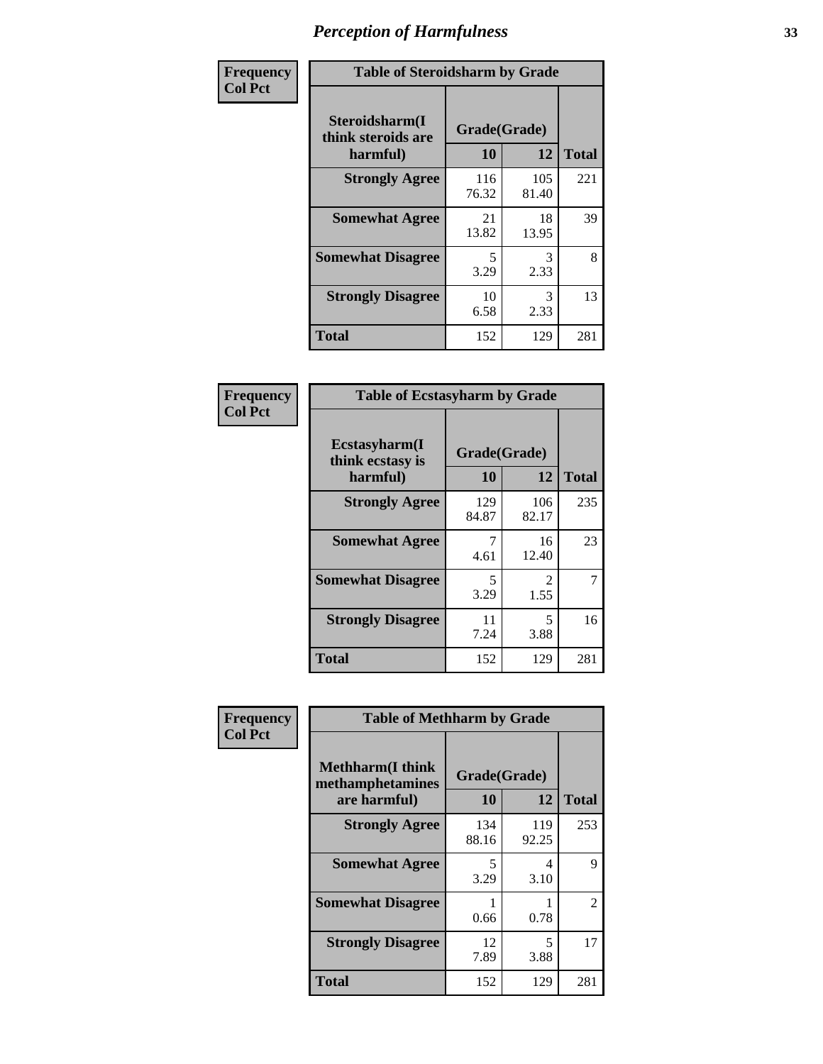# Perception of Harmfulness

| Frequency<br>Col Pct | Table of Steroidsharm by Grade | | |
|---|---|---|---|
| **Steroidsharm(I think steroids are harmful)** | **Grade(Grade)** | | |
| | **10** | **12** | **Total** |
| **Strongly Agree** | 116<br>76.32 | 105<br>81.40 | 221 |
| **Somewhat Agree** | 21<br>13.82 | 18<br>13.95 | 39 |
| **Somewhat Disagree** | 5<br>3.29 | 3<br>2.33 | 8 |
| **Strongly Disagree** | 10<br>6.58 | 3<br>2.33 | 13 |
| **Total** | 152 | 129 | 281 |

| Frequency<br>Col Pct | Table of Ecstasyharm by Grade | | |
|---|---|---|---|
| **Ecstasyharm(I think ecstasy is harmful)** | **Grade(Grade)** | | |
| | **10** | **12** | **Total** |
| **Strongly Agree** | 129<br>84.87 | 106<br>82.17 | 235 |
| **Somewhat Agree** | 7<br>4.61 | 16<br>12.40 | 23 |
| **Somewhat Disagree** | 5<br>3.29 | 2<br>1.55 | 7 |
| **Strongly Disagree** | 11<br>7.24 | 5<br>3.88 | 16 |
| **Total** | 152 | 129 | 281 |

| Frequency<br>Col Pct | Table of Methharm by Grade | | |
|---|---|---|---|
| **Methharm(I think methamphetamines are harmful)** | **Grade(Grade)** | | |
| | **10** | **12** | **Total** |
| **Strongly Agree** | 134<br>88.16 | 119<br>92.25 | 253 |
| **Somewhat Agree** | 5<br>3.29 | 4<br>3.10 | 9 |
| **Somewhat Disagree** | 1<br>0.66 | 1<br>0.78 | 2 |
| **Strongly Disagree** | 12<br>7.89 | 5<br>3.88 | 17 |
| **Total** | 152 | 129 | 281 |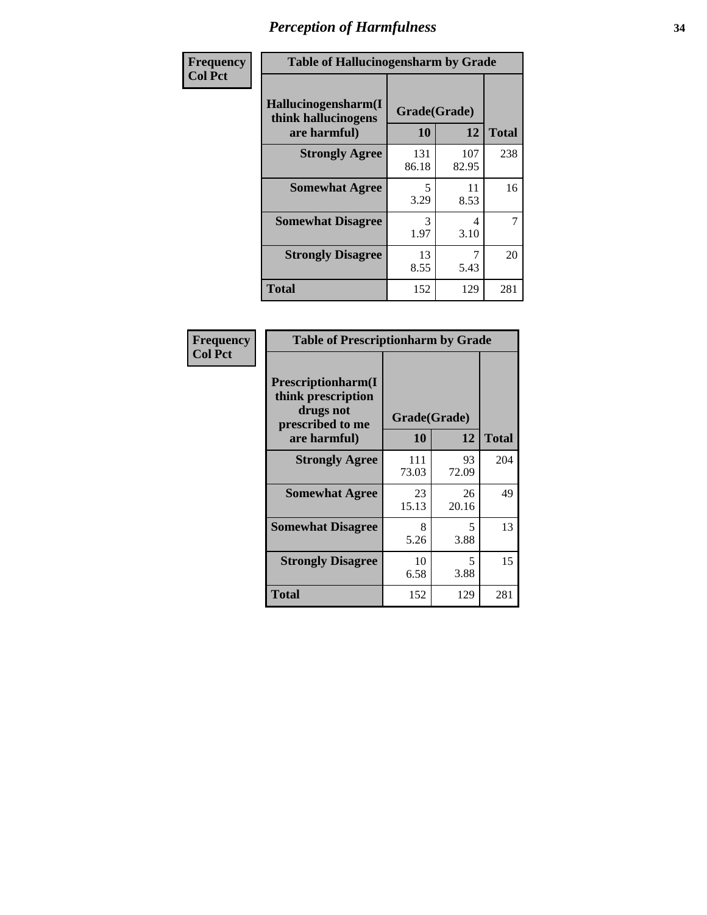# Perception of Harmfulness

**Frequency**
**Col Pct**

| Table of Hallucinogensharm by Grade | | | |
|---|---|---|---|
| Hallucinogensharm(I think hallucinogens are harmful) | Grade(Grade) | | |
| | 10 | 12 | Total |
| **Strongly Agree** | 131<br>86.18 | 107<br>82.95 | 238 |
| **Somewhat Agree** | 5<br>3.29 | 11<br>8.53 | 16 |
| **Somewhat Disagree** | 3<br>1.97 | 4<br>3.10 | 7 |
| **Strongly Disagree** | 13<br>8.55 | 7<br>5.43 | 20 |
| **Total** | 152 | 129 | 281 |

**Frequency**
**Col Pct**

| Table of Prescriptionharm by Grade | | | |
|---|---|---|---|
| Prescriptionharm(I think prescription drugs not prescribed to me are harmful) | Grade(Grade) | | |
| | 10 | 12 | Total |
| **Strongly Agree** | 111<br>73.03 | 93<br>72.09 | 204 |
| **Somewhat Agree** | 23<br>15.13 | 26<br>20.16 | 49 |
| **Somewhat Disagree** | 8<br>5.26 | 5<br>3.88 | 13 |
| **Strongly Disagree** | 10<br>6.58 | 5<br>3.88 | 15 |
| **Total** | 152 | 129 | 281 |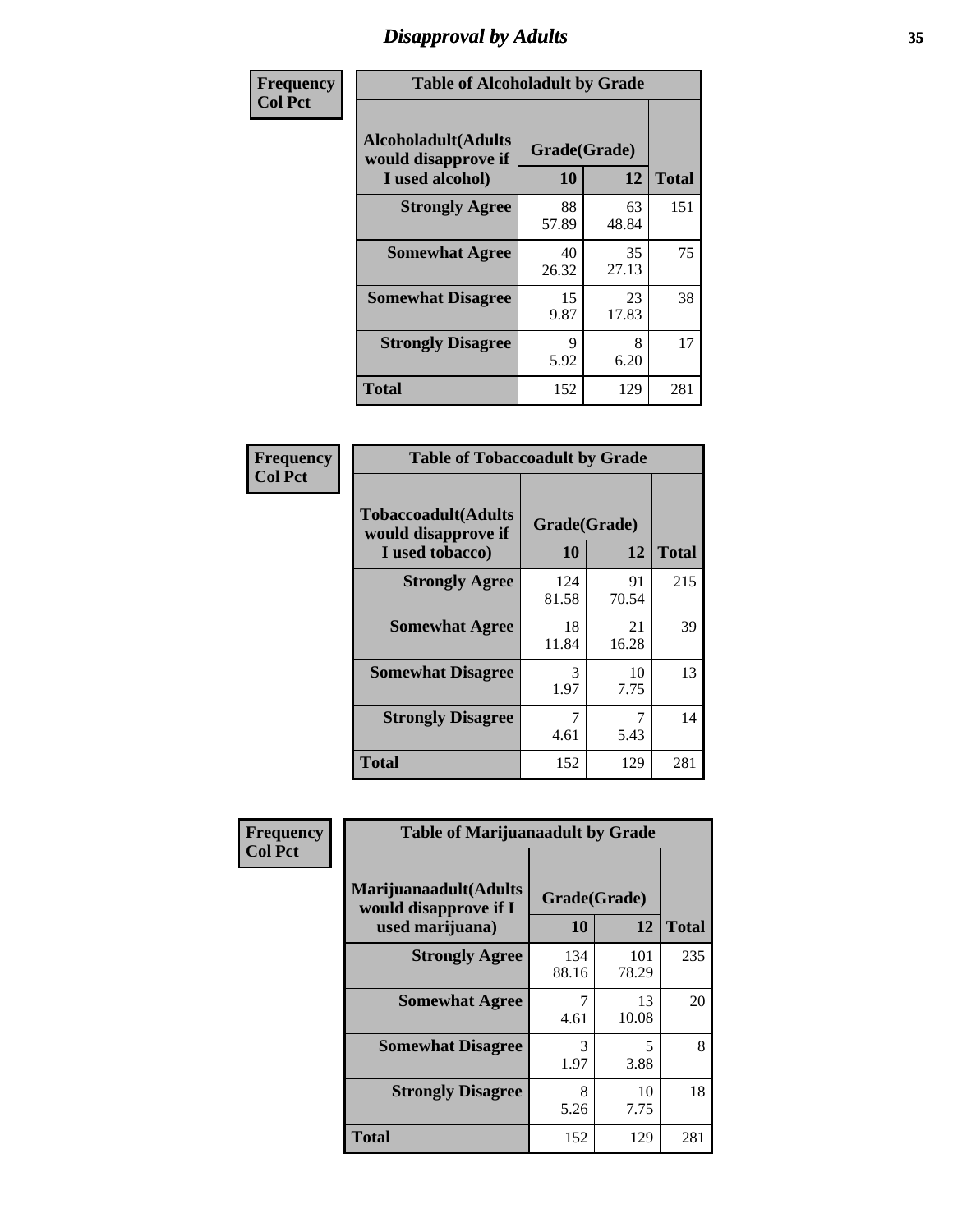# Disapproval by Adults

**Frequency**
**Col Pct**

| Table of Alcoholadult by Grade | | | |
|---|---|---|---|
| Alcoholadult(Adults would disapprove if I used alcohol) | Grade(Grade) | | Total |
| | 10 | 12 | |
| Strongly Agree | 88<br>57.89 | 63<br>48.84 | 151 |
| Somewhat Agree | 40<br>26.32 | 35<br>27.13 | 75 |
| Somewhat Disagree | 15<br>9.87 | 23<br>17.83 | 38 |
| Strongly Disagree | 9<br>5.92 | 8<br>6.20 | 17 |
| Total | 152 | 129 | 281 |

**Frequency**
**Col Pct**

| Table of Tobaccoadult by Grade | | | |
|---|---|---|---|
| Tobaccoadult(Adults would disapprove if I used tobacco) | Grade(Grade) | | Total |
| | 10 | 12 | |
| Strongly Agree | 124<br>81.58 | 91<br>70.54 | 215 |
| Somewhat Agree | 18<br>11.84 | 21<br>16.28 | 39 |
| Somewhat Disagree | 3<br>1.97 | 10<br>7.75 | 13 |
| Strongly Disagree | 7<br>4.61 | 7<br>5.43 | 14 |
| Total | 152 | 129 | 281 |

**Frequency**
**Col Pct**

| Table of Marijuanaadult by Grade | | | |
|---|---|---|---|
| Marijuanaadult(Adults would disapprove if I used marijuana) | Grade(Grade) | | Total |
| | 10 | 12 | |
| Strongly Agree | 134<br>88.16 | 101<br>78.29 | 235 |
| Somewhat Agree | 7<br>4.61 | 13<br>10.08 | 20 |
| Somewhat Disagree | 3<br>1.97 | 5<br>3.88 | 8 |
| Strongly Disagree | 8<br>5.26 | 10<br>7.75 | 18 |
| Total | 152 | 129 | 281 |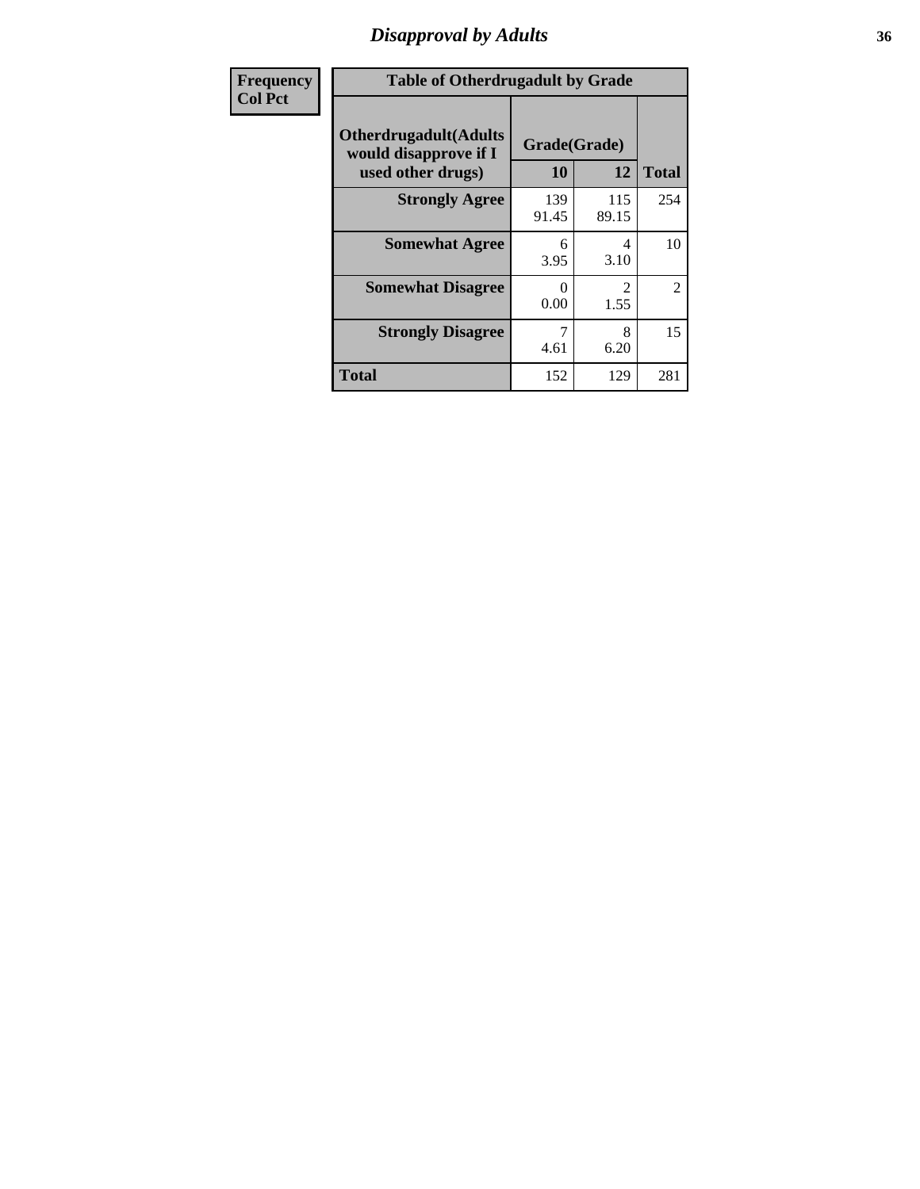# Disapproval by Adults

| Frequency Col Pct |
| --- |

**Table of Otherdrugadult by Grade**

| Otherdrugadult(Adults would disapprove if I used other drugs) | Grade(Grade) | | |
| --- | --- | --- | --- |
| | 10 | 12 | Total |
| **Strongly Agree** | 139<br>91.45 | 115<br>89.15 | 254 |
| **Somewhat Agree** | 6<br>3.95 | 4<br>3.10 | 10 |
| **Somewhat Disagree** | 0<br>0.00 | 2<br>1.55 | 2 |
| **Strongly Disagree** | 7<br>4.61 | 8<br>6.20 | 15 |
| **Total** | 152 | 129 | 281 |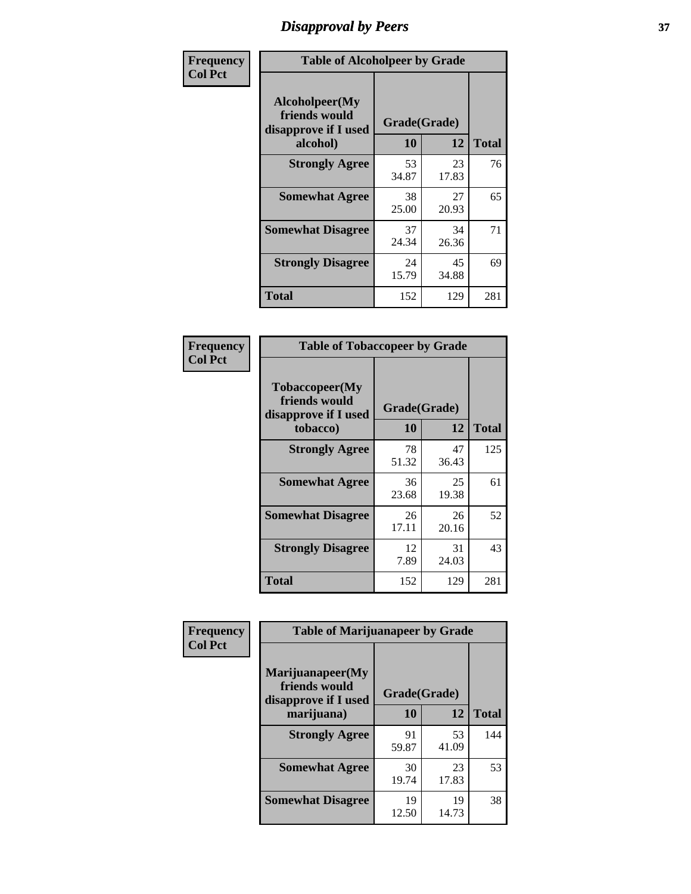# Disapproval by Peers

Frequency
Col Pct

| Table of Alcoholpeer by Grade | | | |
|---|---|---|---|
| Alcoholpeer(My friends would disapprove if I used alcohol) | Grade(Grade) | | Total |
| | 10 | 12 | |
| Strongly Agree | 53<br>34.87 | 23<br>17.83 | 76 |
| Somewhat Agree | 38<br>25.00 | 27<br>20.93 | 65 |
| Somewhat Disagree | 37<br>24.34 | 34<br>26.36 | 71 |
| Strongly Disagree | 24<br>15.79 | 45<br>34.88 | 69 |
| Total | 152 | 129 | 281 |

Frequency
Col Pct

| Table of Tobaccopeer by Grade | | | |
|---|---|---|---|
| Tobaccopeer(My friends would disapprove if I used tobacco) | Grade(Grade) | | Total |
| | 10 | 12 | |
| Strongly Agree | 78<br>51.32 | 47<br>36.43 | 125 |
| Somewhat Agree | 36<br>23.68 | 25<br>19.38 | 61 |
| Somewhat Disagree | 26<br>17.11 | 26<br>20.16 | 52 |
| Strongly Disagree | 12<br>7.89 | 31<br>24.03 | 43 |
| Total | 152 | 129 | 281 |

Frequency
Col Pct

| Table of Marijuanapeer by Grade | | | |
|---|---|---|---|
| Marijuanapeer(My friends would disapprove if I used marijuana) | Grade(Grade) | | Total |
| | 10 | 12 | |
| Strongly Agree | 91<br>59.87 | 53<br>41.09 | 144 |
| Somewhat Agree | 30<br>19.74 | 23<br>17.83 | 53 |
| Somewhat Disagree | 19<br>12.50 | 19<br>14.73 | 38 |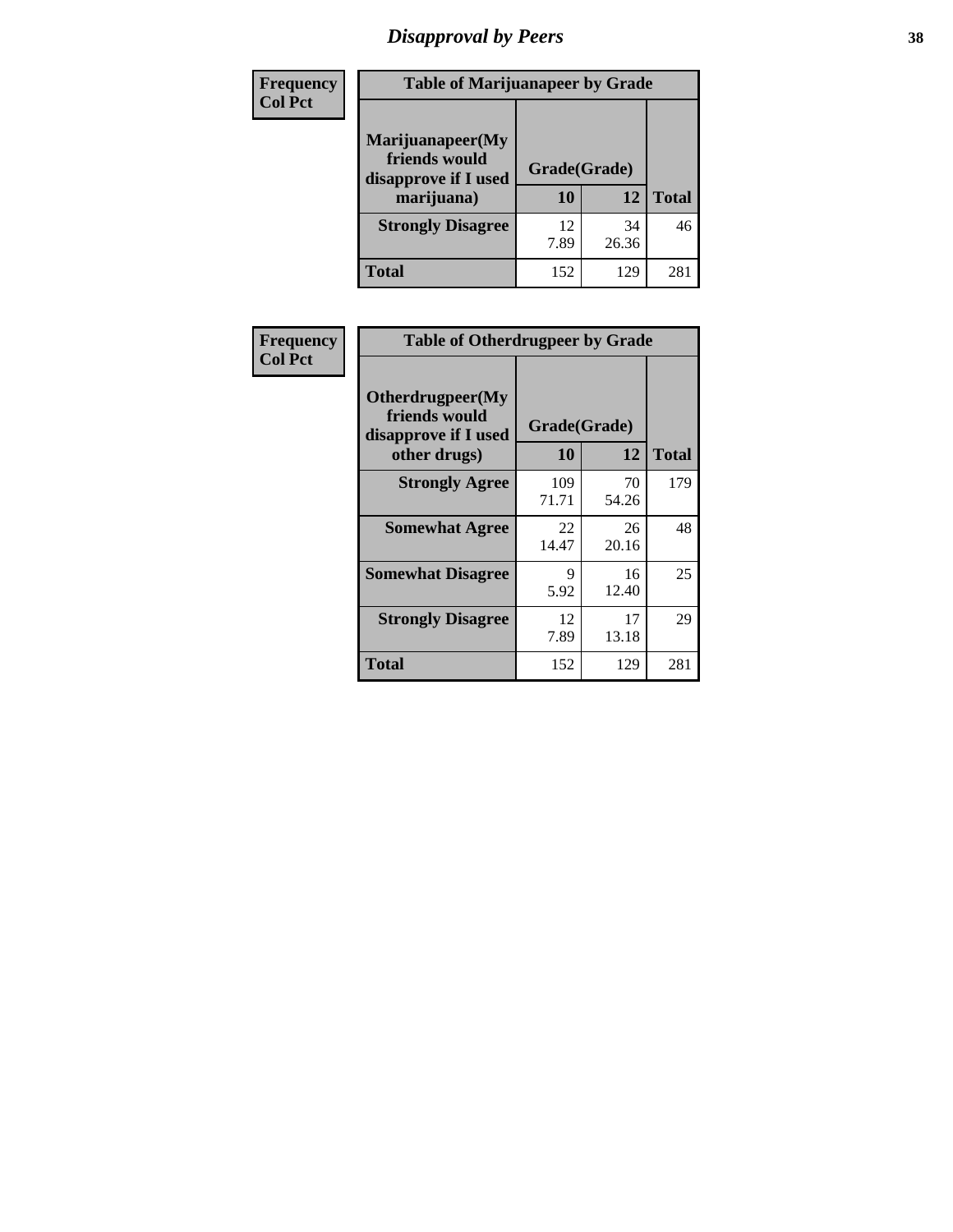# Disapproval by Peers

| Frequency<br>Col Pct | Table of Marijuanapeer by Grade | | |
|---|---|---|---|
| Marijuanapeer(My friends would disapprove if I used marijuana) | Grade(Grade) | | |
| | 10 | 12 | Total |
| Strongly Disagree | 12<br>7.89 | 34<br>26.36 | 46 |
| Total | 152 | 129 | 281 |

| Frequency<br>Col Pct | Table of Otherdrugpeer by Grade | | |
|---|---|---|---|
| Otherdrugpeer(My friends would disapprove if I used other drugs) | Grade(Grade) | | |
| | 10 | 12 | Total |
| Strongly Agree | 109<br>71.71 | 70<br>54.26 | 179 |
| Somewhat Agree | 22<br>14.47 | 26<br>20.16 | 48 |
| Somewhat Disagree | 9<br>5.92 | 16<br>12.40 | 25 |
| Strongly Disagree | 12<br>7.89 | 17<br>13.18 | 29 |
| Total | 152 | 129 | 281 |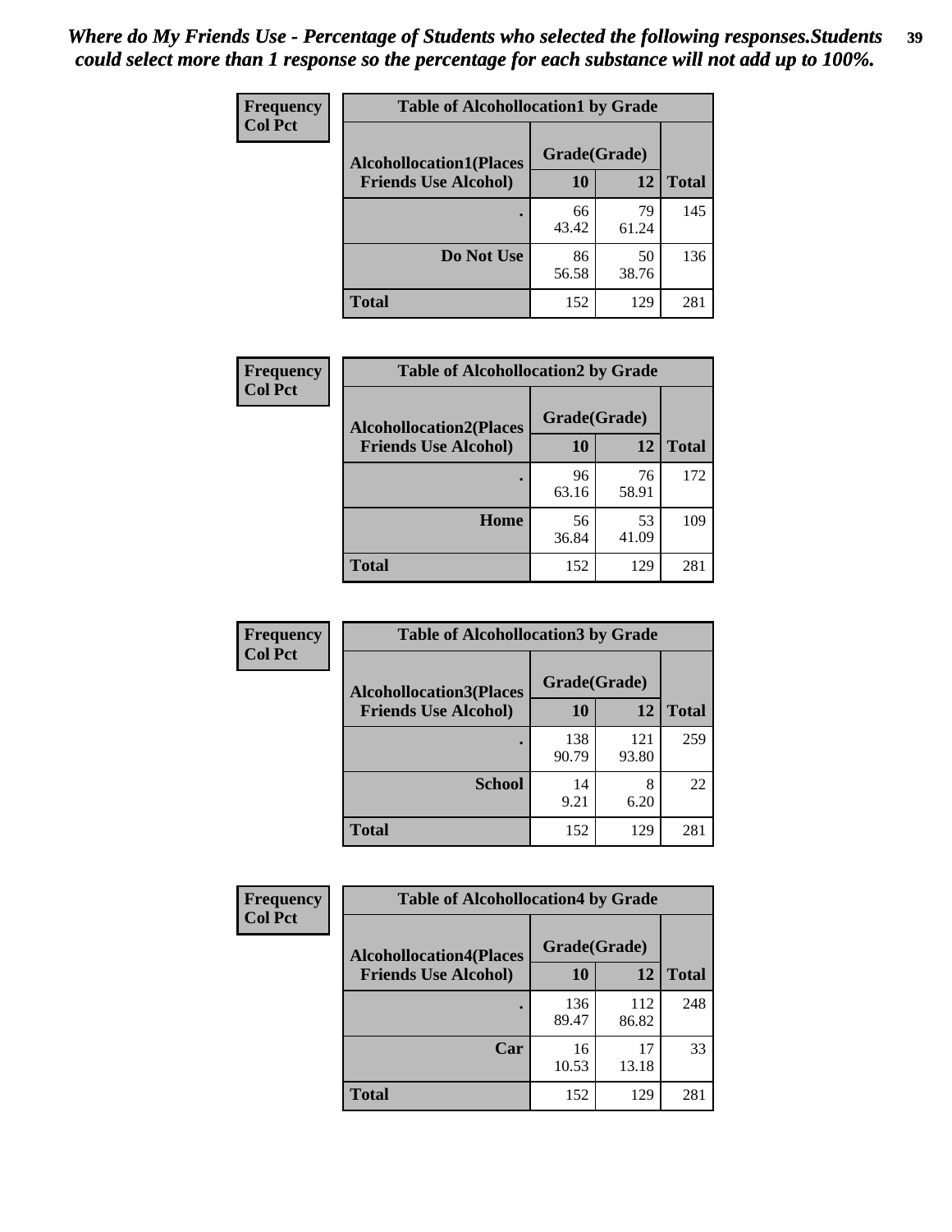*Where do My Friends Use - Percentage of Students who selected the following responses.Students could select more than 1 response so the percentage for each substance will not add up to 100%.*

**Frequency**
**Col Pct**

| Table of Alcohollocation1 by Grade | | | |
|---|---|---|---|
| **Alcohollocation1(Places Friends Use Alcohol)** | **Grade(Grade)** | | **Total** |
| | **10** | **12** | |
| . | 66<br>43.42 | 79<br>61.24 | 145 |
| **Do Not Use** | 86<br>56.58 | 50<br>38.76 | 136 |
| **Total** | 152 | 129 | 281 |

**Frequency**
**Col Pct**

| Table of Alcohollocation2 by Grade | | | |
|---|---|---|---|
| **Alcohollocation2(Places Friends Use Alcohol)** | **Grade(Grade)** | | **Total** |
| | **10** | **12** | |
| . | 96<br>63.16 | 76<br>58.91 | 172 |
| **Home** | 56<br>36.84 | 53<br>41.09 | 109 |
| **Total** | 152 | 129 | 281 |

**Frequency**
**Col Pct**

| Table of Alcohollocation3 by Grade | | | |
|---|---|---|---|
| **Alcohollocation3(Places Friends Use Alcohol)** | **Grade(Grade)** | | **Total** |
| | **10** | **12** | |
| . | 138<br>90.79 | 121<br>93.80 | 259 |
| **School** | 14<br>9.21 | 8<br>6.20 | 22 |
| **Total** | 152 | 129 | 281 |

**Frequency**
**Col Pct**

| Table of Alcohollocation4 by Grade | | | |
|---|---|---|---|
| **Alcohollocation4(Places Friends Use Alcohol)** | **Grade(Grade)** | | **Total** |
| | **10** | **12** | |
| . | 136<br>89.47 | 112<br>86.82 | 248 |
| **Car** | 16<br>10.53 | 17<br>13.18 | 33 |
| **Total** | 152 | 129 | 281 |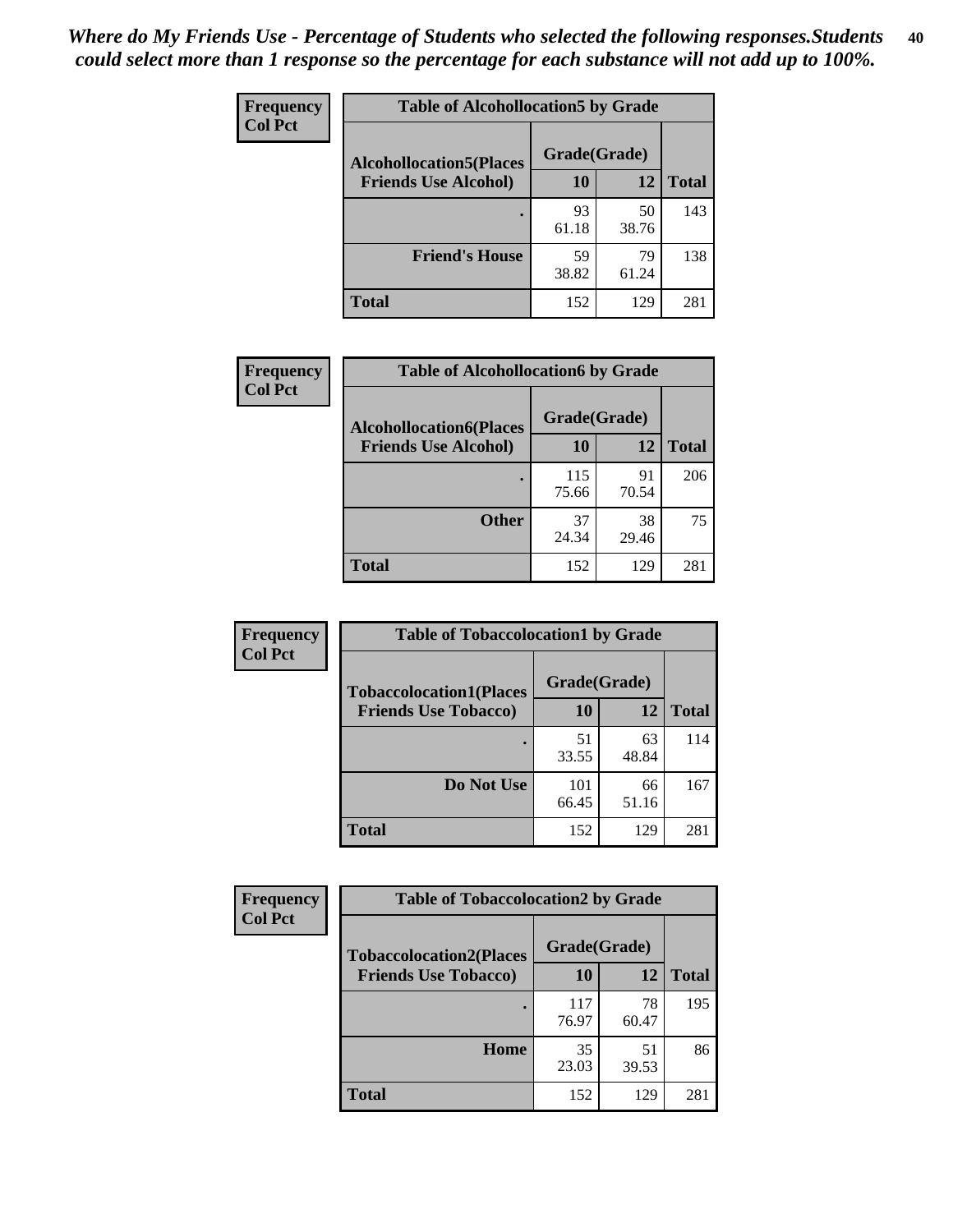*Where do My Friends Use - Percentage of Students who selected the following responses.Students could select more than 1 response so the percentage for each substance will not add up to 100%.*

**Frequency**
**Col Pct**

| Table of Alcohollocation5 by Grade | | | |
|---|---|---|---|
| **Alcohollocation5(Places Friends Use Alcohol)** | **Grade(Grade)** | | **Total** |
| | **10** | **12** | |
| **.** | 93<br>61.18 | 50<br>38.76 | 143 |
| **Friend's House** | 59<br>38.82 | 79<br>61.24 | 138 |
| **Total** | 152 | 129 | 281 |

**Frequency**
**Col Pct**

| Table of Alcohollocation6 by Grade | | | |
|---|---|---|---|
| **Alcohollocation6(Places Friends Use Alcohol)** | **Grade(Grade)** | | **Total** |
| | **10** | **12** | |
| **.** | 115<br>75.66 | 91<br>70.54 | 206 |
| **Other** | 37<br>24.34 | 38<br>29.46 | 75 |
| **Total** | 152 | 129 | 281 |

**Frequency**
**Col Pct**

| Table of Tobaccolocation1 by Grade | | | |
|---|---|---|---|
| **Tobaccolocation1(Places Friends Use Tobacco)** | **Grade(Grade)** | | **Total** |
| | **10** | **12** | |
| **.** | 51<br>33.55 | 63<br>48.84 | 114 |
| **Do Not Use** | 101<br>66.45 | 66<br>51.16 | 167 |
| **Total** | 152 | 129 | 281 |

**Frequency**
**Col Pct**

| Table of Tobaccolocation2 by Grade | | | |
|---|---|---|---|
| **Tobaccolocation2(Places Friends Use Tobacco)** | **Grade(Grade)** | | **Total** |
| | **10** | **12** | |
| **.** | 117<br>76.97 | 78<br>60.47 | 195 |
| **Home** | 35<br>23.03 | 51<br>39.53 | 86 |
| **Total** | 152 | 129 | 281 |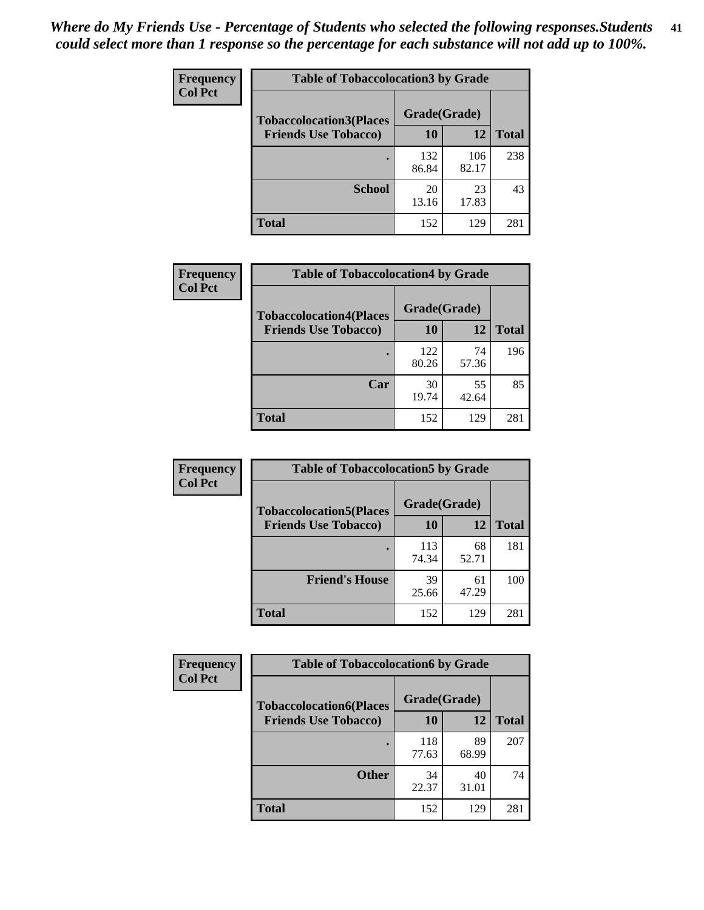*Where do My Friends Use - Percentage of Students who selected the following responses.Students could select more than 1 response so the percentage for each substance will not add up to 100%.*

**Frequency**
**Col Pct**

| Table of Tobaccolocation3 by Grade | | | |
|---|---|---|---|
| **Tobaccolocation3(Places Friends Use Tobacco)** | **Grade(Grade)** | | **Total** |
| | **10** | **12** | |
| **.** | 132<br>86.84 | 106<br>82.17 | 238 |
| **School** | 20<br>13.16 | 23<br>17.83 | 43 |
| **Total** | 152 | 129 | 281 |

**Frequency**
**Col Pct**

| Table of Tobaccolocation4 by Grade | | | |
|---|---|---|---|
| **Tobaccolocation4(Places Friends Use Tobacco)** | **Grade(Grade)** | | **Total** |
| | **10** | **12** | |
| **.** | 122<br>80.26 | 74<br>57.36 | 196 |
| **Car** | 30<br>19.74 | 55<br>42.64 | 85 |
| **Total** | 152 | 129 | 281 |

**Frequency**
**Col Pct**

| Table of Tobaccolocation5 by Grade | | | |
|---|---|---|---|
| **Tobaccolocation5(Places Friends Use Tobacco)** | **Grade(Grade)** | | **Total** |
| | **10** | **12** | |
| **.** | 113<br>74.34 | 68<br>52.71 | 181 |
| **Friend's House** | 39<br>25.66 | 61<br>47.29 | 100 |
| **Total** | 152 | 129 | 281 |

**Frequency**
**Col Pct**

| Table of Tobaccolocation6 by Grade | | | |
|---|---|---|---|
| **Tobaccolocation6(Places Friends Use Tobacco)** | **Grade(Grade)** | | **Total** |
| | **10** | **12** | |
| **.** | 118<br>77.63 | 89<br>68.99 | 207 |
| **Other** | 34<br>22.37 | 40<br>31.01 | 74 |
| **Total** | 152 | 129 | 281 |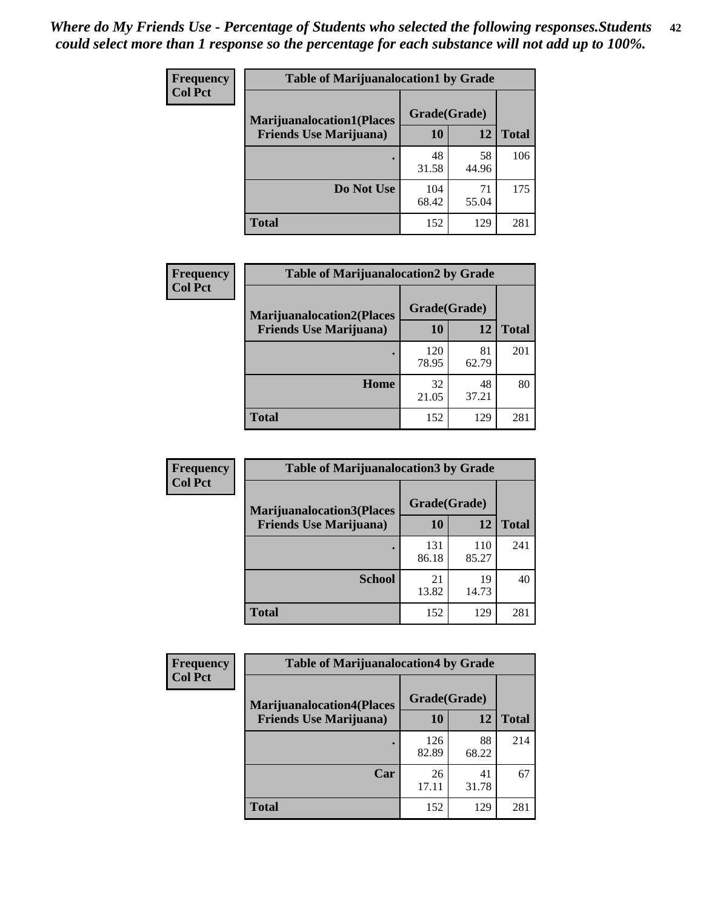*Where do My Friends Use - Percentage of Students who selected the following responses.Students could select more than 1 response so the percentage for each substance will not add up to 100%.*

**Frequency**
**Col Pct**

| Table of Marijuanalocation1 by Grade | | | |
|---|---|---|---|
| **Marijuanalocation1(Places Friends Use Marijuana)** | **Grade(Grade)** | | **Total** |
| | **10** | **12** | |
| **.** | 48<br>31.58 | 58<br>44.96 | 106 |
| **Do Not Use** | 104<br>68.42 | 71<br>55.04 | 175 |
| **Total** | 152 | 129 | 281 |

**Frequency**
**Col Pct**

| Table of Marijuanalocation2 by Grade | | | |
|---|---|---|---|
| **Marijuanalocation2(Places Friends Use Marijuana)** | **Grade(Grade)** | | **Total** |
| | **10** | **12** | |
| **.** | 120<br>78.95 | 81<br>62.79 | 201 |
| **Home** | 32<br>21.05 | 48<br>37.21 | 80 |
| **Total** | 152 | 129 | 281 |

**Frequency**
**Col Pct**

| Table of Marijuanalocation3 by Grade | | | |
|---|---|---|---|
| **Marijuanalocation3(Places Friends Use Marijuana)** | **Grade(Grade)** | | **Total** |
| | **10** | **12** | |
| **.** | 131<br>86.18 | 110<br>85.27 | 241 |
| **School** | 21<br>13.82 | 19<br>14.73 | 40 |
| **Total** | 152 | 129 | 281 |

**Frequency**
**Col Pct**

| Table of Marijuanalocation4 by Grade | | | |
|---|---|---|---|
| **Marijuanalocation4(Places Friends Use Marijuana)** | **Grade(Grade)** | | **Total** |
| | **10** | **12** | |
| **.** | 126<br>82.89 | 88<br>68.22 | 214 |
| **Car** | 26<br>17.11 | 41<br>31.78 | 67 |
| **Total** | 152 | 129 | 281 |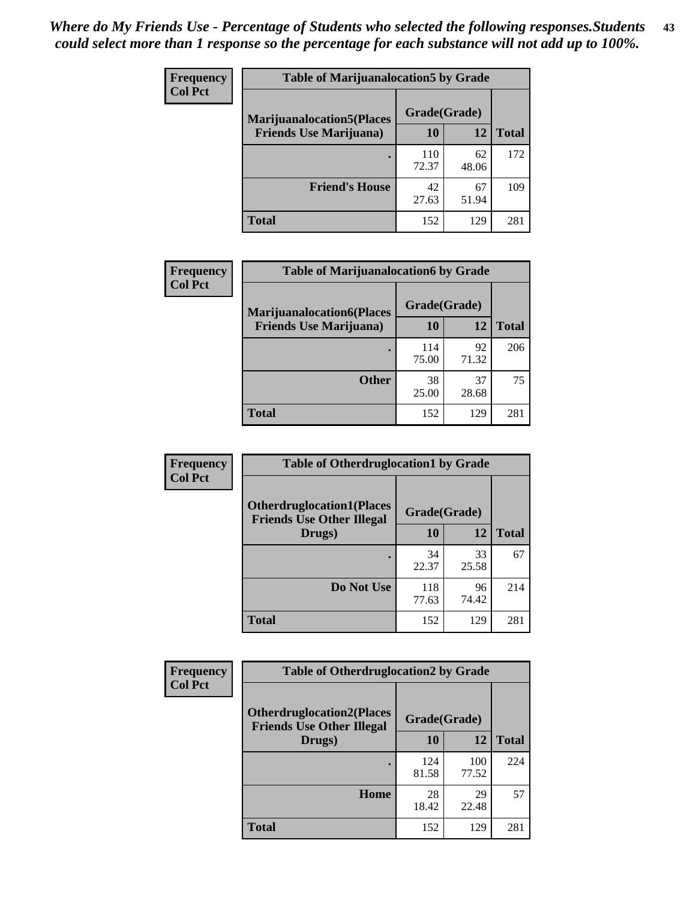*Where do My Friends Use - Percentage of Students who selected the following responses.Students could select more than 1 response so the percentage for each substance will not add up to 100%.*

**Frequency**
**Col Pct**

| Table of Marijuanalocation5 by Grade | | | |
|---|---|---|---|
| **Marijuanalocation5(Places Friends Use Marijuana)** | **Grade(Grade)** | | **Total** |
| | **10** | **12** | |
| . | 110<br>72.37 | 62<br>48.06 | 172 |
| **Friend's House** | 42<br>27.63 | 67<br>51.94 | 109 |
| **Total** | 152 | 129 | 281 |

**Frequency**
**Col Pct**

| Table of Marijuanalocation6 by Grade | | | |
|---|---|---|---|
| **Marijuanalocation6(Places Friends Use Marijuana)** | **Grade(Grade)** | | **Total** |
| | **10** | **12** | |
| . | 114<br>75.00 | 92<br>71.32 | 206 |
| **Other** | 38<br>25.00 | 37<br>28.68 | 75 |
| **Total** | 152 | 129 | 281 |

**Frequency**
**Col Pct**

| Table of Otherdruglocation1 by Grade | | | |
|---|---|---|---|
| **Otherdruglocation1(Places Friends Use Other Illegal Drugs)** | **Grade(Grade)** | | **Total** |
| | **10** | **12** | |
| . | 34<br>22.37 | 33<br>25.58 | 67 |
| **Do Not Use** | 118<br>77.63 | 96<br>74.42 | 214 |
| **Total** | 152 | 129 | 281 |

**Frequency**
**Col Pct**

| Table of Otherdruglocation2 by Grade | | | |
|---|---|---|---|
| **Otherdruglocation2(Places Friends Use Other Illegal Drugs)** | **Grade(Grade)** | | **Total** |
| | **10** | **12** | |
| . | 124<br>81.58 | 100<br>77.52 | 224 |
| **Home** | 28<br>18.42 | 29<br>22.48 | 57 |
| **Total** | 152 | 129 | 281 |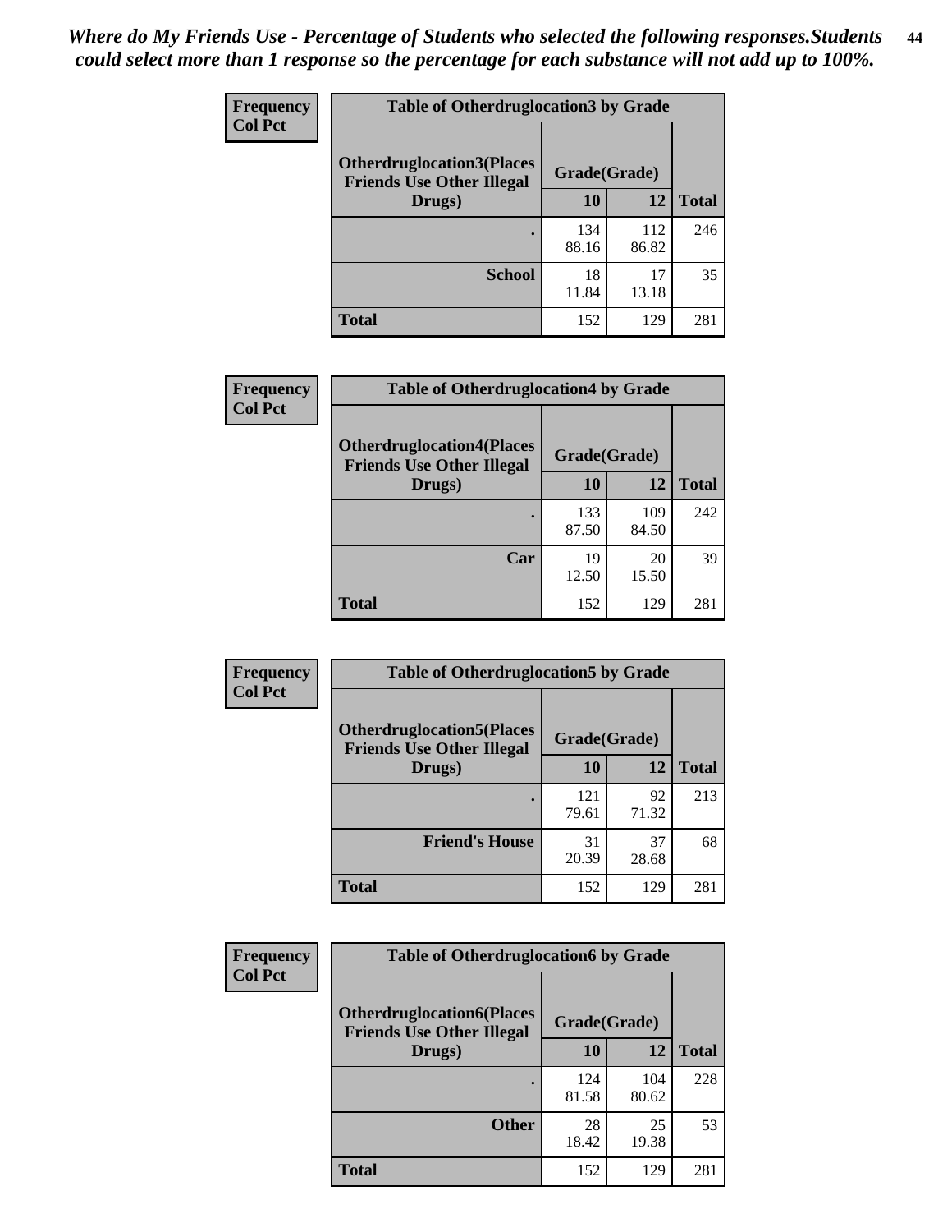*Where do My Friends Use - Percentage of Students who selected the following responses.Students could select more than 1 response so the percentage for each substance will not add up to 100%.*

**Frequency**
**Col Pct**

| Table of Otherdruglocation3 by Grade | | | |
|---|---|---|---|
| Otherdruglocation3(Places Friends Use Other Illegal Drugs) | Grade(Grade) | | |
| | 10 | 12 | Total |
| . | 134<br>88.16 | 112<br>86.82 | 246 |
| School | 18<br>11.84 | 17<br>13.18 | 35 |
| Total | 152 | 129 | 281 |

**Frequency**
**Col Pct**

| Table of Otherdruglocation4 by Grade | | | |
|---|---|---|---|
| Otherdruglocation4(Places Friends Use Other Illegal Drugs) | Grade(Grade) | | |
| | 10 | 12 | Total |
| . | 133<br>87.50 | 109<br>84.50 | 242 |
| Car | 19<br>12.50 | 20<br>15.50 | 39 |
| Total | 152 | 129 | 281 |

**Frequency**
**Col Pct**

| Table of Otherdruglocation5 by Grade | | | |
|---|---|---|---|
| Otherdruglocation5(Places Friends Use Other Illegal Drugs) | Grade(Grade) | | |
| | 10 | 12 | Total |
| . | 121<br>79.61 | 92<br>71.32 | 213 |
| Friend's House | 31<br>20.39 | 37<br>28.68 | 68 |
| Total | 152 | 129 | 281 |

**Frequency**
**Col Pct**

| Table of Otherdruglocation6 by Grade | | | |
|---|---|---|---|
| Otherdruglocation6(Places Friends Use Other Illegal Drugs) | Grade(Grade) | | |
| | 10 | 12 | Total |
| . | 124<br>81.58 | 104<br>80.62 | 228 |
| Other | 28<br>18.42 | 25<br>19.38 | 53 |
| Total | 152 | 129 | 281 |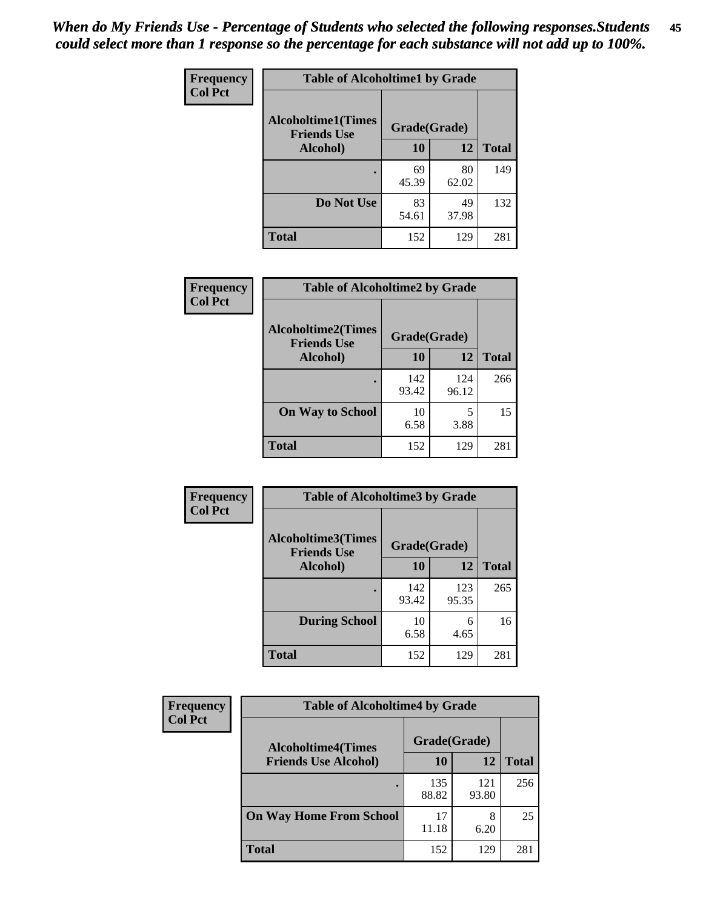*When do My Friends Use - Percentage of Students who selected the following responses.Students could select more than 1 response so the percentage for each substance will not add up to 100%.*

**Frequency / Col Pct**

| Table of Alcoholtime1 by Grade | | | |
|---|---|---|---|
| Alcoholtime1(Times Friends Use Alcohol) | Grade(Grade) | | |
| | 10 | 12 | Total |
| . | 69<br>45.39 | 80<br>62.02 | 149 |
| Do Not Use | 83<br>54.61 | 49<br>37.98 | 132 |
| Total | 152 | 129 | 281 |

**Frequency / Col Pct**

| Table of Alcoholtime2 by Grade | | | |
|---|---|---|---|
| Alcoholtime2(Times Friends Use Alcohol) | Grade(Grade) | | |
| | 10 | 12 | Total |
| . | 142<br>93.42 | 124<br>96.12 | 266 |
| On Way to School | 10<br>6.58 | 5<br>3.88 | 15 |
| Total | 152 | 129 | 281 |

**Frequency / Col Pct**

| Table of Alcoholtime3 by Grade | | | |
|---|---|---|---|
| Alcoholtime3(Times Friends Use Alcohol) | Grade(Grade) | | |
| | 10 | 12 | Total |
| . | 142<br>93.42 | 123<br>95.35 | 265 |
| During School | 10<br>6.58 | 6<br>4.65 | 16 |
| Total | 152 | 129 | 281 |

**Frequency / Col Pct**

| Table of Alcoholtime4 by Grade | | | |
|---|---|---|---|
| Alcoholtime4(Times Friends Use Alcohol) | Grade(Grade) | | |
| | 10 | 12 | Total |
| . | 135<br>88.82 | 121<br>93.80 | 256 |
| On Way Home From School | 17<br>11.18 | 8<br>6.20 | 25 |
| Total | 152 | 129 | 281 |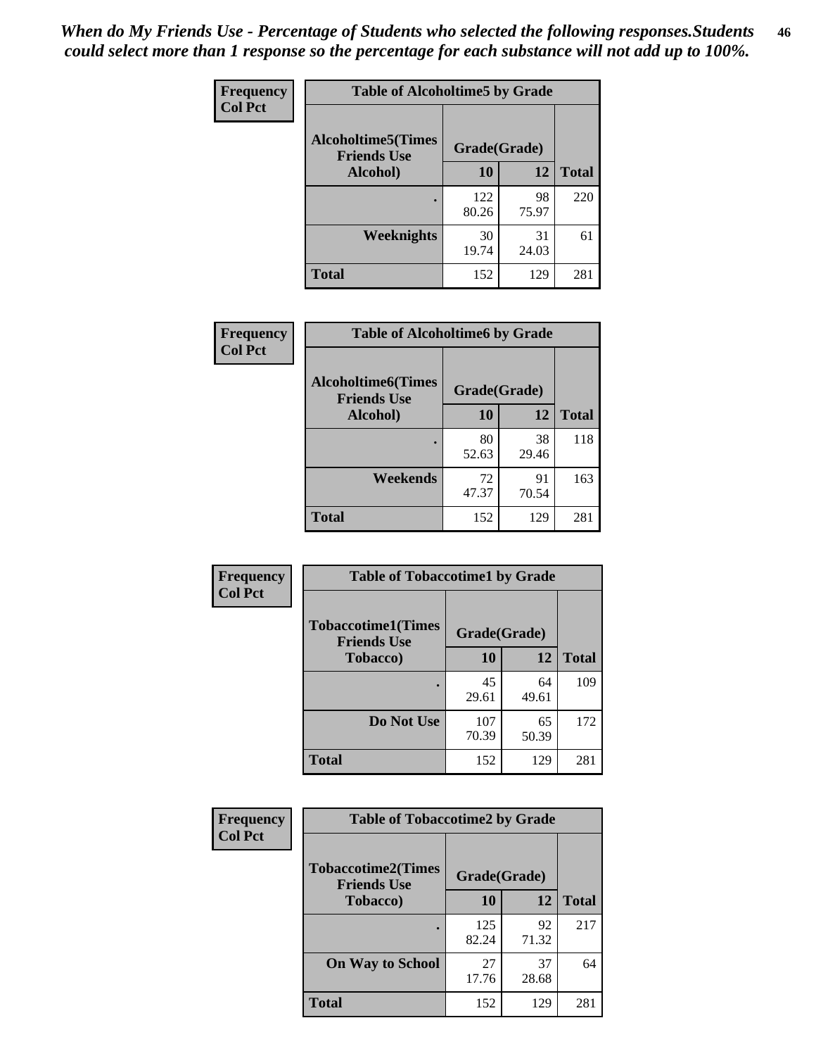*When do My Friends Use - Percentage of Students who selected the following responses.Students could select more than 1 response so the percentage for each substance will not add up to 100%.*

**Frequency**
**Col Pct**

**Table of Alcoholtime5 by Grade**

| Alcoholtime5(Times Friends Use Alcohol) | Grade(Grade) | | Total |
|---|---|---|---|
| | 10 | 12 | |
| . | 122<br>80.26 | 98<br>75.97 | 220 |
| Weeknights | 30<br>19.74 | 31<br>24.03 | 61 |
| Total | 152 | 129 | 281 |

**Frequency**
**Col Pct**

**Table of Alcoholtime6 by Grade**

| Alcoholtime6(Times Friends Use Alcohol) | Grade(Grade) | | Total |
|---|---|---|---|
| | 10 | 12 | |
| . | 80<br>52.63 | 38<br>29.46 | 118 |
| Weekends | 72<br>47.37 | 91<br>70.54 | 163 |
| Total | 152 | 129 | 281 |

**Frequency**
**Col Pct**

**Table of Tobaccotime1 by Grade**

| Tobaccotime1(Times Friends Use Tobacco) | Grade(Grade) | | Total |
|---|---|---|---|
| | 10 | 12 | |
| . | 45<br>29.61 | 64<br>49.61 | 109 |
| Do Not Use | 107<br>70.39 | 65<br>50.39 | 172 |
| Total | 152 | 129 | 281 |

**Frequency**
**Col Pct**

**Table of Tobaccotime2 by Grade**

| Tobaccotime2(Times Friends Use Tobacco) | Grade(Grade) | | Total |
|---|---|---|---|
| | 10 | 12 | |
| . | 125<br>82.24 | 92<br>71.32 | 217 |
| On Way to School | 27<br>17.76 | 37<br>28.68 | 64 |
| Total | 152 | 129 | 281 |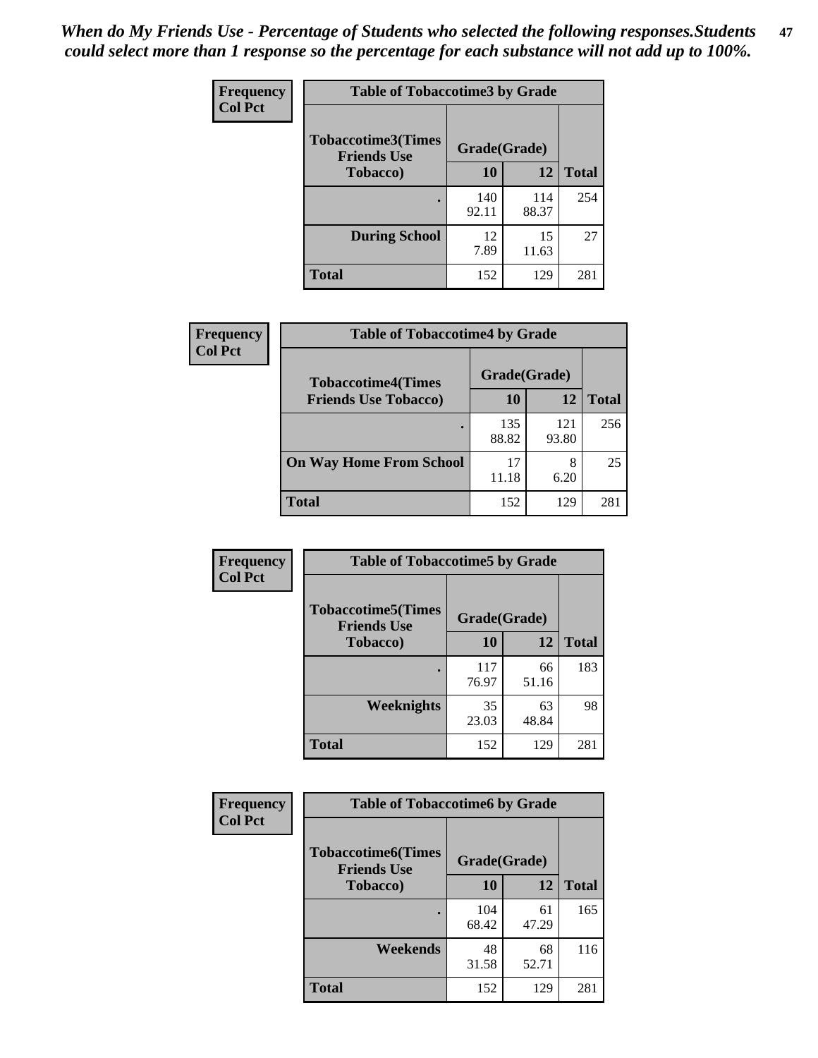*When do My Friends Use - Percentage of Students who selected the following responses.Students could select more than 1 response so the percentage for each substance will not add up to 100%.*

**Frequency**
**Col Pct**

| Table of Tobaccotime3 by Grade | | | |
|---|---|---|---|
| **Tobaccotime3(Times Friends Use Tobacco)** | **Grade(Grade)** | | |
| | **10** | **12** | **Total** |
| . | 140<br>92.11 | 114<br>88.37 | 254 |
| **During School** | 12<br>7.89 | 15<br>11.63 | 27 |
| **Total** | 152 | 129 | 281 |

**Frequency**
**Col Pct**

| Table of Tobaccotime4 by Grade | | | |
|---|---|---|---|
| **Tobaccotime4(Times Friends Use Tobacco)** | **Grade(Grade)** | | |
| | **10** | **12** | **Total** |
| . | 135<br>88.82 | 121<br>93.80 | 256 |
| **On Way Home From School** | 17<br>11.18 | 8<br>6.20 | 25 |
| **Total** | 152 | 129 | 281 |

**Frequency**
**Col Pct**

| Table of Tobaccotime5 by Grade | | | |
|---|---|---|---|
| **Tobaccotime5(Times Friends Use Tobacco)** | **Grade(Grade)** | | |
| | **10** | **12** | **Total** |
| . | 117<br>76.97 | 66<br>51.16 | 183 |
| **Weeknights** | 35<br>23.03 | 63<br>48.84 | 98 |
| **Total** | 152 | 129 | 281 |

**Frequency**
**Col Pct**

| Table of Tobaccotime6 by Grade | | | |
|---|---|---|---|
| **Tobaccotime6(Times Friends Use Tobacco)** | **Grade(Grade)** | | |
| | **10** | **12** | **Total** |
| . | 104<br>68.42 | 61<br>47.29 | 165 |
| **Weekends** | 48<br>31.58 | 68<br>52.71 | 116 |
| **Total** | 152 | 129 | 281 |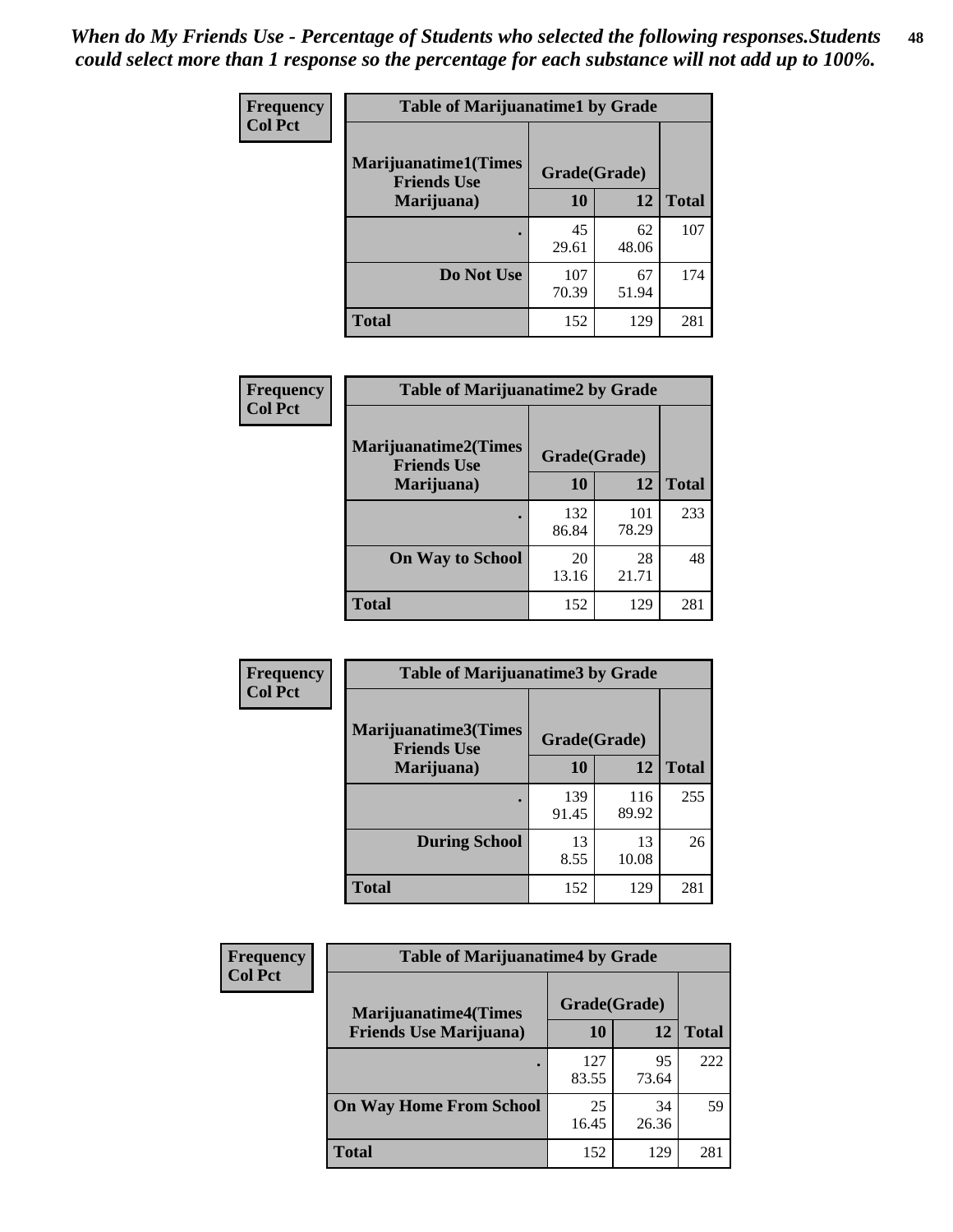*When do My Friends Use - Percentage of Students who selected the following responses.Students could select more than 1 response so the percentage for each substance will not add up to 100%.*

**Frequency**
**Col Pct**

| Table of Marijuanatime1 by Grade | | | |
|---|---|---|---|
| **Marijuanatime1(Times Friends Use Marijuana)** | **Grade(Grade)** | | |
| | **10** | **12** | **Total** |
| **.** | 45<br>29.61 | 62<br>48.06 | 107 |
| **Do Not Use** | 107<br>70.39 | 67<br>51.94 | 174 |
| **Total** | 152 | 129 | 281 |

**Frequency**
**Col Pct**

| Table of Marijuanatime2 by Grade | | | |
|---|---|---|---|
| **Marijuanatime2(Times Friends Use Marijuana)** | **Grade(Grade)** | | |
| | **10** | **12** | **Total** |
| **.** | 132<br>86.84 | 101<br>78.29 | 233 |
| **On Way to School** | 20<br>13.16 | 28<br>21.71 | 48 |
| **Total** | 152 | 129 | 281 |

**Frequency**
**Col Pct**

| Table of Marijuanatime3 by Grade | | | |
|---|---|---|---|
| **Marijuanatime3(Times Friends Use Marijuana)** | **Grade(Grade)** | | |
| | **10** | **12** | **Total** |
| **.** | 139<br>91.45 | 116<br>89.92 | 255 |
| **During School** | 13<br>8.55 | 13<br>10.08 | 26 |
| **Total** | 152 | 129 | 281 |

**Frequency**
**Col Pct**

| Table of Marijuanatime4 by Grade | | | |
|---|---|---|---|
| **Marijuanatime4(Times Friends Use Marijuana)** | **Grade(Grade)** | | |
| | **10** | **12** | **Total** |
| **.** | 127<br>83.55 | 95<br>73.64 | 222 |
| **On Way Home From School** | 25<br>16.45 | 34<br>26.36 | 59 |
| **Total** | 152 | 129 | 281 |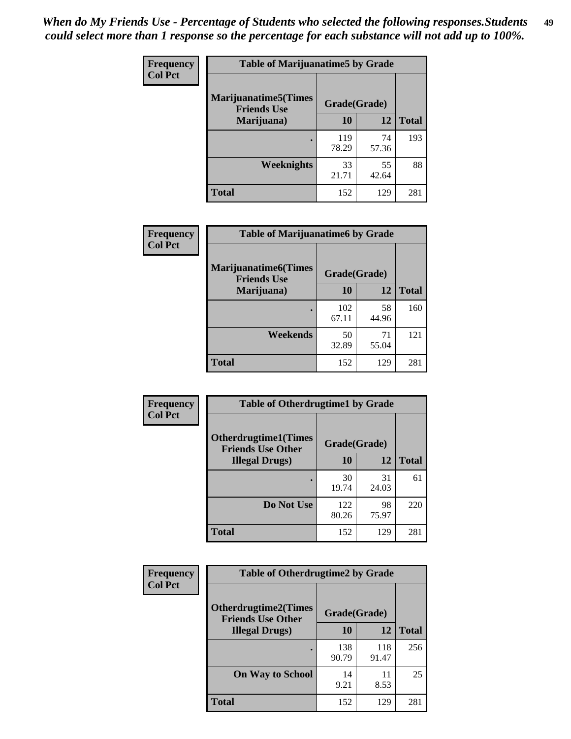*When do My Friends Use - Percentage of Students who selected the following responses.Students could select more than 1 response so the percentage for each substance will not add up to 100%.*

**Frequency / Col Pct**

| Table of Marijuanatime5 by Grade | | | |
|---|---|---|---|
| **Marijuanatime5(Times Friends Use Marijuana)** | **Grade(Grade)** | | **Total** |
| | **10** | **12** | |
| **.** | 119<br>78.29 | 74<br>57.36 | 193 |
| **Weeknights** | 33<br>21.71 | 55<br>42.64 | 88 |
| **Total** | 152 | 129 | 281 |

**Frequency / Col Pct**

| Table of Marijuanatime6 by Grade | | | |
|---|---|---|---|
| **Marijuanatime6(Times Friends Use Marijuana)** | **Grade(Grade)** | | **Total** |
| | **10** | **12** | |
| **.** | 102<br>67.11 | 58<br>44.96 | 160 |
| **Weekends** | 50<br>32.89 | 71<br>55.04 | 121 |
| **Total** | 152 | 129 | 281 |

**Frequency / Col Pct**

| Table of Otherdrugtime1 by Grade | | | |
|---|---|---|---|
| **Otherdrugtime1(Times Friends Use Other Illegal Drugs)** | **Grade(Grade)** | | **Total** |
| | **10** | **12** | |
| **.** | 30<br>19.74 | 31<br>24.03 | 61 |
| **Do Not Use** | 122<br>80.26 | 98<br>75.97 | 220 |
| **Total** | 152 | 129 | 281 |

**Frequency / Col Pct**

| Table of Otherdrugtime2 by Grade | | | |
|---|---|---|---|
| **Otherdrugtime2(Times Friends Use Other Illegal Drugs)** | **Grade(Grade)** | | **Total** |
| | **10** | **12** | |
| **.** | 138<br>90.79 | 118<br>91.47 | 256 |
| **On Way to School** | 14<br>9.21 | 11<br>8.53 | 25 |
| **Total** | 152 | 129 | 281 |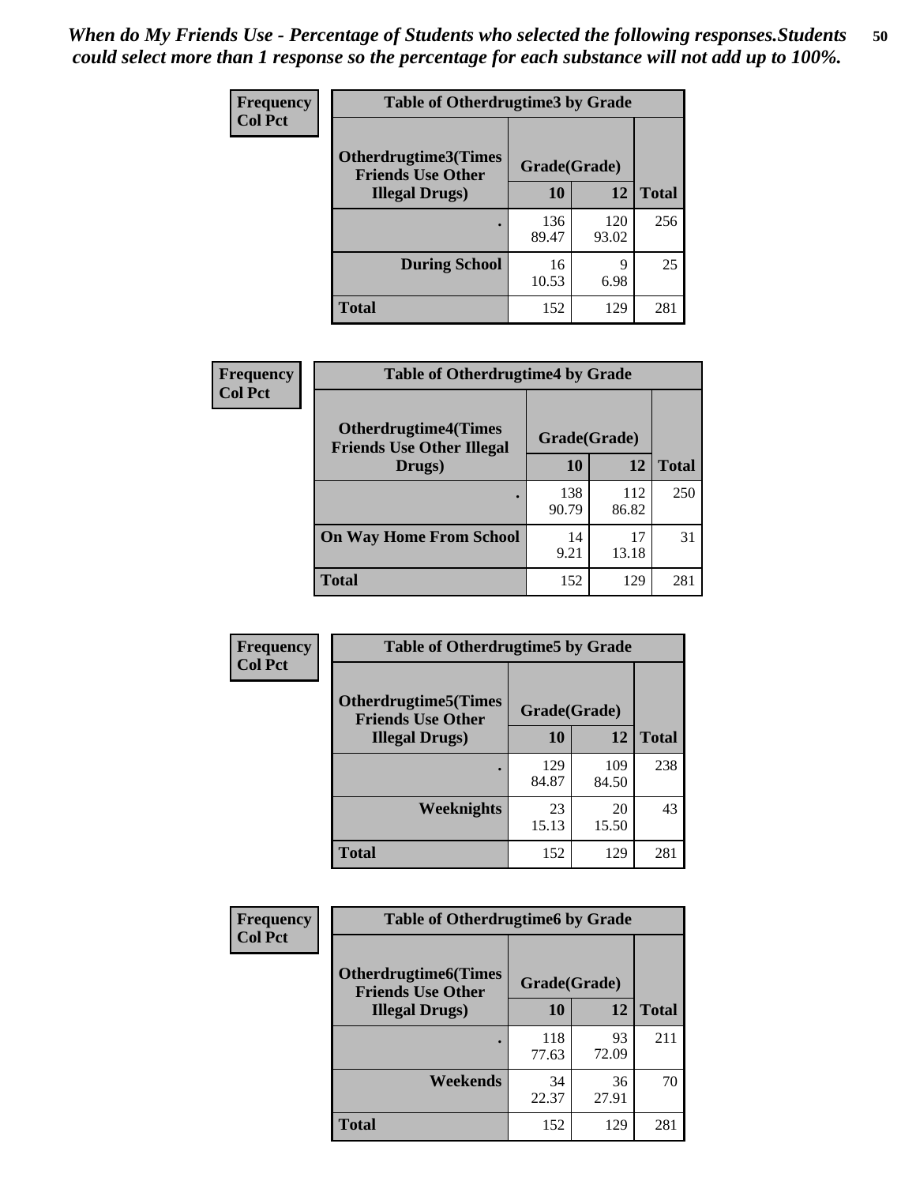*When do My Friends Use - Percentage of Students who selected the following responses.Students could select more than 1 response so the percentage for each substance will not add up to 100%.*

**Frequency**
**Col Pct**

| Table of Otherdrugtime3 by Grade | | | |
|---|---|---|---|
| **Otherdrugtime3(Times Friends Use Other Illegal Drugs)** | **Grade(Grade)** | | |
| | **10** | **12** | **Total** |
| **.** | 136<br>89.47 | 120<br>93.02 | 256 |
| **During School** | 16<br>10.53 | 9<br>6.98 | 25 |
| **Total** | 152 | 129 | 281 |

**Frequency**
**Col Pct**

| Table of Otherdrugtime4 by Grade | | | |
|---|---|---|---|
| **Otherdrugtime4(Times Friends Use Other Illegal Drugs)** | **Grade(Grade)** | | |
| | **10** | **12** | **Total** |
| **.** | 138<br>90.79 | 112<br>86.82 | 250 |
| **On Way Home From School** | 14<br>9.21 | 17<br>13.18 | 31 |
| **Total** | 152 | 129 | 281 |

**Frequency**
**Col Pct**

| Table of Otherdrugtime5 by Grade | | | |
|---|---|---|---|
| **Otherdrugtime5(Times Friends Use Other Illegal Drugs)** | **Grade(Grade)** | | |
| | **10** | **12** | **Total** |
| **.** | 129<br>84.87 | 109<br>84.50 | 238 |
| **Weeknights** | 23<br>15.13 | 20<br>15.50 | 43 |
| **Total** | 152 | 129 | 281 |

**Frequency**
**Col Pct**

| Table of Otherdrugtime6 by Grade | | | |
|---|---|---|---|
| **Otherdrugtime6(Times Friends Use Other Illegal Drugs)** | **Grade(Grade)** | | |
| | **10** | **12** | **Total** |
| **.** | 118<br>77.63 | 93<br>72.09 | 211 |
| **Weekends** | 34<br>22.37 | 36<br>27.91 | 70 |
| **Total** | 152 | 129 | 281 |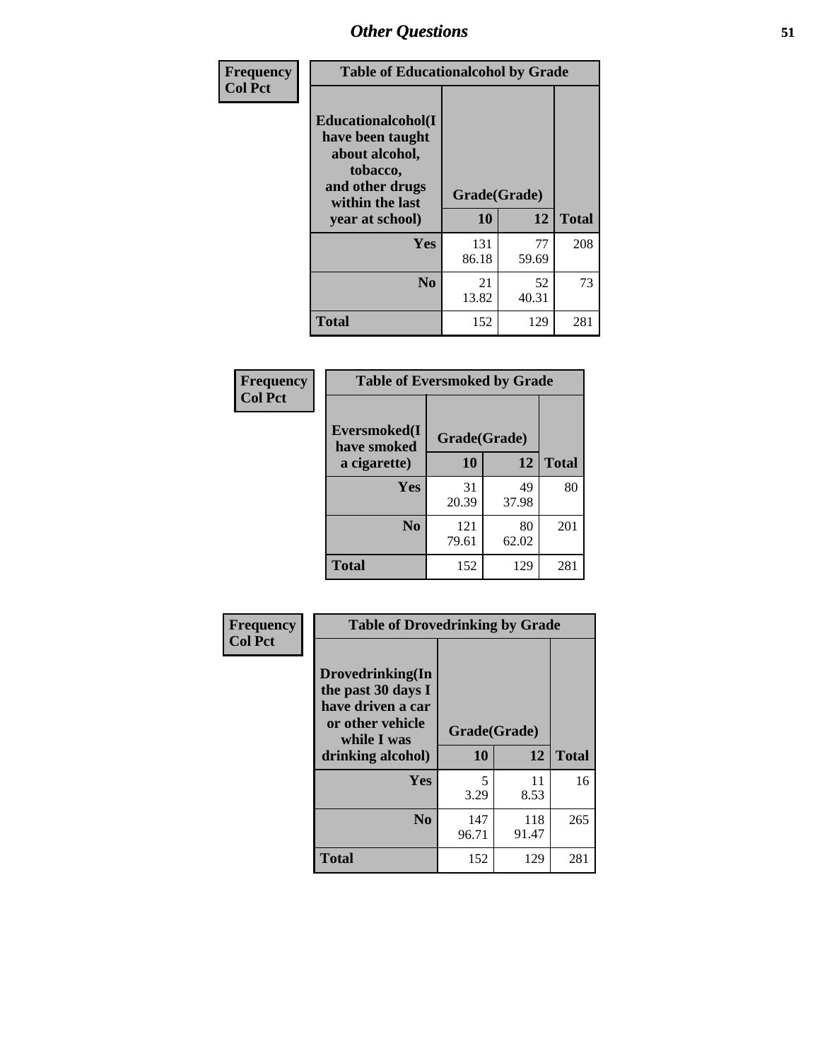| Frequency<br>Col Pct | Table of Educationalalcohol by Grade | | |
|---|---|---|---|
| Educationalalcohol(I have been taught about alcohol, tobacco, and other drugs within the last year at school) | Grade(Grade) | | |
| | 10 | 12 | Total |
| Yes | 131<br>86.18 | 77<br>59.69 | 208 |
| No | 21<br>13.82 | 52<br>40.31 | 73 |
| Total | 152 | 129 | 281 |

| Frequency<br>Col Pct | Table of Eversmoked by Grade | | |
|---|---|---|---|
| Eversmoked(I have smoked a cigarette) | Grade(Grade) | | |
| | 10 | 12 | Total |
| Yes | 31<br>20.39 | 49<br>37.98 | 80 |
| No | 121<br>79.61 | 80<br>62.02 | 201 |
| Total | 152 | 129 | 281 |

| Frequency<br>Col Pct | Table of Drovedrinking by Grade | | |
|---|---|---|---|
| Drovedrinking(In the past 30 days I have driven a car or other vehicle while I was drinking alcohol) | Grade(Grade) | | |
| | 10 | 12 | Total |
| Yes | 5<br>3.29 | 11<br>8.53 | 16 |
| No | 147<br>96.71 | 118<br>91.47 | 265 |
| Total | 152 | 129 | 281 |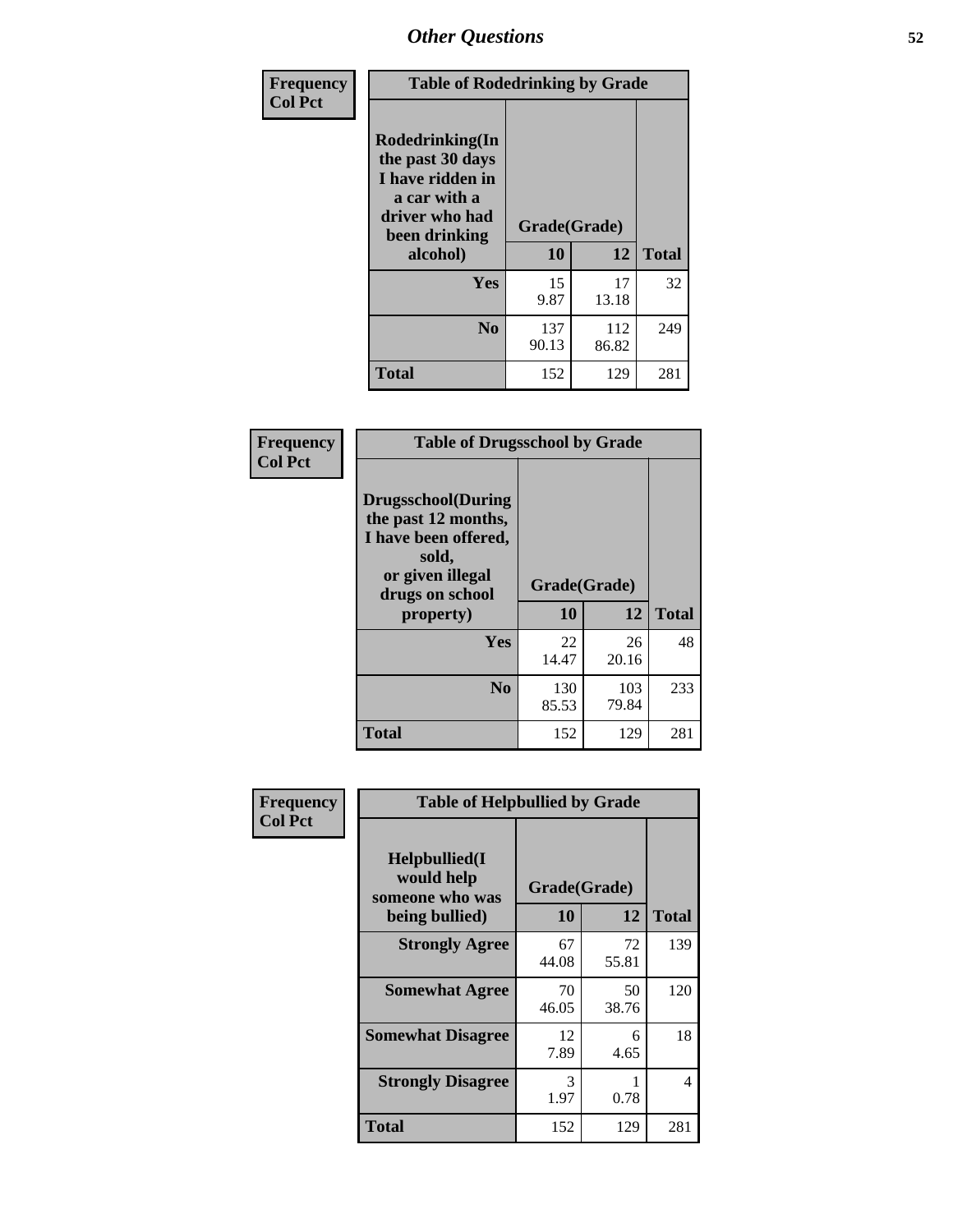## Other Questions

**Frequency**
**Col Pct**

| Table of Rodedrinking by Grade | | | |
|---|---|---|---|
| Rodedrinking(In the past 30 days I have ridden in a car with a driver who had been drinking alcohol) | Grade(Grade) | | |
| | 10 | 12 | Total |
| Yes | 15<br>9.87 | 17<br>13.18 | 32 |
| No | 137<br>90.13 | 112<br>86.82 | 249 |
| Total | 152 | 129 | 281 |

**Frequency**
**Col Pct**

| Table of Drugsschool by Grade | | | |
|---|---|---|---|
| Drugsschool(During the past 12 months, I have been offered, sold, or given illegal drugs on school property) | Grade(Grade) | | |
| | 10 | 12 | Total |
| Yes | 22<br>14.47 | 26<br>20.16 | 48 |
| No | 130<br>85.53 | 103<br>79.84 | 233 |
| Total | 152 | 129 | 281 |

**Frequency**
**Col Pct**

| Table of Helpbullied by Grade | | | |
|---|---|---|---|
| Helpbullied(I would help someone who was being bullied) | Grade(Grade) | | |
| | 10 | 12 | Total |
| Strongly Agree | 67<br>44.08 | 72<br>55.81 | 139 |
| Somewhat Agree | 70<br>46.05 | 50<br>38.76 | 120 |
| Somewhat Disagree | 12<br>7.89 | 6<br>4.65 | 18 |
| Strongly Disagree | 3<br>1.97 | 1<br>0.78 | 4 |
| Total | 152 | 129 | 281 |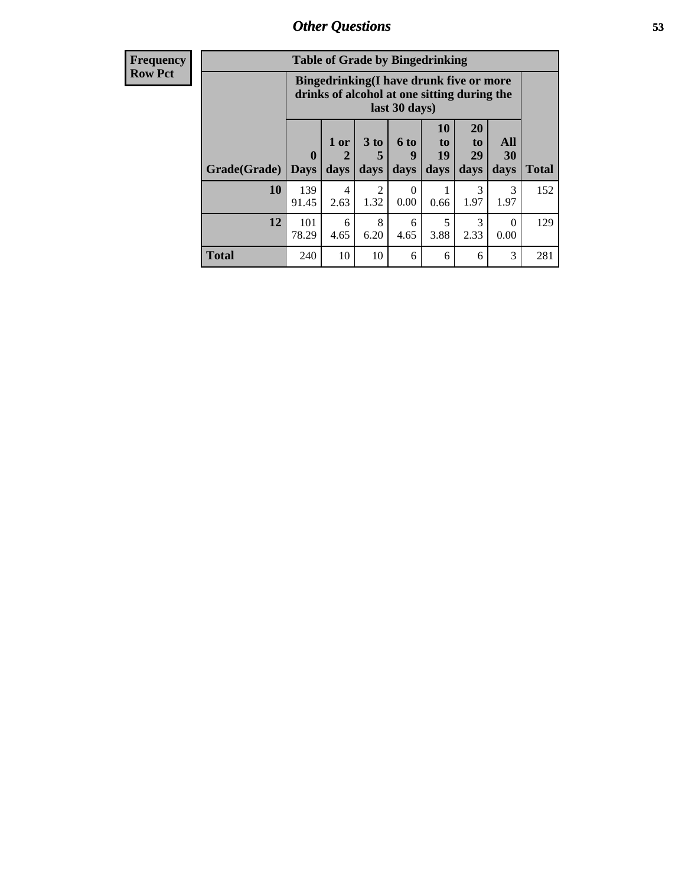| Frequency<br>Row Pct |
|---|

| Table of Grade by Bingedrinking | | | | | | | | |
|---|---|---|---|---|---|---|---|---|
| | Bingedrinking(I have drunk five or more drinks of alcohol at one sitting during the last 30 days) | | | | | | | |
| Grade(Grade) | 0 Days | 1 or 2 days | 3 to 5 days | 6 to 9 days | 10 to 19 days | 20 to 29 days | All 30 days | Total |
| 10 | 139<br>91.45 | 4<br>2.63 | 2<br>1.32 | 0<br>0.00 | 1<br>0.66 | 3<br>1.97 | 3<br>1.97 | 152 |
| 12 | 101<br>78.29 | 6<br>4.65 | 8<br>6.20 | 6<br>4.65 | 5<br>3.88 | 3<br>2.33 | 0<br>0.00 | 129 |
| Total | 240 | 10 | 10 | 6 | 6 | 6 | 3 | 281 |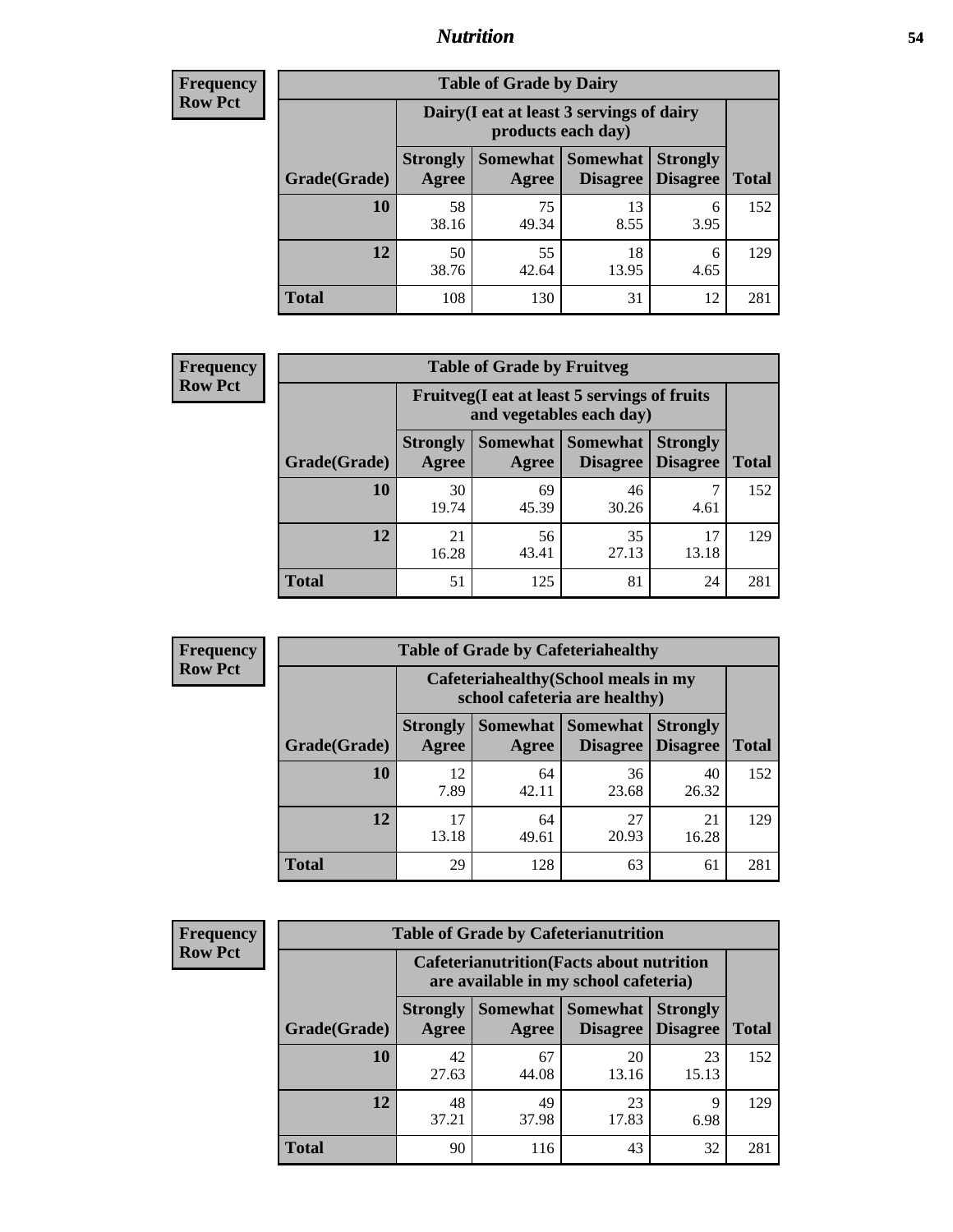| Frequency<br>Row Pct |
|---|

| Table of Grade by Dairy | | | | | |
|---|---|---|---|---|---|
| | Dairy(I eat at least 3 servings of dairy products each day) | | | | |
| Grade(Grade) | Strongly Agree | Somewhat Agree | Somewhat Disagree | Strongly Disagree | Total |
| 10 | 58<br>38.16 | 75<br>49.34 | 13<br>8.55 | 6<br>3.95 | 152 |
| 12 | 50<br>38.76 | 55<br>42.64 | 18<br>13.95 | 6<br>4.65 | 129 |
| Total | 108 | 130 | 31 | 12 | 281 |

| Frequency<br>Row Pct |
|---|

| Table of Grade by Fruitveg | | | | | |
|---|---|---|---|---|---|
| | Fruitveg(I eat at least 5 servings of fruits and vegetables each day) | | | | |
| Grade(Grade) | Strongly Agree | Somewhat Agree | Somewhat Disagree | Strongly Disagree | Total |
| 10 | 30<br>19.74 | 69<br>45.39 | 46<br>30.26 | 7<br>4.61 | 152 |
| 12 | 21<br>16.28 | 56<br>43.41 | 35<br>27.13 | 17<br>13.18 | 129 |
| Total | 51 | 125 | 81 | 24 | 281 |

| Frequency<br>Row Pct |
|---|

| Table of Grade by Cafeteriahealthy | | | | | |
|---|---|---|---|---|---|
| | Cafeteriahealthy(School meals in my school cafeteria are healthy) | | | | |
| Grade(Grade) | Strongly Agree | Somewhat Agree | Somewhat Disagree | Strongly Disagree | Total |
| 10 | 12<br>7.89 | 64<br>42.11 | 36<br>23.68 | 40<br>26.32 | 152 |
| 12 | 17<br>13.18 | 64<br>49.61 | 27<br>20.93 | 21<br>16.28 | 129 |
| Total | 29 | 128 | 63 | 61 | 281 |

| Frequency<br>Row Pct |
|---|

| Table of Grade by Cafeterianutrition | | | | | |
|---|---|---|---|---|---|
| | Cafeterianutrition(Facts about nutrition are available in my school cafeteria) | | | | |
| Grade(Grade) | Strongly Agree | Somewhat Agree | Somewhat Disagree | Strongly Disagree | Total |
| 10 | 42<br>27.63 | 67<br>44.08 | 20<br>13.16 | 23<br>15.13 | 152 |
| 12 | 48<br>37.21 | 49<br>37.98 | 23<br>17.83 | 9<br>6.98 | 129 |
| Total | 90 | 116 | 43 | 32 | 281 |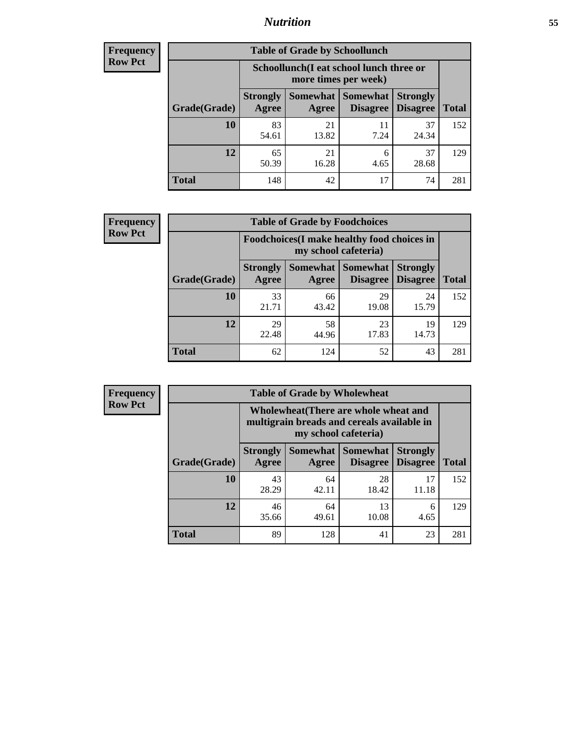**Frequency**
**Row Pct**

| Table of Grade by Schoollunch | | | | | |
|---|---|---|---|---|---|
| | Schoollunch(I eat school lunch three or more times per week) | | | | |
| Grade(Grade) | Strongly Agree | Somewhat Agree | Somewhat Disagree | Strongly Disagree | Total |
| **10** | 83<br>54.61 | 21<br>13.82 | 11<br>7.24 | 37<br>24.34 | 152 |
| **12** | 65<br>50.39 | 21<br>16.28 | 6<br>4.65 | 37<br>28.68 | 129 |
| **Total** | 148 | 42 | 17 | 74 | 281 |

**Frequency**
**Row Pct**

| Table of Grade by Foodchoices | | | | | |
|---|---|---|---|---|---|
| | Foodchoices(I make healthy food choices in my school cafeteria) | | | | |
| Grade(Grade) | Strongly Agree | Somewhat Agree | Somewhat Disagree | Strongly Disagree | Total |
| **10** | 33<br>21.71 | 66<br>43.42 | 29<br>19.08 | 24<br>15.79 | 152 |
| **12** | 29<br>22.48 | 58<br>44.96 | 23<br>17.83 | 19<br>14.73 | 129 |
| **Total** | 62 | 124 | 52 | 43 | 281 |

**Frequency**
**Row Pct**

| Table of Grade by Wholewheat | | | | | |
|---|---|---|---|---|---|
| | Wholewheat(There are whole wheat and multigrain breads and cereals available in my school cafeteria) | | | | |
| Grade(Grade) | Strongly Agree | Somewhat Agree | Somewhat Disagree | Strongly Disagree | Total |
| **10** | 43<br>28.29 | 64<br>42.11 | 28<br>18.42 | 17<br>11.18 | 152 |
| **12** | 46<br>35.66 | 64<br>49.61 | 13<br>10.08 | 6<br>4.65 | 129 |
| **Total** | 89 | 128 | 41 | 23 | 281 |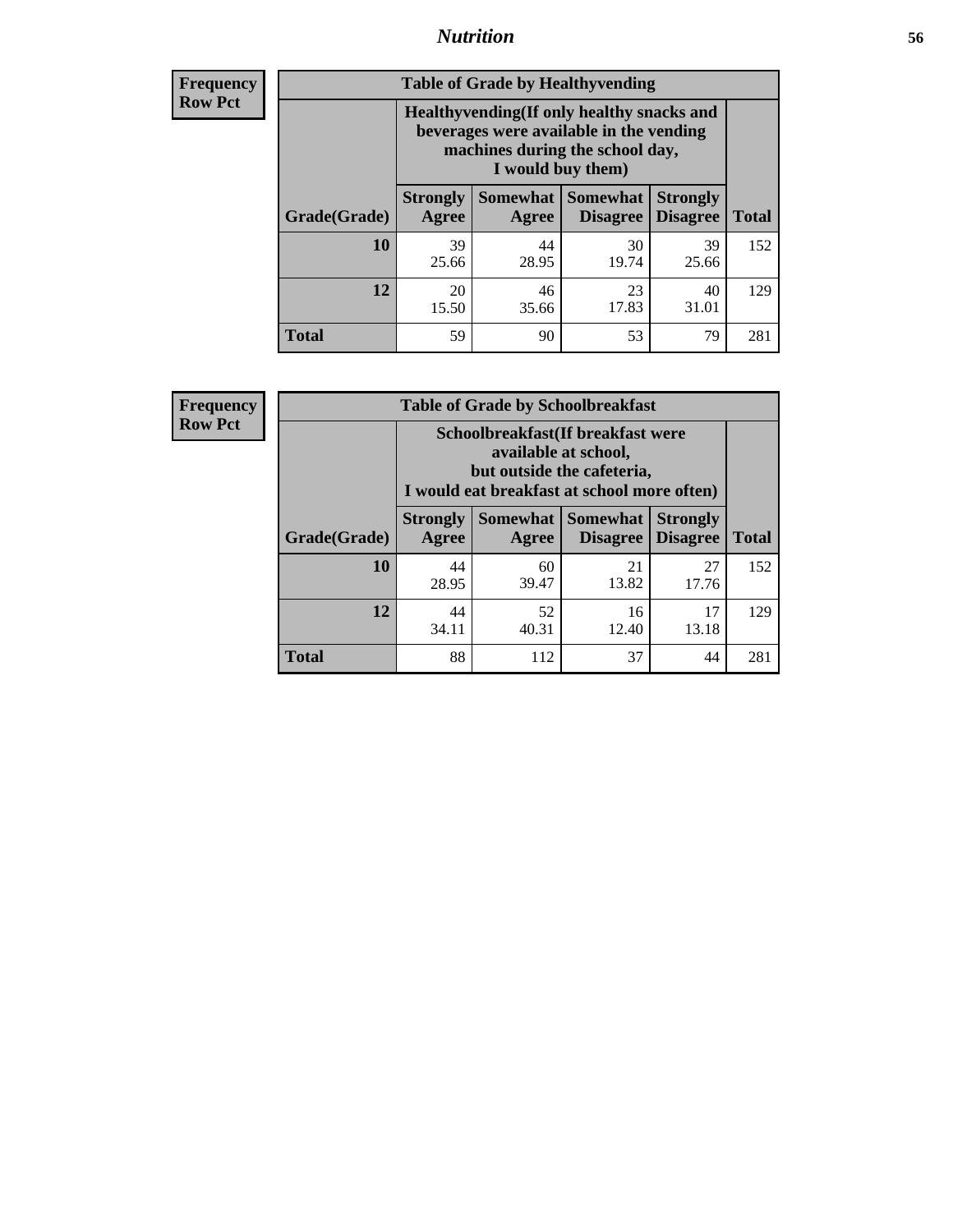**Frequency**
**Row Pct**

**Table of Grade by Healthyvending**

| Grade(Grade) | Healthyvending(If only healthy snacks and beverages were available in the vending machines during the school day, I would buy them) | | | | Total |
|---|---|---|---|---|---|
| | Strongly Agree | Somewhat Agree | Somewhat Disagree | Strongly Disagree | |
| 10 | 39<br>25.66 | 44<br>28.95 | 30<br>19.74 | 39<br>25.66 | 152 |
| 12 | 20<br>15.50 | 46<br>35.66 | 23<br>17.83 | 40<br>31.01 | 129 |
| Total | 59 | 90 | 53 | 79 | 281 |

**Frequency**
**Row Pct**

**Table of Grade by Schoolbreakfast**

| Grade(Grade) | Schoolbreakfast(If breakfast were available at school, but outside the cafeteria, I would eat breakfast at school more often) | | | | Total |
|---|---|---|---|---|---|
| | Strongly Agree | Somewhat Agree | Somewhat Disagree | Strongly Disagree | |
| 10 | 44<br>28.95 | 60<br>39.47 | 21<br>13.82 | 27<br>17.76 | 152 |
| 12 | 44<br>34.11 | 52<br>40.31 | 16<br>12.40 | 17<br>13.18 | 129 |
| Total | 88 | 112 | 37 | 44 | 281 |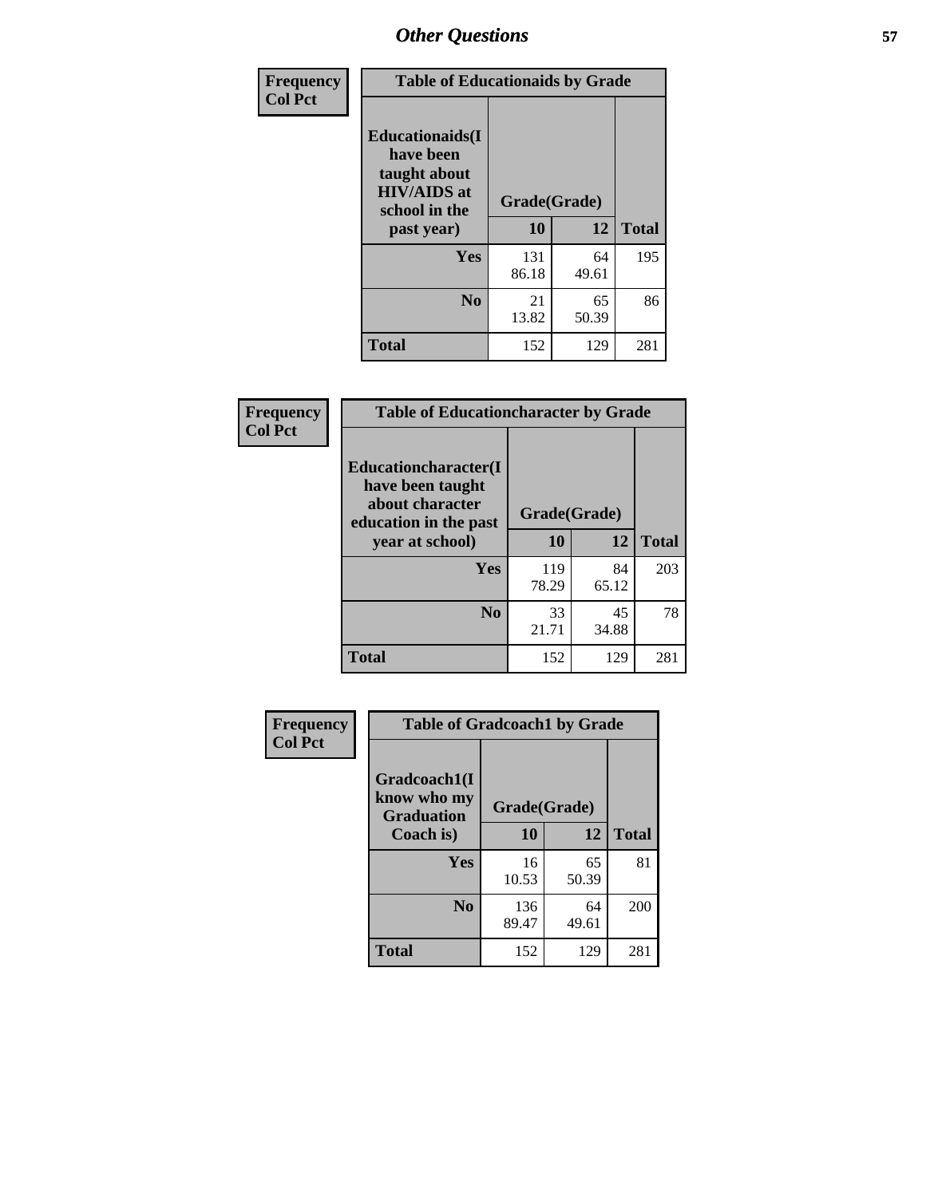## Other Questions

| Frequency Col Pct | Table of Educationaids by Grade | | |
|---|---|---|---|
| Educationaids(I have been taught about HIV/AIDS at school in the past year) | Grade(Grade) | | |
| | 10 | 12 | Total |
| Yes | 131<br>86.18 | 64<br>49.61 | 195 |
| No | 21<br>13.82 | 65<br>50.39 | 86 |
| Total | 152 | 129 | 281 |

| Frequency Col Pct | Table of Educationcharacter by Grade | | |
|---|---|---|---|
| Educationcharacter(I have been taught about character education in the past year at school) | Grade(Grade) | | |
| | 10 | 12 | Total |
| Yes | 119<br>78.29 | 84<br>65.12 | 203 |
| No | 33<br>21.71 | 45<br>34.88 | 78 |
| Total | 152 | 129 | 281 |

| Frequency Col Pct | Table of Gradcoach1 by Grade | | |
|---|---|---|---|
| Gradcoach1(I know who my Graduation Coach is) | Grade(Grade) | | |
| | 10 | 12 | Total |
| Yes | 16<br>10.53 | 65<br>50.39 | 81 |
| No | 136<br>89.47 | 64<br>49.61 | 200 |
| Total | 152 | 129 | 281 |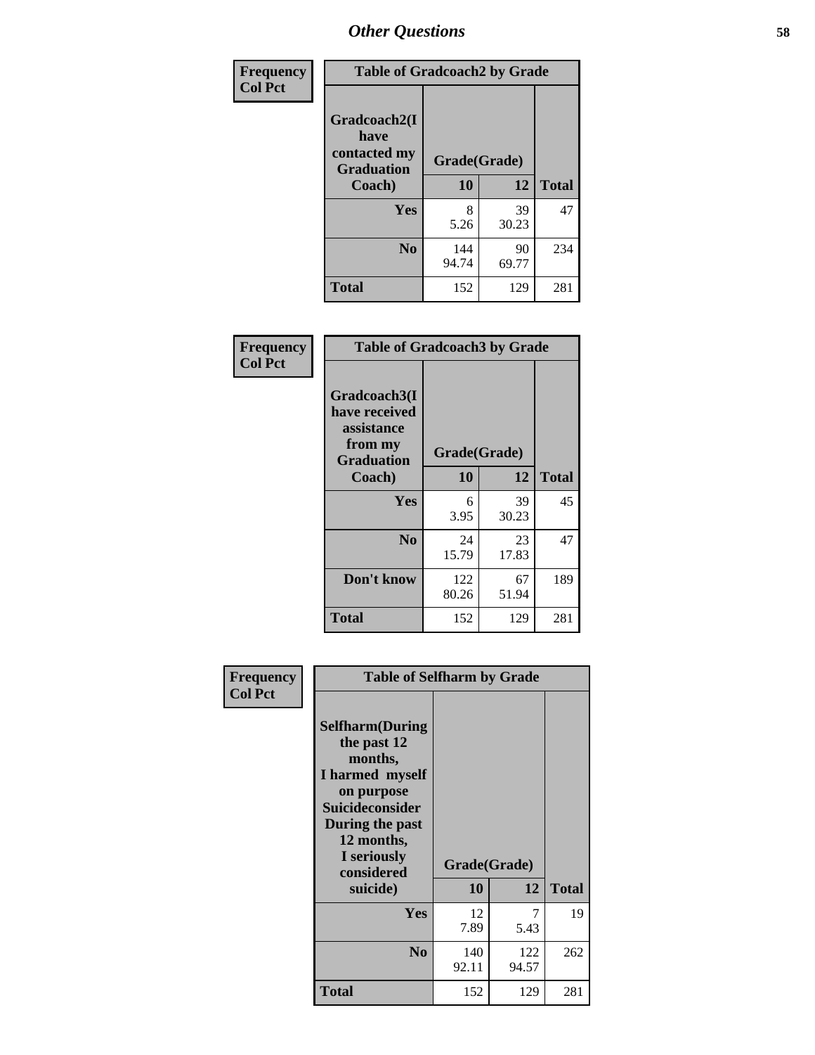## Other Questions

**Frequency**
**Col Pct**

**Table of Gradcoach2 by Grade**

| Gradcoach2(I have contacted my Graduation Coach) | Grade(Grade) | | Total |
|---|---|---|---|
| | 10 | 12 | |
| **Yes** | 8<br>5.26 | 39<br>30.23 | 47 |
| **No** | 144<br>94.74 | 90<br>69.77 | 234 |
| **Total** | 152 | 129 | 281 |

**Frequency**
**Col Pct**

**Table of Gradcoach3 by Grade**

| Gradcoach3(I have received assistance from my Graduation Coach) | Grade(Grade) | | Total |
|---|---|---|---|
| | 10 | 12 | |
| **Yes** | 6<br>3.95 | 39<br>30.23 | 45 |
| **No** | 24<br>15.79 | 23<br>17.83 | 47 |
| **Don't know** | 122<br>80.26 | 67<br>51.94 | 189 |
| **Total** | 152 | 129 | 281 |

**Frequency**
**Col Pct**

**Table of Selfharm by Grade**

| Selfharm(During the past 12 months, I harmed myself on purpose Suicideconsider During the past 12 months, I seriously considered suicide) | Grade(Grade) | | Total |
|---|---|---|---|
| | 10 | 12 | |
| **Yes** | 12<br>7.89 | 7<br>5.43 | 19 |
| **No** | 140<br>92.11 | 122<br>94.57 | 262 |
| **Total** | 152 | 129 | 281 |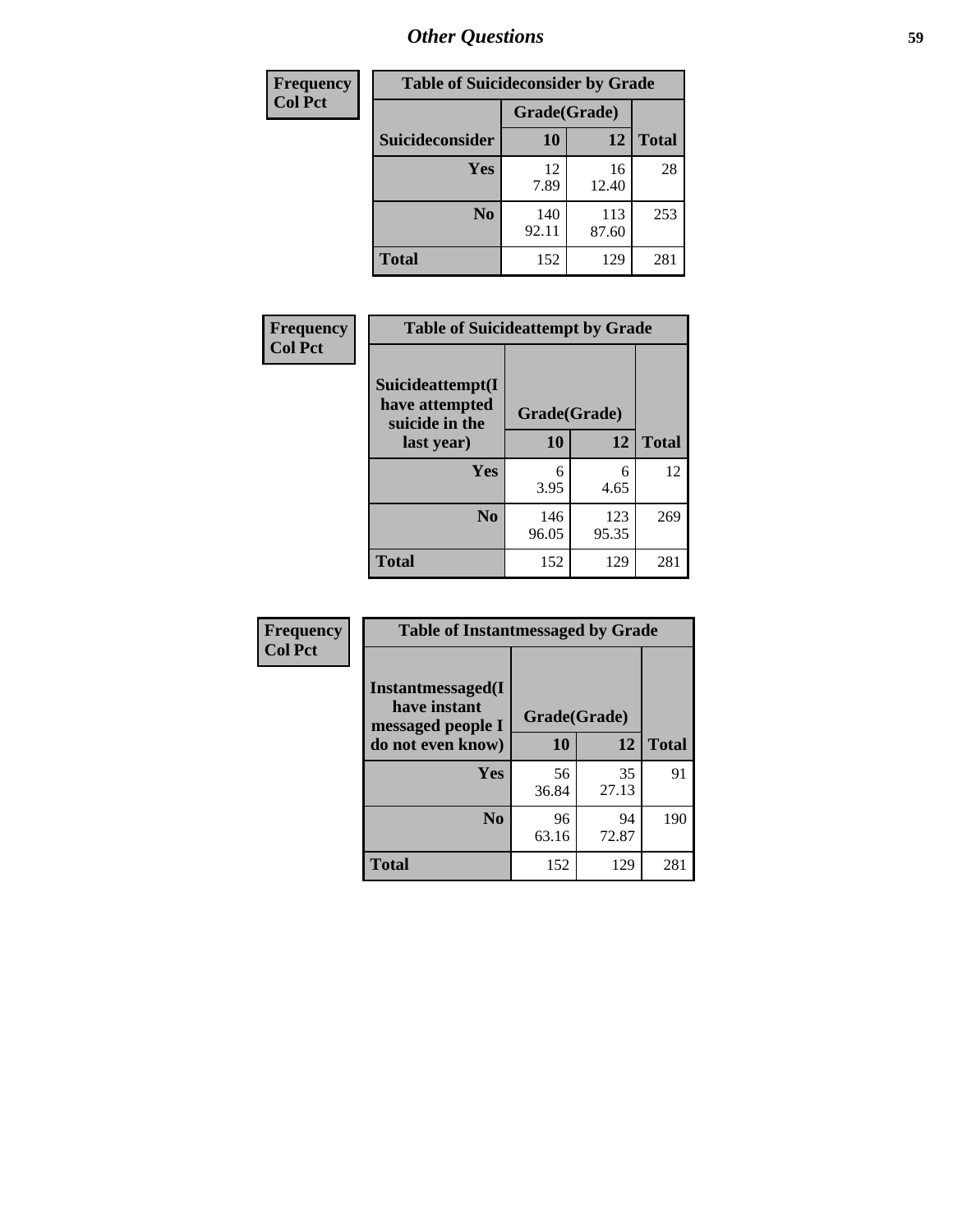| Frequency<br>Col Pct | Table of Suicideconsider by Grade | | |
|---|---|---|---|
| | Grade(Grade) | | |
| Suicideconsider | 10 | 12 | Total |
| Yes | 12<br>7.89 | 16<br>12.40 | 28 |
| No | 140<br>92.11 | 113<br>87.60 | 253 |
| Total | 152 | 129 | 281 |

| Frequency<br>Col Pct | Table of Suicideattempt by Grade | | |
|---|---|---|---|
| Suicideattempt(I have attempted suicide in the last year) | Grade(Grade) | | |
| | 10 | 12 | Total |
| Yes | 6<br>3.95 | 6<br>4.65 | 12 |
| No | 146<br>96.05 | 123<br>95.35 | 269 |
| Total | 152 | 129 | 281 |

| Frequency<br>Col Pct | Table of Instantmessaged by Grade | | |
|---|---|---|---|
| Instantmessaged(I have instant messaged people I do not even know) | Grade(Grade) | | |
| | 10 | 12 | Total |
| Yes | 56<br>36.84 | 35<br>27.13 | 91 |
| No | 96<br>63.16 | 94<br>72.87 | 190 |
| Total | 152 | 129 | 281 |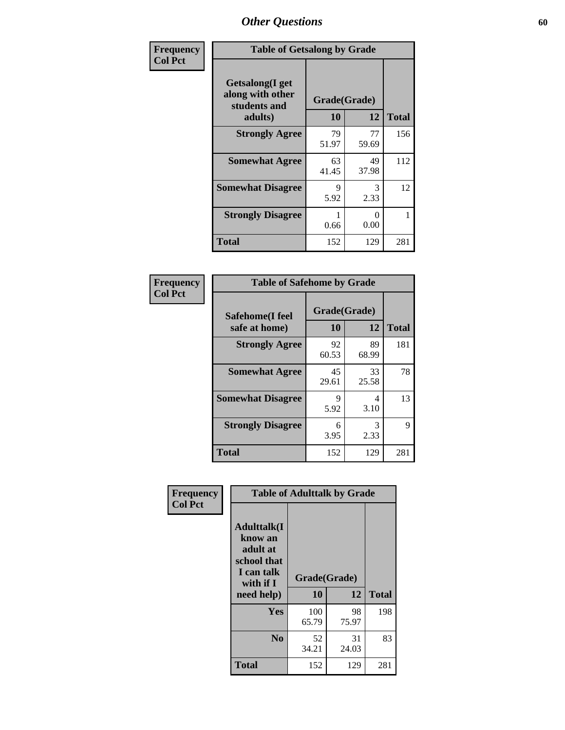# Other Questions

Frequency
Col Pct

**Table of Getsalong by Grade**

| Getsalong(I get along with other students and adults) | Grade(Grade) | | Total |
|---|---|---|---|
| | 10 | 12 | |
| **Strongly Agree** | 79<br>51.97 | 77<br>59.69 | 156 |
| **Somewhat Agree** | 63<br>41.45 | 49<br>37.98 | 112 |
| **Somewhat Disagree** | 9<br>5.92 | 3<br>2.33 | 12 |
| **Strongly Disagree** | 1<br>0.66 | 0<br>0.00 | 1 |
| **Total** | 152 | 129 | 281 |

Frequency
Col Pct

**Table of Safehome by Grade**

| Safehome(I feel safe at home) | Grade(Grade) | | Total |
|---|---|---|---|
| | 10 | 12 | |
| **Strongly Agree** | 92<br>60.53 | 89<br>68.99 | 181 |
| **Somewhat Agree** | 45<br>29.61 | 33<br>25.58 | 78 |
| **Somewhat Disagree** | 9<br>5.92 | 4<br>3.10 | 13 |
| **Strongly Disagree** | 6<br>3.95 | 3<br>2.33 | 9 |
| **Total** | 152 | 129 | 281 |

Frequency
Col Pct

**Table of Adulttalk by Grade**

| Adulttalk(I know an adult at school that I can talk with if I need help) | Grade(Grade) | | Total |
|---|---|---|---|
| | 10 | 12 | |
| **Yes** | 100<br>65.79 | 98<br>75.97 | 198 |
| **No** | 52<br>34.21 | 31<br>24.03 | 83 |
| **Total** | 152 | 129 | 281 |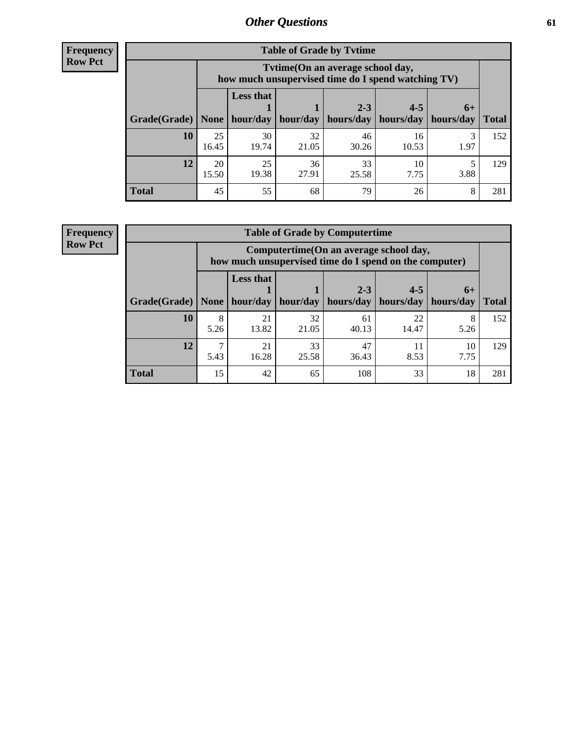## Other Questions

**Frequency**
**Row Pct**

**Table of Grade by Tvtime**

| Grade(Grade) | Tvtime(On an average school day, how much unsupervised time do I spend watching TV) | | | | | | Total |
|---|---|---|---|---|---|---|---|
| | None | Less that 1 hour/day | 1 hour/day | 2-3 hours/day | 4-5 hours/day | 6+ hours/day | |
| **10** | 25<br>16.45 | 30<br>19.74 | 32<br>21.05 | 46<br>30.26 | 16<br>10.53 | 3<br>1.97 | 152 |
| **12** | 20<br>15.50 | 25<br>19.38 | 36<br>27.91 | 33<br>25.58 | 10<br>7.75 | 5<br>3.88 | 129 |
| **Total** | 45 | 55 | 68 | 79 | 26 | 8 | 281 |

**Frequency**
**Row Pct**

**Table of Grade by Computertime**

| Grade(Grade) | Computertime(On an average school day, how much unsupervised time do I spend on the computer) | | | | | | Total |
|---|---|---|---|---|---|---|---|
| | None | Less that 1 hour/day | 1 hour/day | 2-3 hours/day | 4-5 hours/day | 6+ hours/day | |
| **10** | 8<br>5.26 | 21<br>13.82 | 32<br>21.05 | 61<br>40.13 | 22<br>14.47 | 8<br>5.26 | 152 |
| **12** | 7<br>5.43 | 21<br>16.28 | 33<br>25.58 | 47<br>36.43 | 11<br>8.53 | 10<br>7.75 | 129 |
| **Total** | 15 | 42 | 65 | 108 | 33 | 18 | 281 |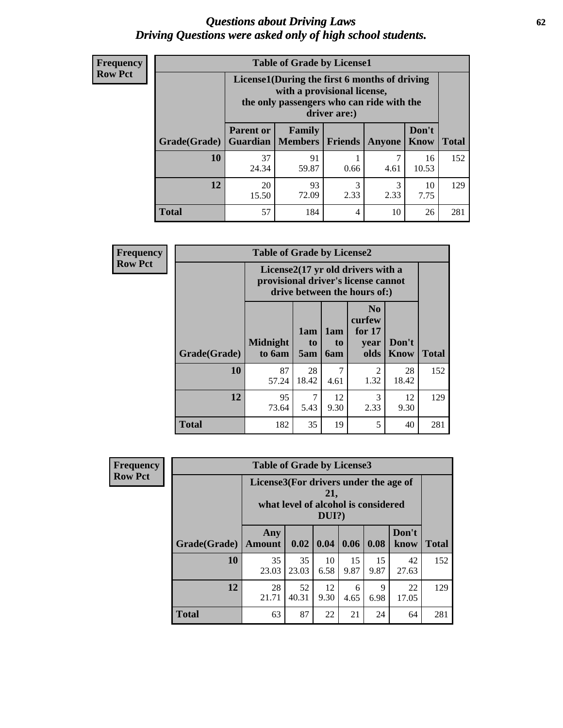# *Questions about Driving Laws*
# *Driving Questions were asked only of high school students.*

**Frequency**
**Row Pct**

**Table of Grade by License1**

| Grade(Grade) | License1(During the first 6 months of driving with a provisional license, the only passengers who can ride with the driver are:) | | | | | Total |
|---|---|---|---|---|---|---|
| | Parent or Guardian | Family Members | Friends | Anyone | Don't Know | |
| **10** | 37<br>24.34 | 91<br>59.87 | 1<br>0.66 | 7<br>4.61 | 16<br>10.53 | 152 |
| **12** | 20<br>15.50 | 93<br>72.09 | 3<br>2.33 | 3<br>2.33 | 10<br>7.75 | 129 |
| **Total** | 57 | 184 | 4 | 10 | 26 | 281 |

**Frequency**
**Row Pct**

**Table of Grade by License2**

| Grade(Grade) | License2(17 yr old drivers with a provisional driver's license cannot drive between the hours of:) | | | | | Total |
|---|---|---|---|---|---|---|
| | Midnight to 6am | 1am to 5am | 1am to 6am | No curfew for 17 year olds | Don't Know | |
| **10** | 87<br>57.24 | 28<br>18.42 | 7<br>4.61 | 2<br>1.32 | 28<br>18.42 | 152 |
| **12** | 95<br>73.64 | 7<br>5.43 | 12<br>9.30 | 3<br>2.33 | 12<br>9.30 | 129 |
| **Total** | 182 | 35 | 19 | 5 | 40 | 281 |

**Frequency**
**Row Pct**

**Table of Grade by License3**

| Grade(Grade) | License3(For drivers under the age of 21, what level of alcohol is considered DUI?) | | | | | | Total |
|---|---|---|---|---|---|---|---|
| | Any Amount | 0.02 | 0.04 | 0.06 | 0.08 | Don't know | |
| **10** | 35<br>23.03 | 35<br>23.03 | 10<br>6.58 | 15<br>9.87 | 15<br>9.87 | 42<br>27.63 | 152 |
| **12** | 28<br>21.71 | 52<br>40.31 | 12<br>9.30 | 6<br>4.65 | 9<br>6.98 | 22<br>17.05 | 129 |
| **Total** | 63 | 87 | 22 | 21 | 24 | 64 | 281 |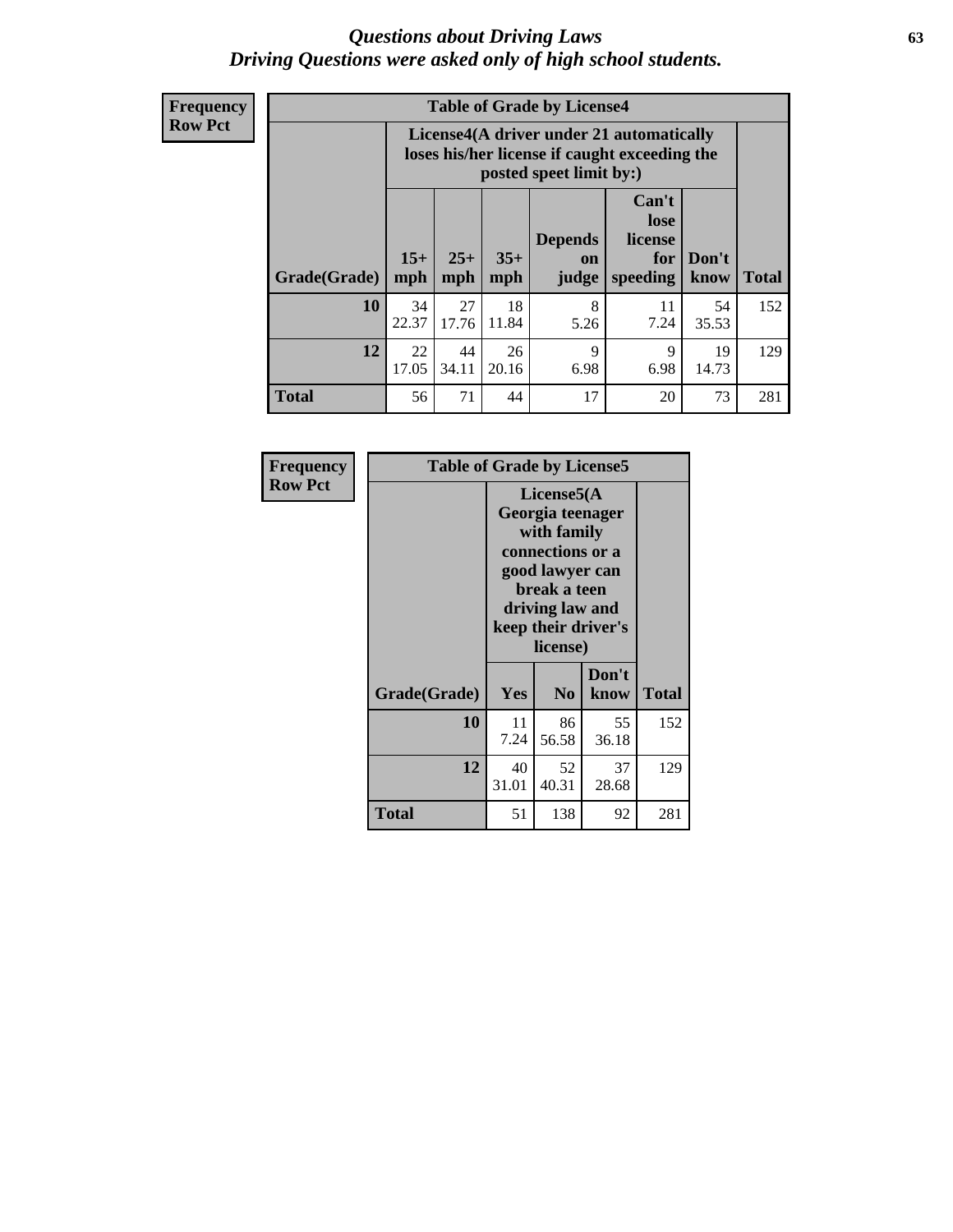*Questions about Driving Laws*
*Driving Questions were asked only of high school students.*

**Frequency**
**Row Pct**

| Table of Grade by License4 | | | | | | | |
|---|---|---|---|---|---|---|---|
| | License4(A driver under 21 automatically loses his/her license if caught exceeding the posted speet limit by:) | | | | | | |
| Grade(Grade) | 15+ mph | 25+ mph | 35+ mph | Depends on judge | Can't lose license for speeding | Don't know | Total |
| 10 | 34<br>22.37 | 27<br>17.76 | 18<br>11.84 | 8<br>5.26 | 11<br>7.24 | 54<br>35.53 | 152 |
| 12 | 22<br>17.05 | 44<br>34.11 | 26<br>20.16 | 9<br>6.98 | 9<br>6.98 | 19<br>14.73 | 129 |
| Total | 56 | 71 | 44 | 17 | 20 | 73 | 281 |

**Frequency**
**Row Pct**

| Table of Grade by License5 | | | | |
|---|---|---|---|---|
| | License5(A Georgia teenager with family connections or a good lawyer can break a teen driving law and keep their driver's license) | | | |
| Grade(Grade) | Yes | No | Don't know | Total |
| 10 | 11<br>7.24 | 86<br>56.58 | 55<br>36.18 | 152 |
| 12 | 40<br>31.01 | 52<br>40.31 | 37<br>28.68 | 129 |
| Total | 51 | 138 | 92 | 281 |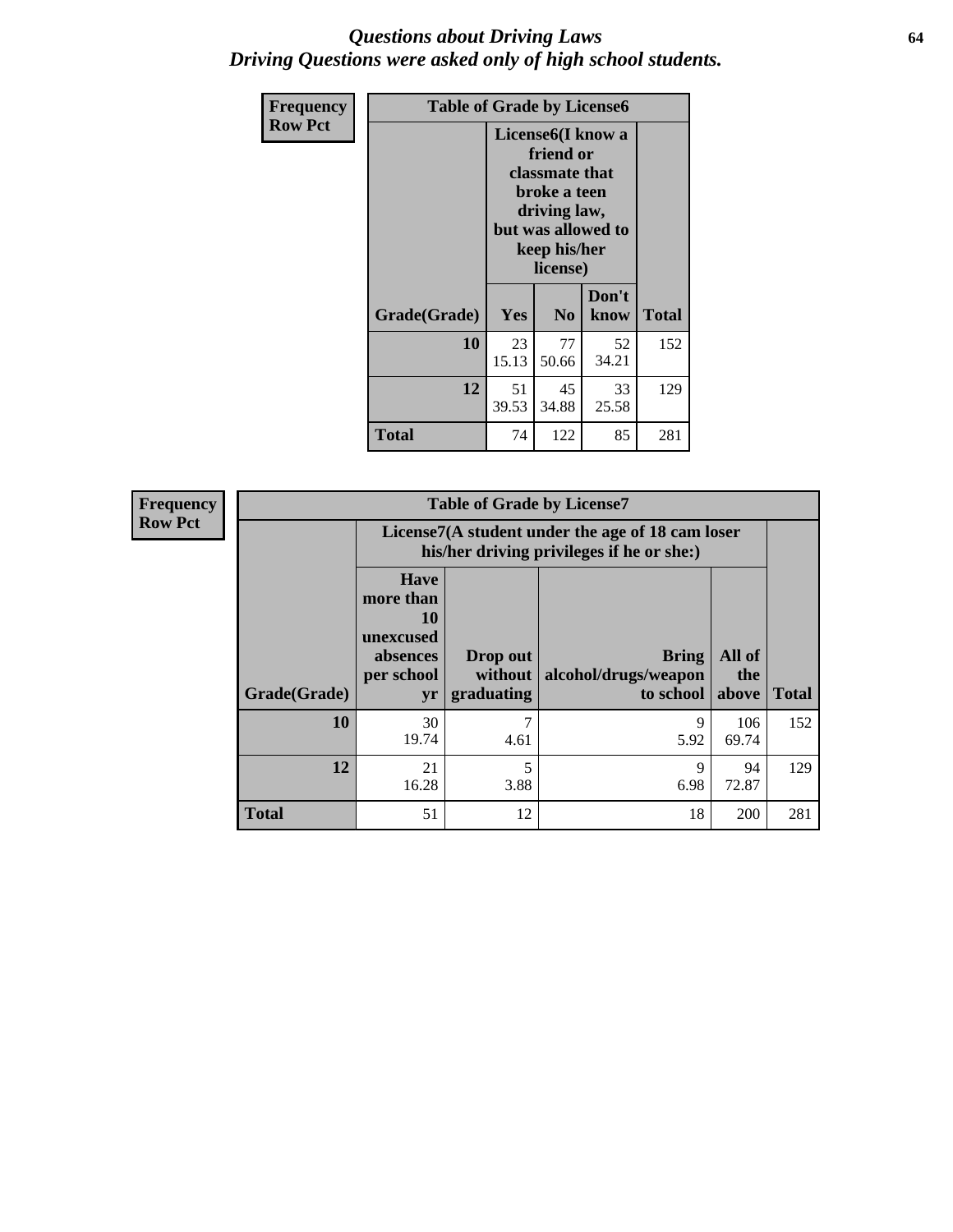# *Questions about Driving Laws*
# *Driving Questions were asked only of high school students.*

**Frequency**
**Row Pct**

| Table of Grade by License6 | | | | |
|---|---|---|---|---|
| | License6(I know a friend or classmate that broke a teen driving law, but was allowed to keep his/her license) | | | |
| Grade(Grade) | Yes | No | Don't know | Total |
| 10 | 23<br>15.13 | 77<br>50.66 | 52<br>34.21 | 152 |
| 12 | 51<br>39.53 | 45<br>34.88 | 33<br>25.58 | 129 |
| Total | 74 | 122 | 85 | 281 |

**Frequency**
**Row Pct**

| Table of Grade by License7 | | | | | |
|---|---|---|---|---|---|
| | License7(A student under the age of 18 cam loser his/her driving privileges if he or she:) | | | | |
| Grade(Grade) | Have more than 10 unexcused absences per school yr | Drop out without graduating | Bring alcohol/drugs/weapon to school | All of the above | Total |
| 10 | 30<br>19.74 | 7<br>4.61 | 9<br>5.92 | 106<br>69.74 | 152 |
| 12 | 21<br>16.28 | 5<br>3.88 | 9<br>6.98 | 94<br>72.87 | 129 |
| Total | 51 | 12 | 18 | 200 | 281 |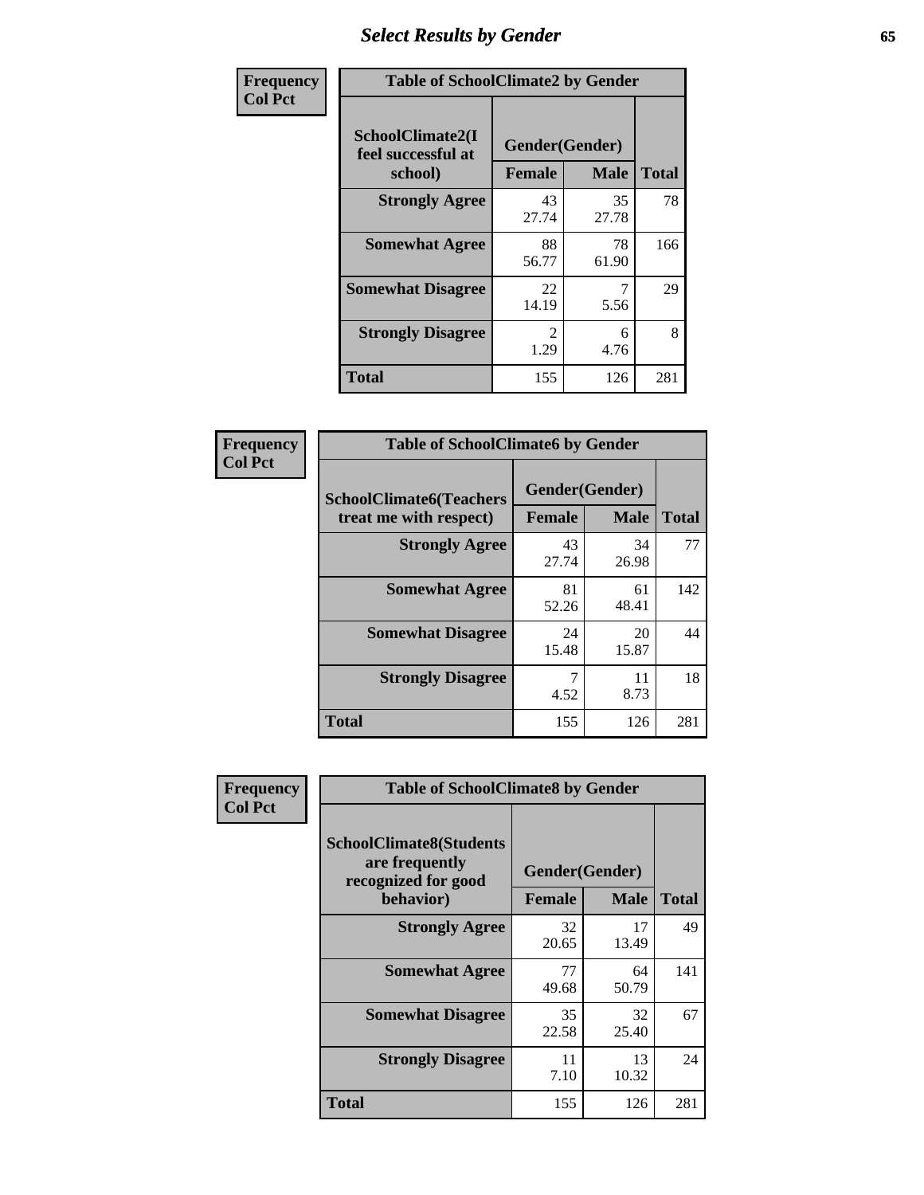# Select Results by Gender

**Frequency**
**Col Pct**

| Table of SchoolClimate2 by Gender | | | |
|---|---|---|---|
| SchoolClimate2(I feel successful at school) | Gender(Gender) | | |
| | Female | Male | Total |
| Strongly Agree | 43<br>27.74 | 35<br>27.78 | 78 |
| Somewhat Agree | 88<br>56.77 | 78<br>61.90 | 166 |
| Somewhat Disagree | 22<br>14.19 | 7<br>5.56 | 29 |
| Strongly Disagree | 2<br>1.29 | 6<br>4.76 | 8 |
| Total | 155 | 126 | 281 |

**Frequency**
**Col Pct**

| Table of SchoolClimate6 by Gender | | | |
|---|---|---|---|
| SchoolClimate6(Teachers treat me with respect) | Gender(Gender) | | |
| | Female | Male | Total |
| Strongly Agree | 43<br>27.74 | 34<br>26.98 | 77 |
| Somewhat Agree | 81<br>52.26 | 61<br>48.41 | 142 |
| Somewhat Disagree | 24<br>15.48 | 20<br>15.87 | 44 |
| Strongly Disagree | 7<br>4.52 | 11<br>8.73 | 18 |
| Total | 155 | 126 | 281 |

**Frequency**
**Col Pct**

| Table of SchoolClimate8 by Gender | | | |
|---|---|---|---|
| SchoolClimate8(Students are frequently recognized for good behavior) | Gender(Gender) | | |
| | Female | Male | Total |
| Strongly Agree | 32<br>20.65 | 17<br>13.49 | 49 |
| Somewhat Agree | 77<br>49.68 | 64<br>50.79 | 141 |
| Somewhat Disagree | 35<br>22.58 | 32<br>25.40 | 67 |
| Strongly Disagree | 11<br>7.10 | 13<br>10.32 | 24 |
| Total | 155 | 126 | 281 |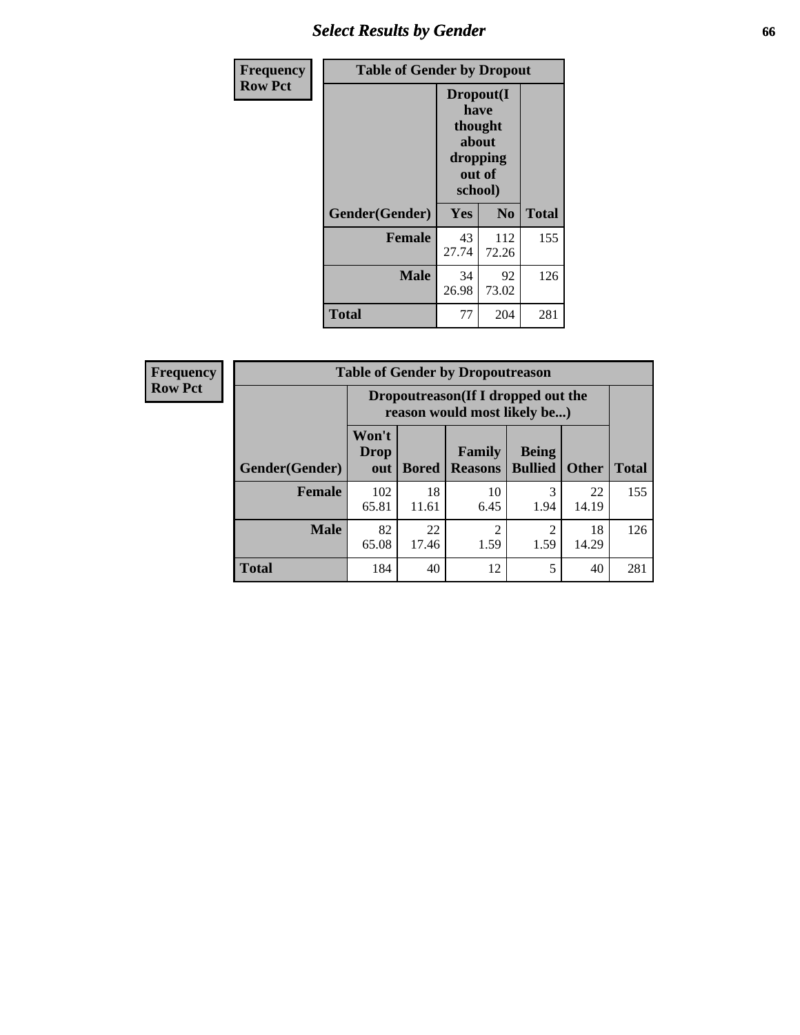## Select Results by Gender

**Frequency / Row Pct**

| Table of Gender by Dropout | | | |
|---|---|---|---|
| | Dropout(I have thought about dropping out of school) | | |
| Gender(Gender) | Yes | No | Total |
| **Female** | 43<br>27.74 | 112<br>72.26 | 155 |
| **Male** | 34<br>26.98 | 92<br>73.02 | 126 |
| **Total** | 77 | 204 | 281 |

**Frequency / Row Pct**

| Table of Gender by Dropoutreason | | | | | | |
|---|---|---|---|---|---|---|
| | Dropoutreason(If I dropped out the reason would most likely be...) | | | | | |
| Gender(Gender) | Won't Drop out | Bored | Family Reasons | Being Bullied | Other | Total |
| **Female** | 102<br>65.81 | 18<br>11.61 | 10<br>6.45 | 3<br>1.94 | 22<br>14.19 | 155 |
| **Male** | 82<br>65.08 | 22<br>17.46 | 2<br>1.59 | 2<br>1.59 | 18<br>14.29 | 126 |
| **Total** | 184 | 40 | 12 | 5 | 40 | 281 |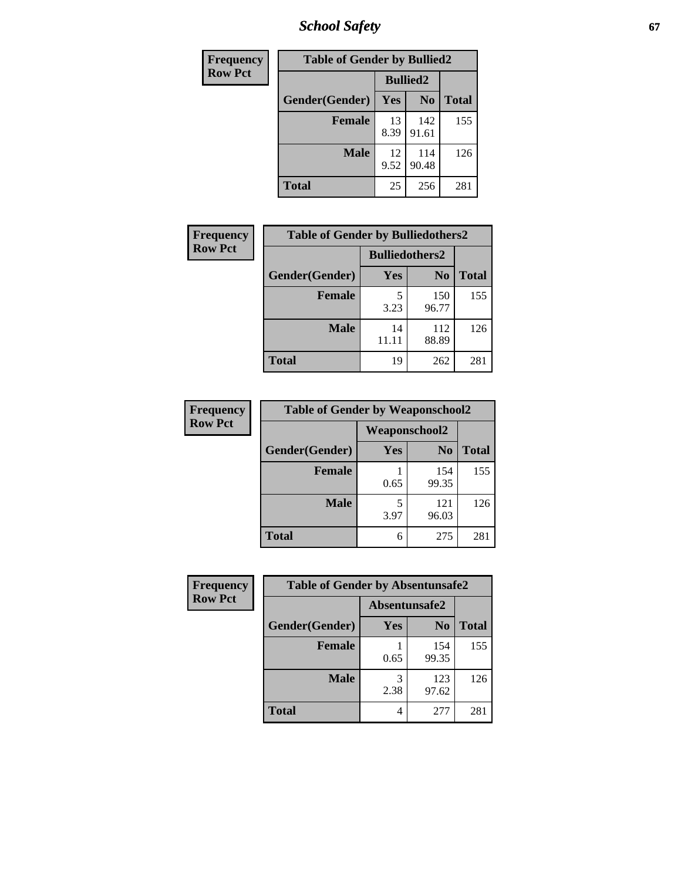| Frequency<br>Row Pct |
|---|

| Table of Gender by Bullied2 | | | |
|---|---|---|---|
| | Bullied2 | | |
| Gender(Gender) | Yes | No | Total |
| Female | 13<br>8.39 | 142<br>91.61 | 155 |
| Male | 12<br>9.52 | 114<br>90.48 | 126 |
| Total | 25 | 256 | 281 |

| Frequency<br>Row Pct |
|---|

| Table of Gender by Bulliedothers2 | | | |
|---|---|---|---|
| | Bulliedothers2 | | |
| Gender(Gender) | Yes | No | Total |
| Female | 5<br>3.23 | 150<br>96.77 | 155 |
| Male | 14<br>11.11 | 112<br>88.89 | 126 |
| Total | 19 | 262 | 281 |

| Frequency<br>Row Pct |
|---|

| Table of Gender by Weaponschool2 | | | |
|---|---|---|---|
| | Weaponschool2 | | |
| Gender(Gender) | Yes | No | Total |
| Female | 1<br>0.65 | 154<br>99.35 | 155 |
| Male | 5<br>3.97 | 121<br>96.03 | 126 |
| Total | 6 | 275 | 281 |

| Frequency<br>Row Pct |
|---|

| Table of Gender by Absentunsafe2 | | | |
|---|---|---|---|
| | Absentunsafe2 | | |
| Gender(Gender) | Yes | No | Total |
| Female | 1<br>0.65 | 154<br>99.35 | 155 |
| Male | 3<br>2.38 | 123<br>97.62 | 126 |
| Total | 4 | 277 | 281 |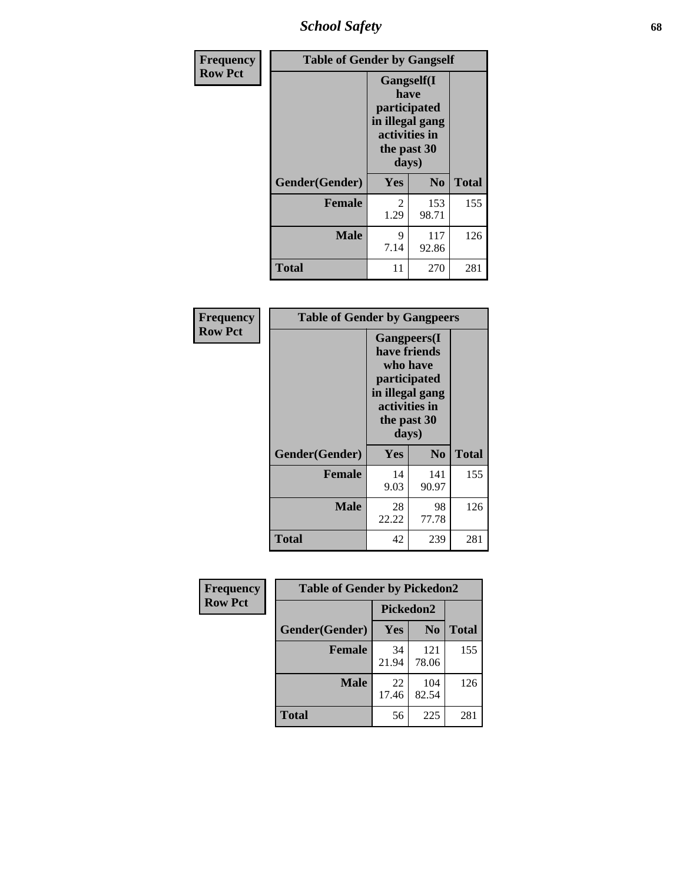| Frequency Row Pct | Table of Gender by Gangself | | |
|---|---|---|---|
| | Gangself(I have participated in illegal gang activities in the past 30 days) | | |
| Gender(Gender) | Yes | No | Total |
| Female | 2<br>1.29 | 153<br>98.71 | 155 |
| Male | 9<br>7.14 | 117<br>92.86 | 126 |
| Total | 11 | 270 | 281 |

| Frequency Row Pct | Table of Gender by Gangpeers | | |
|---|---|---|---|
| | Gangpeers(I have friends who have participated in illegal gang activities in the past 30 days) | | |
| Gender(Gender) | Yes | No | Total |
| Female | 14<br>9.03 | 141<br>90.97 | 155 |
| Male | 28<br>22.22 | 98<br>77.78 | 126 |
| Total | 42 | 239 | 281 |

| Frequency Row Pct | Table of Gender by Pickedon2 | | |
|---|---|---|---|
| | Pickedon2 | | |
| Gender(Gender) | Yes | No | Total |
| Female | 34<br>21.94 | 121<br>78.06 | 155 |
| Male | 22<br>17.46 | 104<br>82.54 | 126 |
| Total | 56 | 225 | 281 |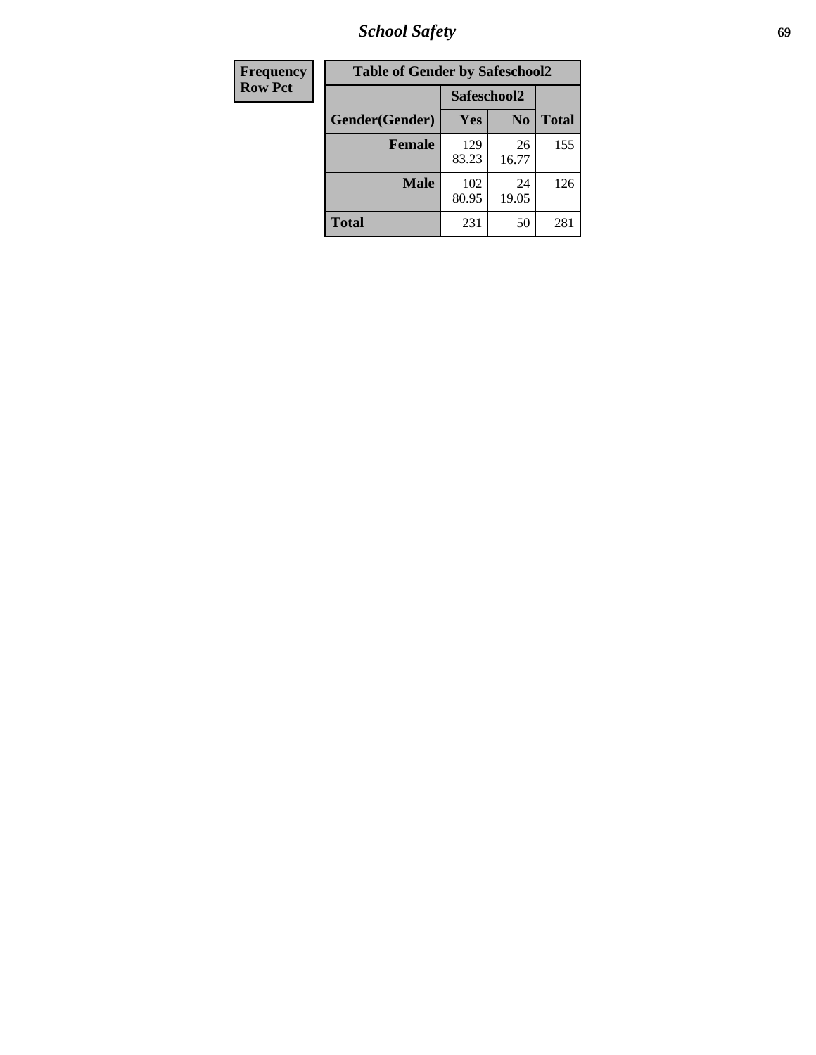| Frequency<br>Row Pct |
|---|

| Table of Gender by Safeschool2 | | | |
|---|---|---|---|
| | Safeschool2 | | |
| Gender(Gender) | Yes | No | Total |
| Female | 129<br>83.23 | 26<br>16.77 | 155 |
| Male | 102<br>80.95 | 24<br>19.05 | 126 |
| Total | 231 | 50 | 281 |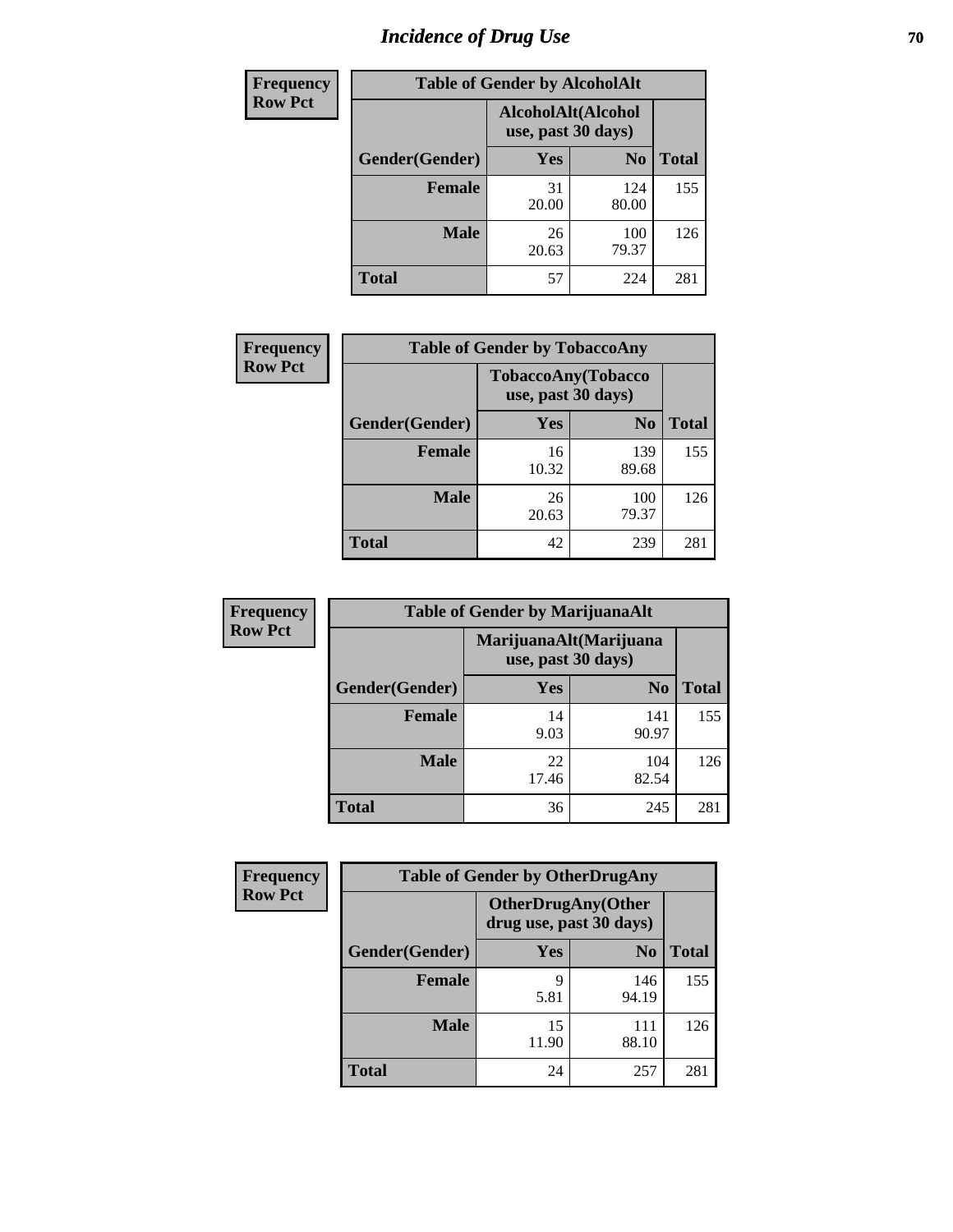# Incidence of Drug Use

| Frequency Row Pct |
|---|

| Table of Gender by AlcoholAlt | | | |
|---|---|---|---|
| | AlcoholAlt(Alcohol use, past 30 days) | | |
| Gender(Gender) | Yes | No | Total |
| Female | 31<br>20.00 | 124<br>80.00 | 155 |
| Male | 26<br>20.63 | 100<br>79.37 | 126 |
| Total | 57 | 224 | 281 |

| Frequency Row Pct |
|---|

| Table of Gender by TobaccoAny | | | |
|---|---|---|---|
| | TobaccoAny(Tobacco use, past 30 days) | | |
| Gender(Gender) | Yes | No | Total |
| Female | 16<br>10.32 | 139<br>89.68 | 155 |
| Male | 26<br>20.63 | 100<br>79.37 | 126 |
| Total | 42 | 239 | 281 |

| Frequency Row Pct |
|---|

| Table of Gender by MarijuanaAlt | | | |
|---|---|---|---|
| | MarijuanaAlt(Marijuana use, past 30 days) | | |
| Gender(Gender) | Yes | No | Total |
| Female | 14<br>9.03 | 141<br>90.97 | 155 |
| Male | 22<br>17.46 | 104<br>82.54 | 126 |
| Total | 36 | 245 | 281 |

| Frequency Row Pct |
|---|

| Table of Gender by OtherDrugAny | | | |
|---|---|---|---|
| | OtherDrugAny(Other drug use, past 30 days) | | |
| Gender(Gender) | Yes | No | Total |
| Female | 9<br>5.81 | 146<br>94.19 | 155 |
| Male | 15<br>11.90 | 111<br>88.10 | 126 |
| Total | 24 | 257 | 281 |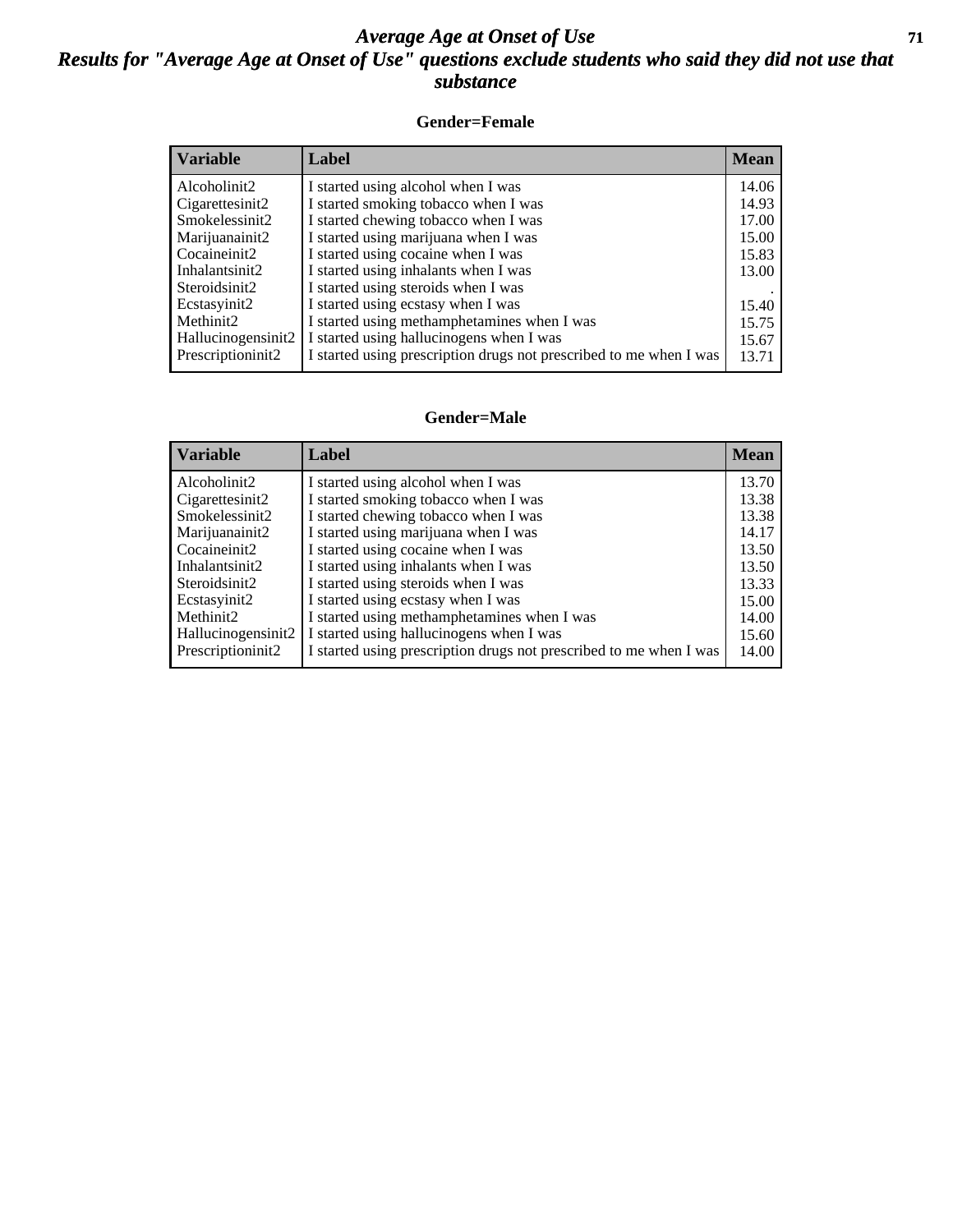# *Average Age at Onset of Use*

## *Results for "Average Age at Onset of Use" questions exclude students who said they did not use that substance*

### Gender=Female

| Variable | Label | Mean |
|---|---|---|
| Alcoholinit2 | I started using alcohol when I was | 14.06 |
| Cigarettesinit2 | I started smoking tobacco when I was | 14.93 |
| Smokelessinit2 | I started chewing tobacco when I was | 17.00 |
| Marijuanainit2 | I started using marijuana when I was | 15.00 |
| Cocaineinit2 | I started using cocaine when I was | 15.83 |
| Inhalantsinit2 | I started using inhalants when I was | 13.00 |
| Steroidsinit2 | I started using steroids when I was | . |
| Ecstasyinit2 | I started using ecstasy when I was | 15.40 |
| Methinit2 | I started using methamphetamines when I was | 15.75 |
| Hallucinogensinit2 | I started using hallucinogens when I was | 15.67 |
| Prescriptioninit2 | I started using prescription drugs not prescribed to me when I was | 13.71 |

### Gender=Male

| Variable | Label | Mean |
|---|---|---|
| Alcoholinit2 | I started using alcohol when I was | 13.70 |
| Cigarettesinit2 | I started smoking tobacco when I was | 13.38 |
| Smokelessinit2 | I started chewing tobacco when I was | 13.38 |
| Marijuanainit2 | I started using marijuana when I was | 14.17 |
| Cocaineinit2 | I started using cocaine when I was | 13.50 |
| Inhalantsinit2 | I started using inhalants when I was | 13.50 |
| Steroidsinit2 | I started using steroids when I was | 13.33 |
| Ecstasyinit2 | I started using ecstasy when I was | 15.00 |
| Methinit2 | I started using methamphetamines when I was | 14.00 |
| Hallucinogensinit2 | I started using hallucinogens when I was | 15.60 |
| Prescriptioninit2 | I started using prescription drugs not prescribed to me when I was | 14.00 |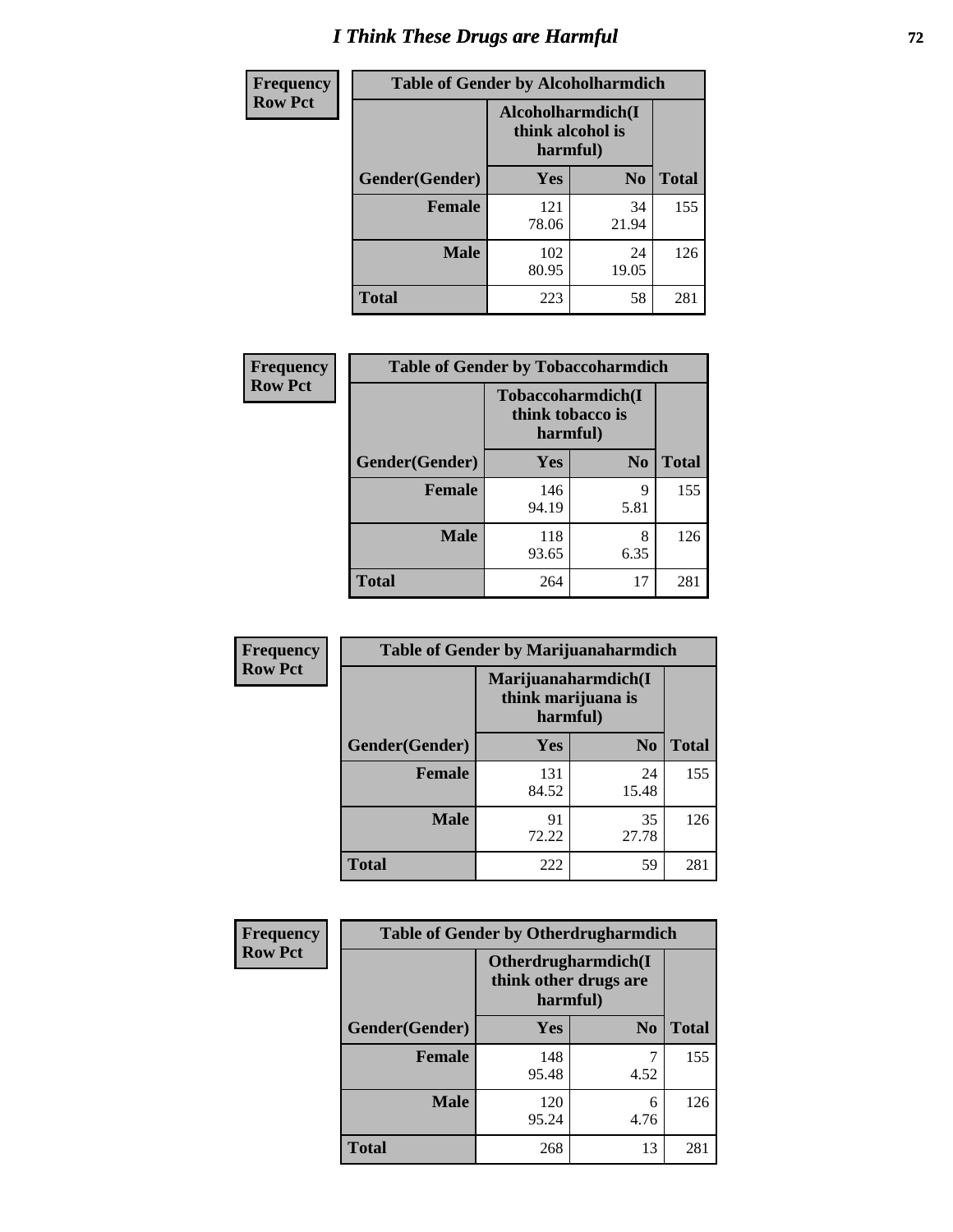# I Think These Drugs are Harmful

| Frequency Row Pct | Table of Gender by Alcoholharmdich | | |
|---|---|---|---|
| | Alcoholharmdich(I think alcohol is harmful) | | |
| Gender(Gender) | Yes | No | Total |
| Female | 121<br>78.06 | 34<br>21.94 | 155 |
| Male | 102<br>80.95 | 24<br>19.05 | 126 |
| Total | 223 | 58 | 281 |

| Frequency Row Pct | Table of Gender by Tobaccoharmdich | | |
|---|---|---|---|
| | Tobaccoharmdich(I think tobacco is harmful) | | |
| Gender(Gender) | Yes | No | Total |
| Female | 146<br>94.19 | 9<br>5.81 | 155 |
| Male | 118<br>93.65 | 8<br>6.35 | 126 |
| Total | 264 | 17 | 281 |

| Frequency Row Pct | Table of Gender by Marijuanaharmdich | | |
|---|---|---|---|
| | Marijuanaharmdich(I think marijuana is harmful) | | |
| Gender(Gender) | Yes | No | Total |
| Female | 131<br>84.52 | 24<br>15.48 | 155 |
| Male | 91<br>72.22 | 35<br>27.78 | 126 |
| Total | 222 | 59 | 281 |

| Frequency Row Pct | Table of Gender by Otherdrugharmdich | | |
|---|---|---|---|
| | Otherdrugharmdich(I think other drugs are harmful) | | |
| Gender(Gender) | Yes | No | Total |
| Female | 148<br>95.48 | 7<br>4.52 | 155 |
| Male | 120<br>95.24 | 6<br>4.76 | 126 |
| Total | 268 | 13 | 281 |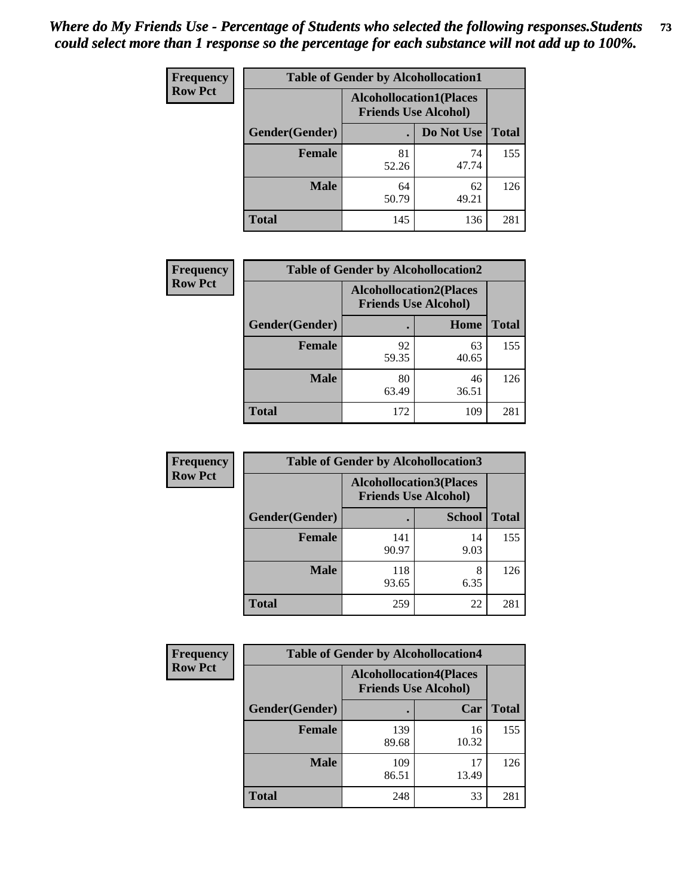*Where do My Friends Use - Percentage of Students who selected the following responses.Students could select more than 1 response so the percentage for each substance will not add up to 100%.*

**Frequency Row Pct**

| Table of Gender by Alcohollocation1 | | | |
|---|---|---|---|
| | Alcohollocation1(Places Friends Use Alcohol) | | |
| Gender(Gender) | . | Do Not Use | Total |
| Female | 81<br>52.26 | 74<br>47.74 | 155 |
| Male | 64<br>50.79 | 62<br>49.21 | 126 |
| Total | 145 | 136 | 281 |

**Frequency Row Pct**

| Table of Gender by Alcohollocation2 | | | |
|---|---|---|---|
| | Alcohollocation2(Places Friends Use Alcohol) | | |
| Gender(Gender) | . | Home | Total |
| Female | 92<br>59.35 | 63<br>40.65 | 155 |
| Male | 80<br>63.49 | 46<br>36.51 | 126 |
| Total | 172 | 109 | 281 |

**Frequency Row Pct**

| Table of Gender by Alcohollocation3 | | | |
|---|---|---|---|
| | Alcohollocation3(Places Friends Use Alcohol) | | |
| Gender(Gender) | . | School | Total |
| Female | 141<br>90.97 | 14<br>9.03 | 155 |
| Male | 118<br>93.65 | 8<br>6.35 | 126 |
| Total | 259 | 22 | 281 |

**Frequency Row Pct**

| Table of Gender by Alcohollocation4 | | | |
|---|---|---|---|
| | Alcohollocation4(Places Friends Use Alcohol) | | |
| Gender(Gender) | . | Car | Total |
| Female | 139<br>89.68 | 16<br>10.32 | 155 |
| Male | 109<br>86.51 | 17<br>13.49 | 126 |
| Total | 248 | 33 | 281 |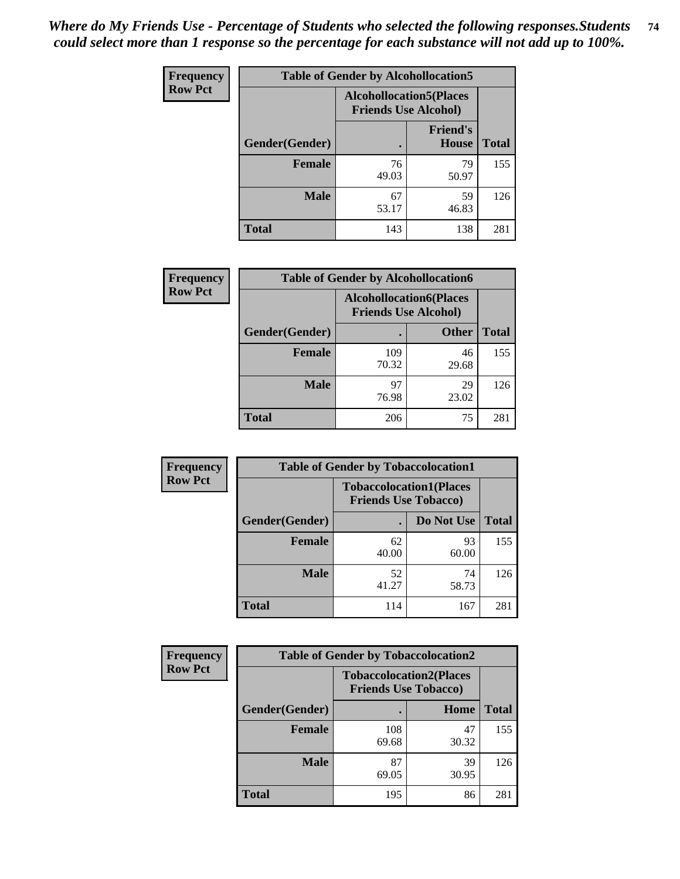*Where do My Friends Use - Percentage of Students who selected the following responses.Students could select more than 1 response so the percentage for each substance will not add up to 100%.*

| Frequency Row Pct | Table of Gender by Alcohollocation5 | | |
|---|---|---|---|
| | Alcohollocation5(Places Friends Use Alcohol) | | |
| Gender(Gender) | . | Friend's House | Total |
| Female | 76<br>49.03 | 79<br>50.97 | 155 |
| Male | 67<br>53.17 | 59<br>46.83 | 126 |
| Total | 143 | 138 | 281 |

| Frequency Row Pct | Table of Gender by Alcohollocation6 | | |
|---|---|---|---|
| | Alcohollocation6(Places Friends Use Alcohol) | | |
| Gender(Gender) | . | Other | Total |
| Female | 109<br>70.32 | 46<br>29.68 | 155 |
| Male | 97<br>76.98 | 29<br>23.02 | 126 |
| Total | 206 | 75 | 281 |

| Frequency Row Pct | Table of Gender by Tobaccolocation1 | | |
|---|---|---|---|
| | Tobaccolocation1(Places Friends Use Tobacco) | | |
| Gender(Gender) | . | Do Not Use | Total |
| Female | 62<br>40.00 | 93<br>60.00 | 155 |
| Male | 52<br>41.27 | 74<br>58.73 | 126 |
| Total | 114 | 167 | 281 |

| Frequency Row Pct | Table of Gender by Tobaccolocation2 | | |
|---|---|---|---|
| | Tobaccolocation2(Places Friends Use Tobacco) | | |
| Gender(Gender) | . | Home | Total |
| Female | 108<br>69.68 | 47<br>30.32 | 155 |
| Male | 87<br>69.05 | 39<br>30.95 | 126 |
| Total | 195 | 86 | 281 |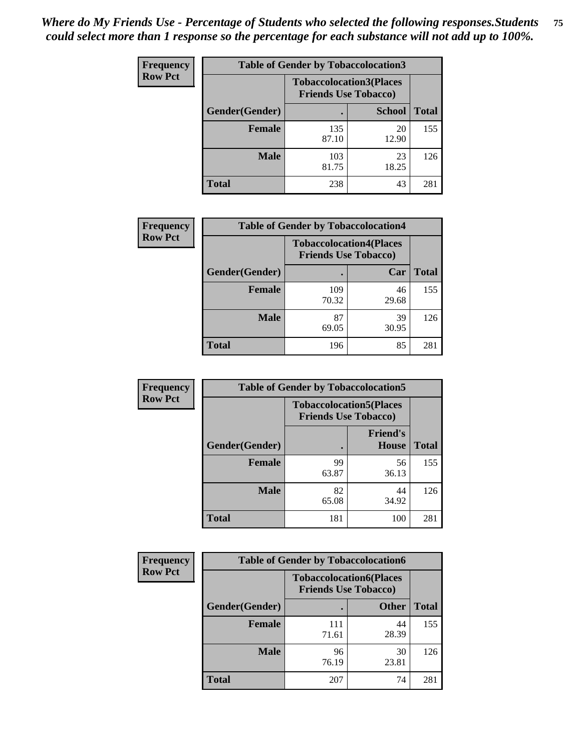*Where do My Friends Use - Percentage of Students who selected the following responses.Students could select more than 1 response so the percentage for each substance will not add up to 100%.*

**Frequency**
**Row Pct**

| Table of Gender by Tobaccolocation3 | | | |
|---|---|---|---|
| | Tobaccolocation3(Places Friends Use Tobacco) | | |
| Gender(Gender) | . | School | Total |
| Female | 135<br>87.10 | 20<br>12.90 | 155 |
| Male | 103<br>81.75 | 23<br>18.25 | 126 |
| Total | 238 | 43 | 281 |

**Frequency**
**Row Pct**

| Table of Gender by Tobaccolocation4 | | | |
|---|---|---|---|
| | Tobaccolocation4(Places Friends Use Tobacco) | | |
| Gender(Gender) | . | Car | Total |
| Female | 109<br>70.32 | 46<br>29.68 | 155 |
| Male | 87<br>69.05 | 39<br>30.95 | 126 |
| Total | 196 | 85 | 281 |

**Frequency**
**Row Pct**

| Table of Gender by Tobaccolocation5 | | | |
|---|---|---|---|
| | Tobaccolocation5(Places Friends Use Tobacco) | | |
| Gender(Gender) | . | Friend's House | Total |
| Female | 99<br>63.87 | 56<br>36.13 | 155 |
| Male | 82<br>65.08 | 44<br>34.92 | 126 |
| Total | 181 | 100 | 281 |

**Frequency**
**Row Pct**

| Table of Gender by Tobaccolocation6 | | | |
|---|---|---|---|
| | Tobaccolocation6(Places Friends Use Tobacco) | | |
| Gender(Gender) | . | Other | Total |
| Female | 111<br>71.61 | 44<br>28.39 | 155 |
| Male | 96<br>76.19 | 30<br>23.81 | 126 |
| Total | 207 | 74 | 281 |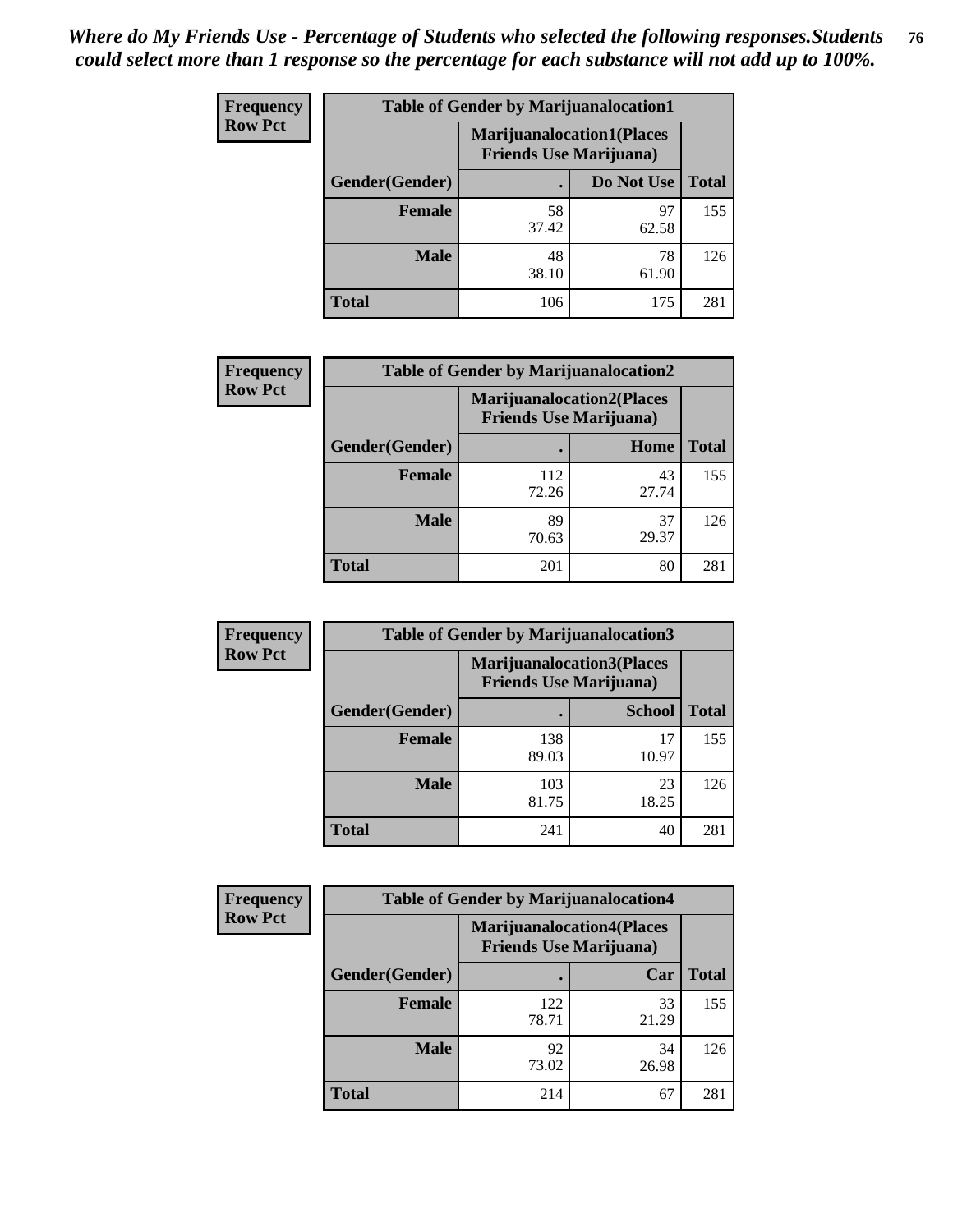*Where do My Friends Use - Percentage of Students who selected the following responses.Students could select more than 1 response so the percentage for each substance will not add up to 100%.*

**Frequency**
**Row Pct**

| Table of Gender by Marijuanalocation1 | | | |
|---|---|---|---|
| | Marijuanalocation1(Places Friends Use Marijuana) | | |
| Gender(Gender) | . | Do Not Use | Total |
| **Female** | 58<br>37.42 | 97<br>62.58 | 155 |
| **Male** | 48<br>38.10 | 78<br>61.90 | 126 |
| **Total** | 106 | 175 | 281 |

**Frequency**
**Row Pct**

| Table of Gender by Marijuanalocation2 | | | |
|---|---|---|---|
| | Marijuanalocation2(Places Friends Use Marijuana) | | |
| Gender(Gender) | . | Home | Total |
| **Female** | 112<br>72.26 | 43<br>27.74 | 155 |
| **Male** | 89<br>70.63 | 37<br>29.37 | 126 |
| **Total** | 201 | 80 | 281 |

**Frequency**
**Row Pct**

| Table of Gender by Marijuanalocation3 | | | |
|---|---|---|---|
| | Marijuanalocation3(Places Friends Use Marijuana) | | |
| Gender(Gender) | . | School | Total |
| **Female** | 138<br>89.03 | 17<br>10.97 | 155 |
| **Male** | 103<br>81.75 | 23<br>18.25 | 126 |
| **Total** | 241 | 40 | 281 |

**Frequency**
**Row Pct**

| Table of Gender by Marijuanalocation4 | | | |
|---|---|---|---|
| | Marijuanalocation4(Places Friends Use Marijuana) | | |
| Gender(Gender) | . | Car | Total |
| **Female** | 122<br>78.71 | 33<br>21.29 | 155 |
| **Male** | 92<br>73.02 | 34<br>26.98 | 126 |
| **Total** | 214 | 67 | 281 |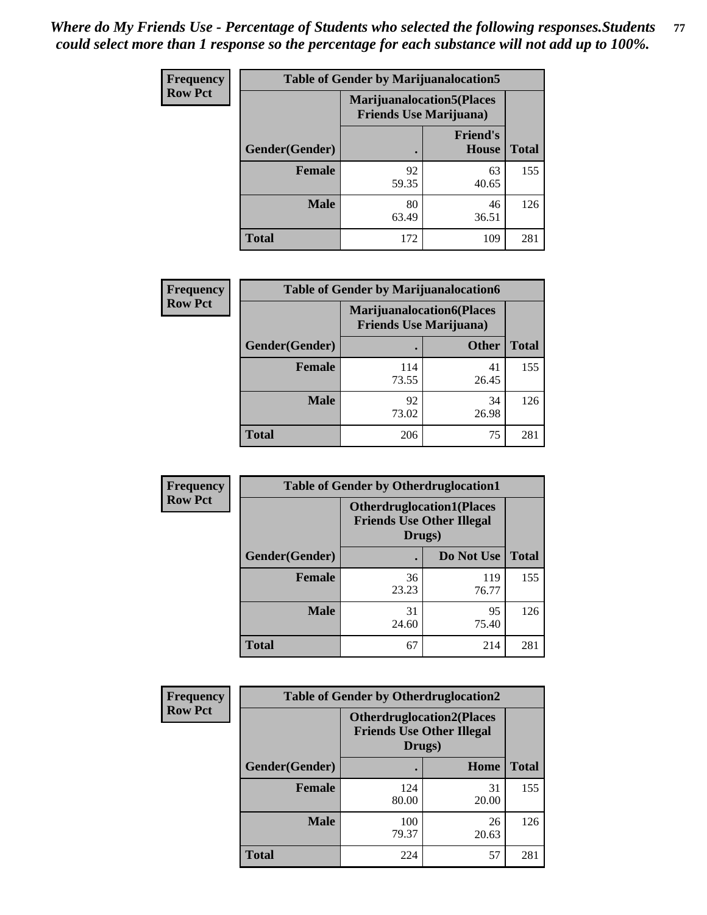*Where do My Friends Use - Percentage of Students who selected the following responses.Students could select more than 1 response so the percentage for each substance will not add up to 100%.*

**Table of Gender by Marijuanalocation5**

| Frequency Row Pct | Marijuanalocation5(Places Friends Use Marijuana) | | |
|---|---|---|---|
| Gender(Gender) | . | Friend's House | Total |
| Female | 92<br>59.35 | 63<br>40.65 | 155 |
| Male | 80<br>63.49 | 46<br>36.51 | 126 |
| Total | 172 | 109 | 281 |

**Table of Gender by Marijuanalocation6**

| Frequency Row Pct | Marijuanalocation6(Places Friends Use Marijuana) | | |
|---|---|---|---|
| Gender(Gender) | . | Other | Total |
| Female | 114<br>73.55 | 41<br>26.45 | 155 |
| Male | 92<br>73.02 | 34<br>26.98 | 126 |
| Total | 206 | 75 | 281 |

**Table of Gender by Otherdruglocation1**

| Frequency Row Pct | Otherdruglocation1(Places Friends Use Other Illegal Drugs) | | |
|---|---|---|---|
| Gender(Gender) | . | Do Not Use | Total |
| Female | 36<br>23.23 | 119<br>76.77 | 155 |
| Male | 31<br>24.60 | 95<br>75.40 | 126 |
| Total | 67 | 214 | 281 |

**Table of Gender by Otherdruglocation2**

| Frequency Row Pct | Otherdruglocation2(Places Friends Use Other Illegal Drugs) | | |
|---|---|---|---|
| Gender(Gender) | . | Home | Total |
| Female | 124<br>80.00 | 31<br>20.00 | 155 |
| Male | 100<br>79.37 | 26<br>20.63 | 126 |
| Total | 224 | 57 | 281 |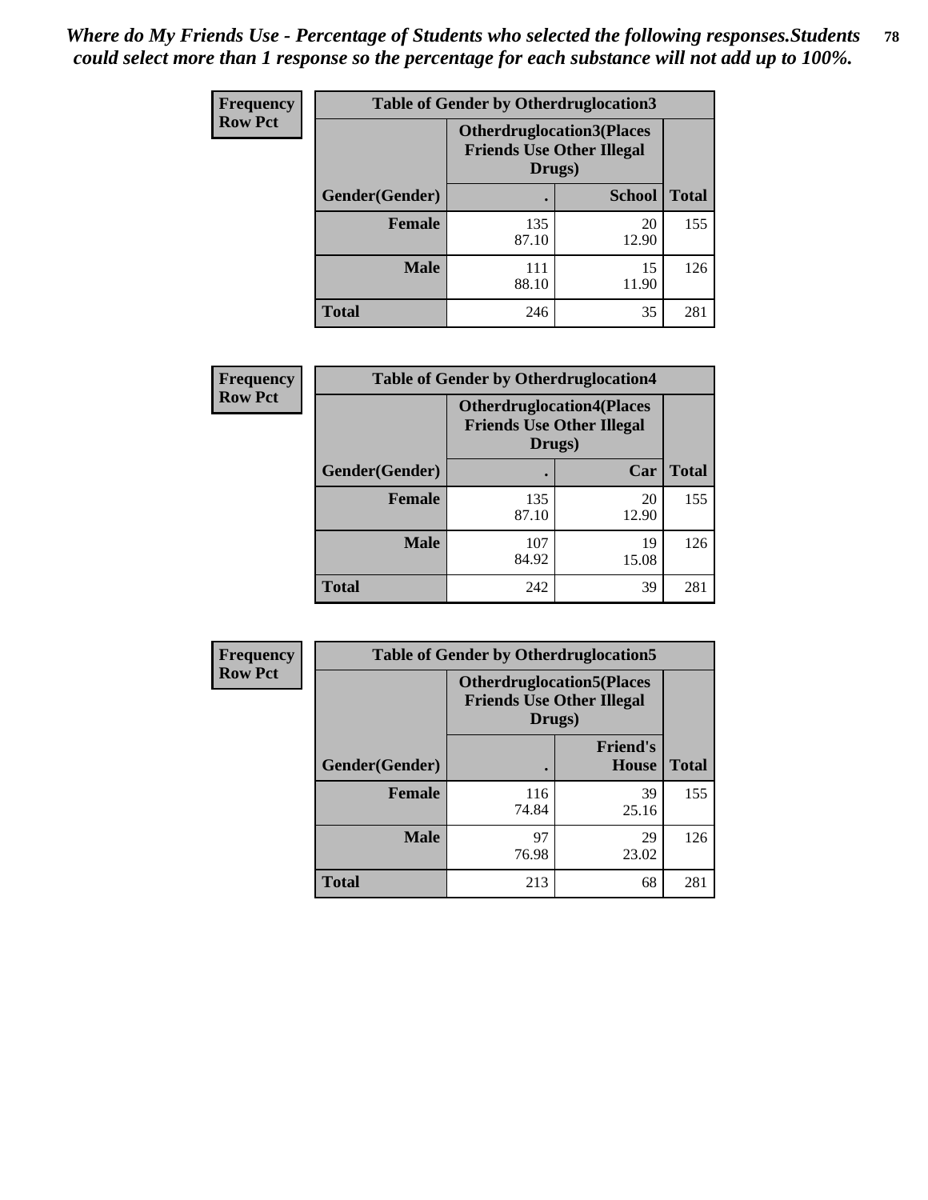*Where do My Friends Use - Percentage of Students who selected the following responses.Students could select more than 1 response so the percentage for each substance will not add up to 100%.*

**Frequency**
**Row Pct**

| Table of Gender by Otherdruglocation3 | | | |
|---|---|---|---|
| | Otherdruglocation3(Places Friends Use Other Illegal Drugs) | | |
| Gender(Gender) | . | School | Total |
| Female | 135<br>87.10 | 20<br>12.90 | 155 |
| Male | 111<br>88.10 | 15<br>11.90 | 126 |
| Total | 246 | 35 | 281 |

**Frequency**
**Row Pct**

| Table of Gender by Otherdruglocation4 | | | |
|---|---|---|---|
| | Otherdruglocation4(Places Friends Use Other Illegal Drugs) | | |
| Gender(Gender) | . | Car | Total |
| Female | 135<br>87.10 | 20<br>12.90 | 155 |
| Male | 107<br>84.92 | 19<br>15.08 | 126 |
| Total | 242 | 39 | 281 |

**Frequency**
**Row Pct**

| Table of Gender by Otherdruglocation5 | | | |
|---|---|---|---|
| | Otherdruglocation5(Places Friends Use Other Illegal Drugs) | | |
| Gender(Gender) | . | Friend's House | Total |
| Female | 116<br>74.84 | 39<br>25.16 | 155 |
| Male | 97<br>76.98 | 29<br>23.02 | 126 |
| Total | 213 | 68 | 281 |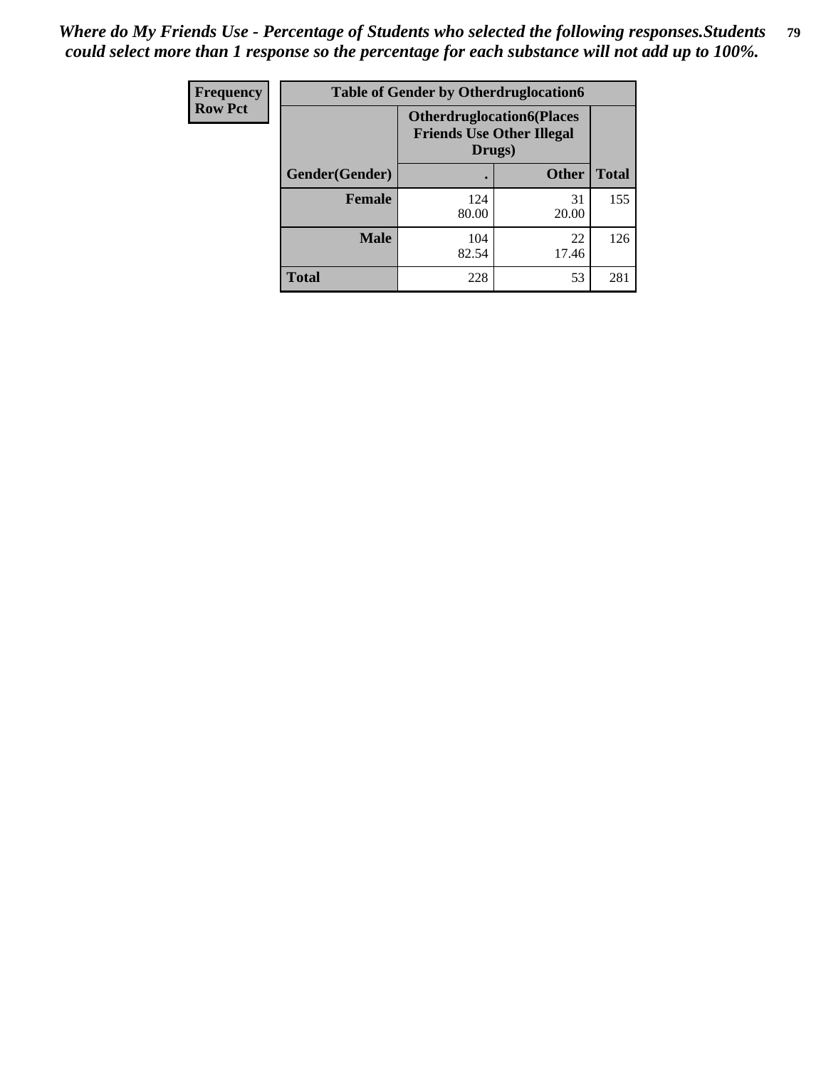*Where do My Friends Use - Percentage of Students who selected the following responses.Students could select more than 1 response so the percentage for each substance will not add up to 100%.*

| Frequency<br>Row Pct |
|---|

| Table of Gender by Otherdruglocation6 | | | |
|---|---|---|---|
| | **Otherdruglocation6(Places Friends Use Other Illegal Drugs)** | | |
| **Gender(Gender)** | **.** | **Other** | **Total** |
| **Female** | 124<br>80.00 | 31<br>20.00 | 155 |
| **Male** | 104<br>82.54 | 22<br>17.46 | 126 |
| **Total** | 228 | 53 | 281 |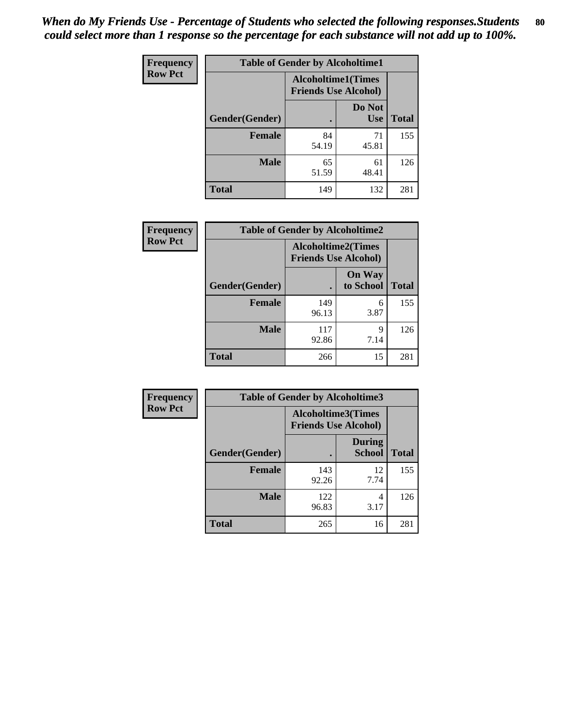*When do My Friends Use - Percentage of Students who selected the following responses.Students could select more than 1 response so the percentage for each substance will not add up to 100%.*

**Frequency**
**Row Pct**

| Table of Gender by Alcoholtime1 | | | |
|---|---|---|---|
| | Alcoholtime1(Times Friends Use Alcohol) | | |
| Gender(Gender) | . | Do Not Use | Total |
| **Female** | 84<br>54.19 | 71<br>45.81 | 155 |
| **Male** | 65<br>51.59 | 61<br>48.41 | 126 |
| **Total** | 149 | 132 | 281 |

**Frequency**
**Row Pct**

| Table of Gender by Alcoholtime2 | | | |
|---|---|---|---|
| | Alcoholtime2(Times Friends Use Alcohol) | | |
| Gender(Gender) | . | On Way to School | Total |
| **Female** | 149<br>96.13 | 6<br>3.87 | 155 |
| **Male** | 117<br>92.86 | 9<br>7.14 | 126 |
| **Total** | 266 | 15 | 281 |

**Frequency**
**Row Pct**

| Table of Gender by Alcoholtime3 | | | |
|---|---|---|---|
| | Alcoholtime3(Times Friends Use Alcohol) | | |
| Gender(Gender) | . | During School | Total |
| **Female** | 143<br>92.26 | 12<br>7.74 | 155 |
| **Male** | 122<br>96.83 | 4<br>3.17 | 126 |
| **Total** | 265 | 16 | 281 |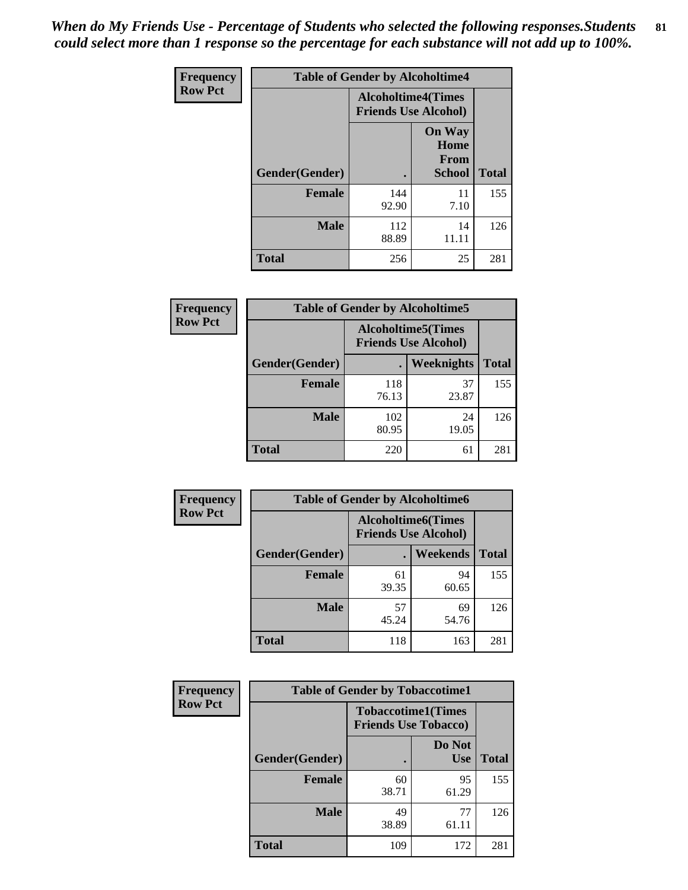*When do My Friends Use - Percentage of Students who selected the following responses.Students could select more than 1 response so the percentage for each substance will not add up to 100%.*

**Frequency**
**Row Pct**

| Table of Gender by Alcoholtime4 | | | |
|---|---|---|---|
| | Alcoholtime4(Times Friends Use Alcohol) | | |
| Gender(Gender) | . | On Way Home From School | Total |
| **Female** | 144<br>92.90 | 11<br>7.10 | 155 |
| **Male** | 112<br>88.89 | 14<br>11.11 | 126 |
| **Total** | 256 | 25 | 281 |

**Frequency**
**Row Pct**

| Table of Gender by Alcoholtime5 | | | |
|---|---|---|---|
| | Alcoholtime5(Times Friends Use Alcohol) | | |
| Gender(Gender) | . | Weeknights | Total |
| **Female** | 118<br>76.13 | 37<br>23.87 | 155 |
| **Male** | 102<br>80.95 | 24<br>19.05 | 126 |
| **Total** | 220 | 61 | 281 |

**Frequency**
**Row Pct**

| Table of Gender by Alcoholtime6 | | | |
|---|---|---|---|
| | Alcoholtime6(Times Friends Use Alcohol) | | |
| Gender(Gender) | . | Weekends | Total |
| **Female** | 61<br>39.35 | 94<br>60.65 | 155 |
| **Male** | 57<br>45.24 | 69<br>54.76 | 126 |
| **Total** | 118 | 163 | 281 |

**Frequency**
**Row Pct**

| Table of Gender by Tobaccotime1 | | | |
|---|---|---|---|
| | Tobaccotime1(Times Friends Use Tobacco) | | |
| Gender(Gender) | . | Do Not Use | Total |
| **Female** | 60<br>38.71 | 95<br>61.29 | 155 |
| **Male** | 49<br>38.89 | 77<br>61.11 | 126 |
| **Total** | 109 | 172 | 281 |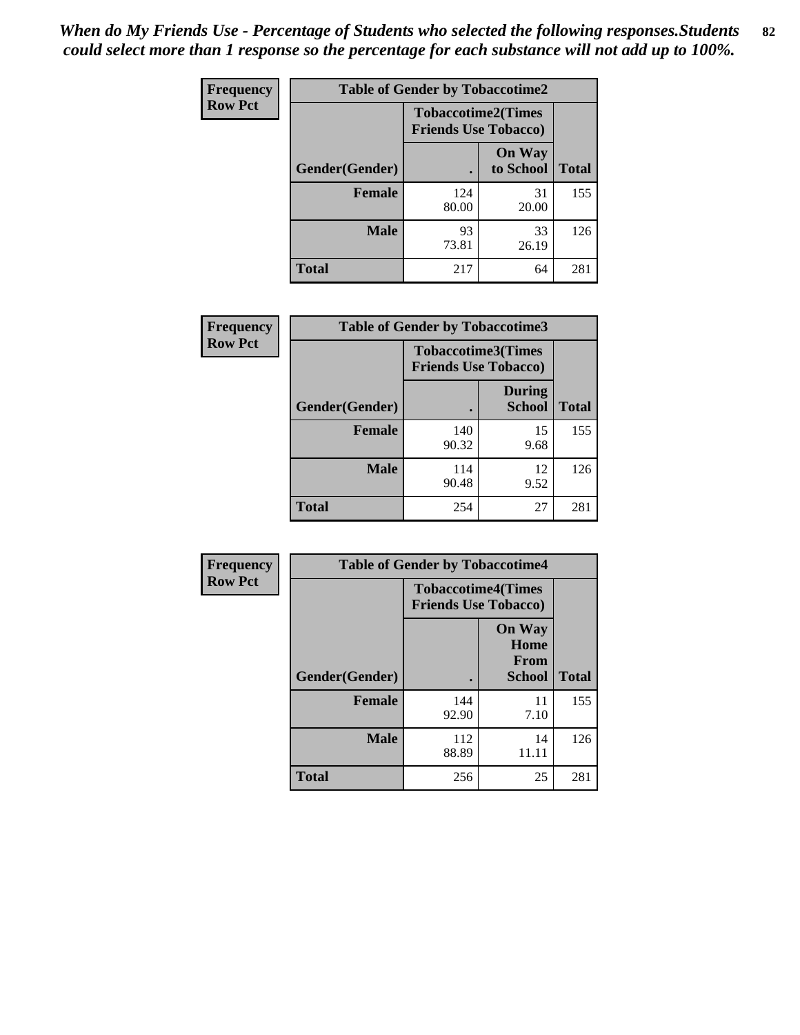*When do My Friends Use - Percentage of Students who selected the following responses.Students could select more than 1 response so the percentage for each substance will not add up to 100%.*

**Frequency**
**Row Pct**

| Table of Gender by Tobaccotime2 | | | |
|---|---|---|---|
| | Tobaccotime2(Times Friends Use Tobacco) | | |
| Gender(Gender) | . | On Way to School | Total |
| **Female** | 124<br>80.00 | 31<br>20.00 | 155 |
| **Male** | 93<br>73.81 | 33<br>26.19 | 126 |
| **Total** | 217 | 64 | 281 |

**Frequency**
**Row Pct**

| Table of Gender by Tobaccotime3 | | | |
|---|---|---|---|
| | Tobaccotime3(Times Friends Use Tobacco) | | |
| Gender(Gender) | . | During School | Total |
| **Female** | 140<br>90.32 | 15<br>9.68 | 155 |
| **Male** | 114<br>90.48 | 12<br>9.52 | 126 |
| **Total** | 254 | 27 | 281 |

**Frequency**
**Row Pct**

| Table of Gender by Tobaccotime4 | | | |
|---|---|---|---|
| | Tobaccotime4(Times Friends Use Tobacco) | | |
| Gender(Gender) | . | On Way Home From School | Total |
| **Female** | 144<br>92.90 | 11<br>7.10 | 155 |
| **Male** | 112<br>88.89 | 14<br>11.11 | 126 |
| **Total** | 256 | 25 | 281 |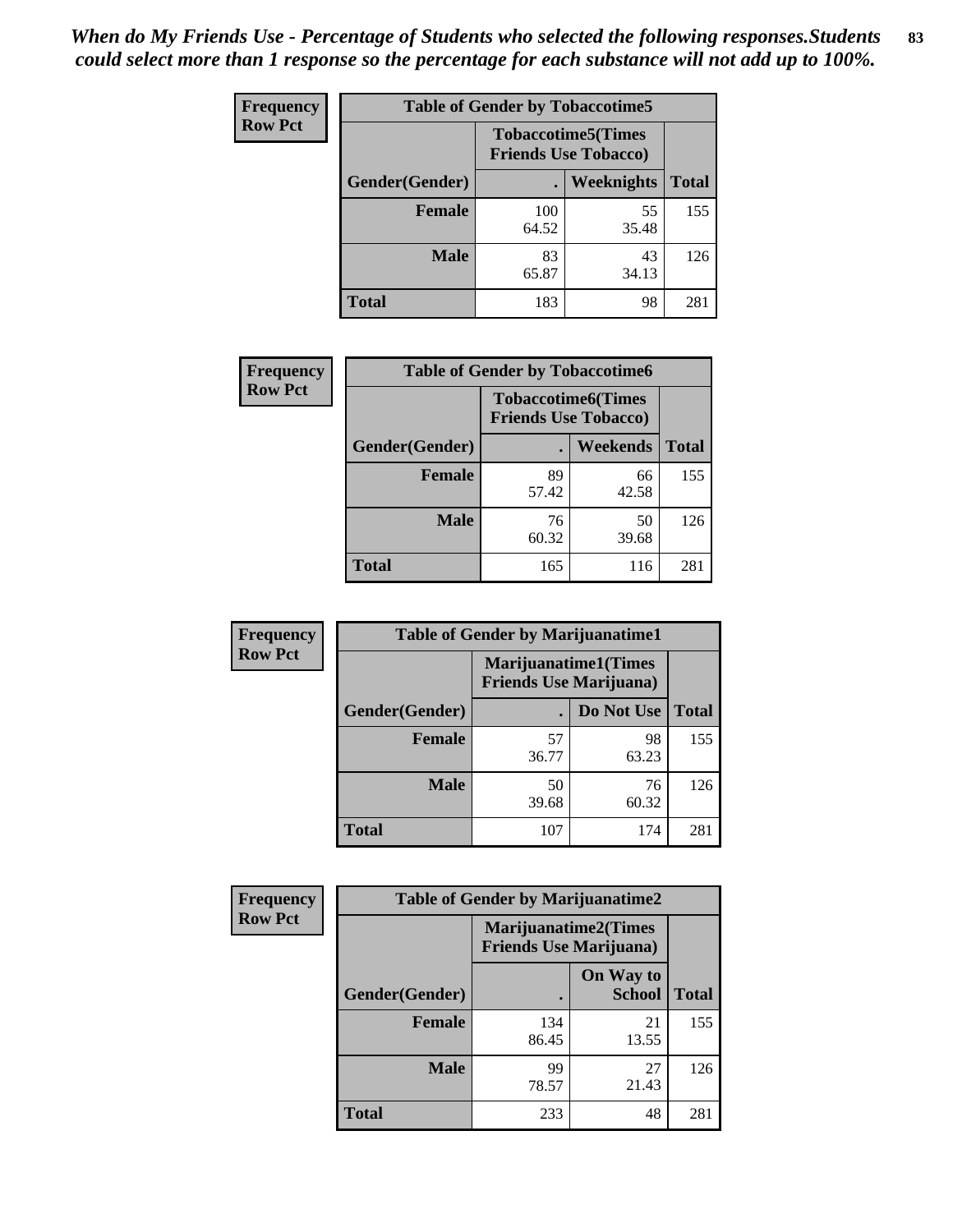*When do My Friends Use - Percentage of Students who selected the following responses.Students could select more than 1 response so the percentage for each substance will not add up to 100%.*

**Frequency**
**Row Pct**

| Table of Gender by Tobaccotime5 | | | |
|---|---|---|---|
| | Tobaccotime5(Times Friends Use Tobacco) | | |
| Gender(Gender) | . | Weeknights | Total |
| **Female** | 100<br>64.52 | 55<br>35.48 | 155 |
| **Male** | 83<br>65.87 | 43<br>34.13 | 126 |
| **Total** | 183 | 98 | 281 |

**Frequency**
**Row Pct**

| Table of Gender by Tobaccotime6 | | | |
|---|---|---|---|
| | Tobaccotime6(Times Friends Use Tobacco) | | |
| Gender(Gender) | . | Weekends | Total |
| **Female** | 89<br>57.42 | 66<br>42.58 | 155 |
| **Male** | 76<br>60.32 | 50<br>39.68 | 126 |
| **Total** | 165 | 116 | 281 |

**Frequency**
**Row Pct**

| Table of Gender by Marijuanatime1 | | | |
|---|---|---|---|
| | Marijuanatime1(Times Friends Use Marijuana) | | |
| Gender(Gender) | . | Do Not Use | Total |
| **Female** | 57<br>36.77 | 98<br>63.23 | 155 |
| **Male** | 50<br>39.68 | 76<br>60.32 | 126 |
| **Total** | 107 | 174 | 281 |

**Frequency**
**Row Pct**

| Table of Gender by Marijuanatime2 | | | |
|---|---|---|---|
| | Marijuanatime2(Times Friends Use Marijuana) | | |
| Gender(Gender) | . | On Way to School | Total |
| **Female** | 134<br>86.45 | 21<br>13.55 | 155 |
| **Male** | 99<br>78.57 | 27<br>21.43 | 126 |
| **Total** | 233 | 48 | 281 |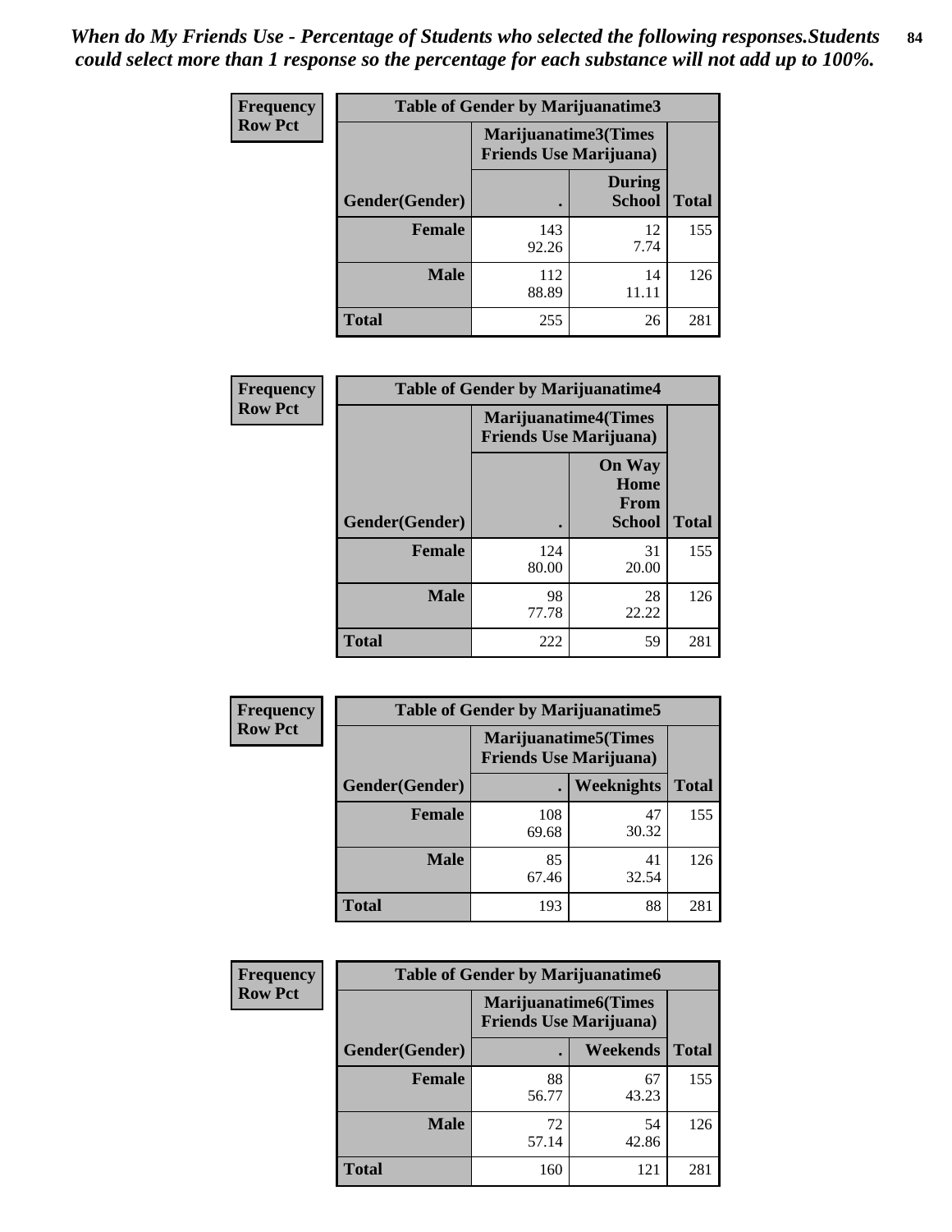*When do My Friends Use - Percentage of Students who selected the following responses.Students could select more than 1 response so the percentage for each substance will not add up to 100%.*

**Frequency / Row Pct**

| Table of Gender by Marijuanatime3 | | | |
|---|---|---|---|
| | Marijuanatime3(Times Friends Use Marijuana) | | |
| Gender(Gender) | . | During School | Total |
| **Female** | 143<br>92.26 | 12<br>7.74 | 155 |
| **Male** | 112<br>88.89 | 14<br>11.11 | 126 |
| **Total** | 255 | 26 | 281 |

**Frequency / Row Pct**

| Table of Gender by Marijuanatime4 | | | |
|---|---|---|---|
| | Marijuanatime4(Times Friends Use Marijuana) | | |
| Gender(Gender) | . | On Way Home From School | Total |
| **Female** | 124<br>80.00 | 31<br>20.00 | 155 |
| **Male** | 98<br>77.78 | 28<br>22.22 | 126 |
| **Total** | 222 | 59 | 281 |

**Frequency / Row Pct**

| Table of Gender by Marijuanatime5 | | | |
|---|---|---|---|
| | Marijuanatime5(Times Friends Use Marijuana) | | |
| Gender(Gender) | . | Weeknights | Total |
| **Female** | 108<br>69.68 | 47<br>30.32 | 155 |
| **Male** | 85<br>67.46 | 41<br>32.54 | 126 |
| **Total** | 193 | 88 | 281 |

**Frequency / Row Pct**

| Table of Gender by Marijuanatime6 | | | |
|---|---|---|---|
| | Marijuanatime6(Times Friends Use Marijuana) | | |
| Gender(Gender) | . | Weekends | Total |
| **Female** | 88<br>56.77 | 67<br>43.23 | 155 |
| **Male** | 72<br>57.14 | 54<br>42.86 | 126 |
| **Total** | 160 | 121 | 281 |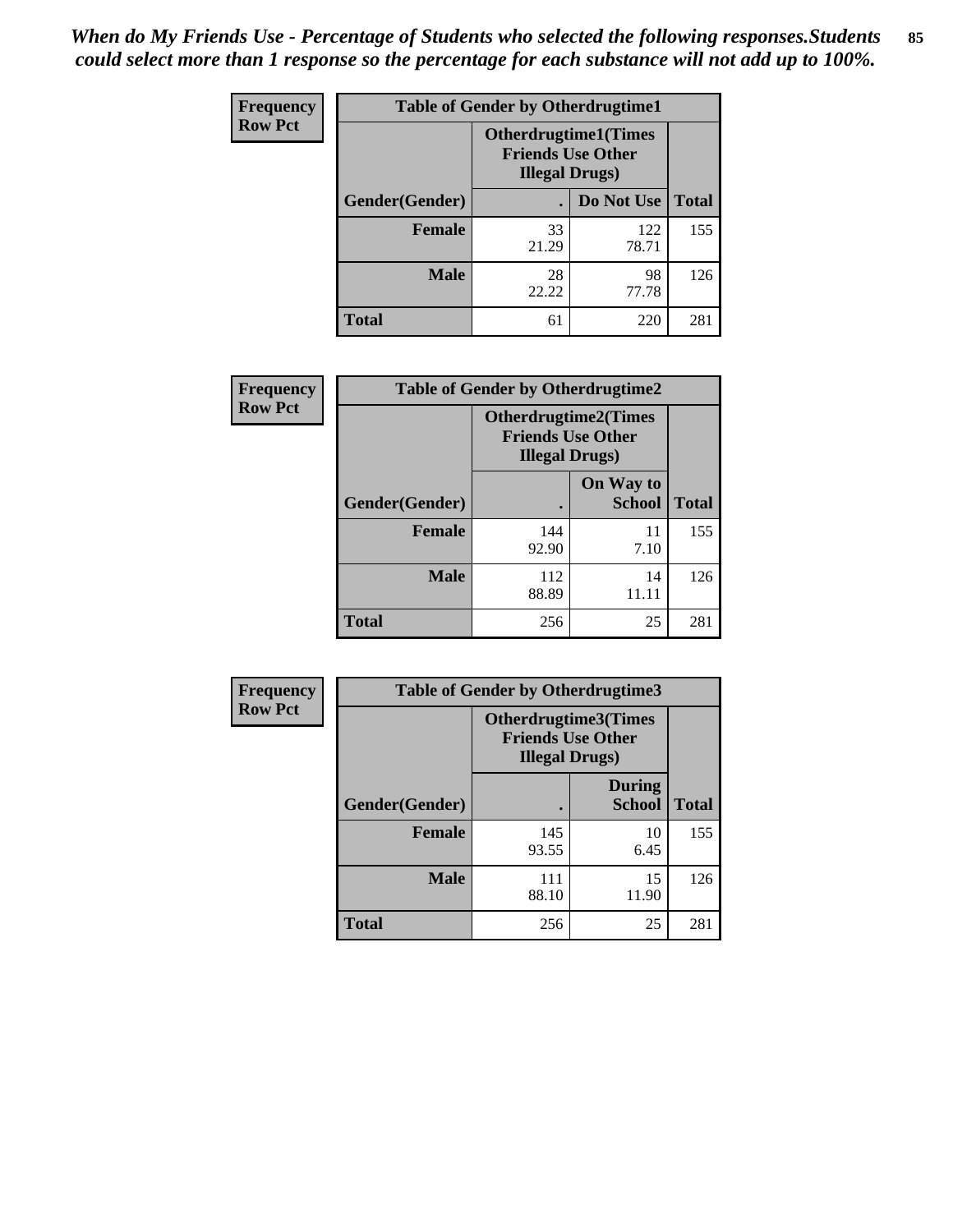*When do My Friends Use - Percentage of Students who selected the following responses.Students could select more than 1 response so the percentage for each substance will not add up to 100%.*

**Frequency**
**Row Pct**

| Table of Gender by Otherdrugtime1 | | | |
|---|---|---|---|
| | Otherdrugtime1(Times Friends Use Other Illegal Drugs) | | |
| Gender(Gender) | . | Do Not Use | Total |
| **Female** | 33<br>21.29 | 122<br>78.71 | 155 |
| **Male** | 28<br>22.22 | 98<br>77.78 | 126 |
| **Total** | 61 | 220 | 281 |

**Frequency**
**Row Pct**

| Table of Gender by Otherdrugtime2 | | | |
|---|---|---|---|
| | Otherdrugtime2(Times Friends Use Other Illegal Drugs) | | |
| Gender(Gender) | . | On Way to School | Total |
| **Female** | 144<br>92.90 | 11<br>7.10 | 155 |
| **Male** | 112<br>88.89 | 14<br>11.11 | 126 |
| **Total** | 256 | 25 | 281 |

**Frequency**
**Row Pct**

| Table of Gender by Otherdrugtime3 | | | |
|---|---|---|---|
| | Otherdrugtime3(Times Friends Use Other Illegal Drugs) | | |
| Gender(Gender) | . | During School | Total |
| **Female** | 145<br>93.55 | 10<br>6.45 | 155 |
| **Male** | 111<br>88.10 | 15<br>11.90 | 126 |
| **Total** | 256 | 25 | 281 |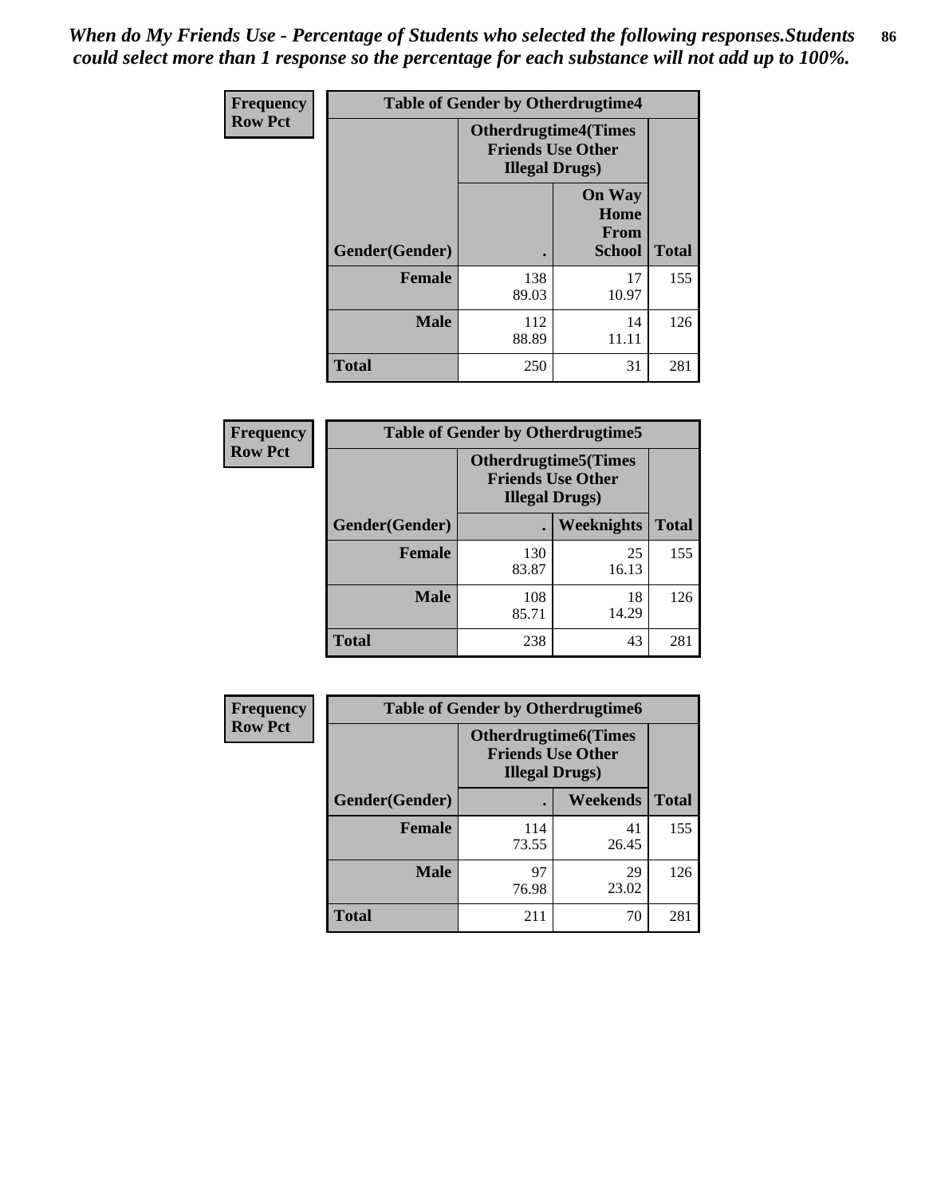*When do My Friends Use - Percentage of Students who selected the following responses.Students could select more than 1 response so the percentage for each substance will not add up to 100%.*

| Frequency Row Pct | Table of Gender by Otherdrugtime4 | | |
|---|---|---|---|
| | **Otherdrugtime4(Times Friends Use Other Illegal Drugs)** | | |
| **Gender(Gender)** | **.** | **On Way Home From School** | **Total** |
| **Female** | 138<br>89.03 | 17<br>10.97 | 155 |
| **Male** | 112<br>88.89 | 14<br>11.11 | 126 |
| **Total** | 250 | 31 | 281 |

| Frequency Row Pct | Table of Gender by Otherdrugtime5 | | |
|---|---|---|---|
| | **Otherdrugtime5(Times Friends Use Other Illegal Drugs)** | | |
| **Gender(Gender)** | **.** | **Weeknights** | **Total** |
| **Female** | 130<br>83.87 | 25<br>16.13 | 155 |
| **Male** | 108<br>85.71 | 18<br>14.29 | 126 |
| **Total** | 238 | 43 | 281 |

| Frequency Row Pct | Table of Gender by Otherdrugtime6 | | |
|---|---|---|---|
| | **Otherdrugtime6(Times Friends Use Other Illegal Drugs)** | | |
| **Gender(Gender)** | **.** | **Weekends** | **Total** |
| **Female** | 114<br>73.55 | 41<br>26.45 | 155 |
| **Male** | 97<br>76.98 | 29<br>23.02 | 126 |
| **Total** | 211 | 70 | 281 |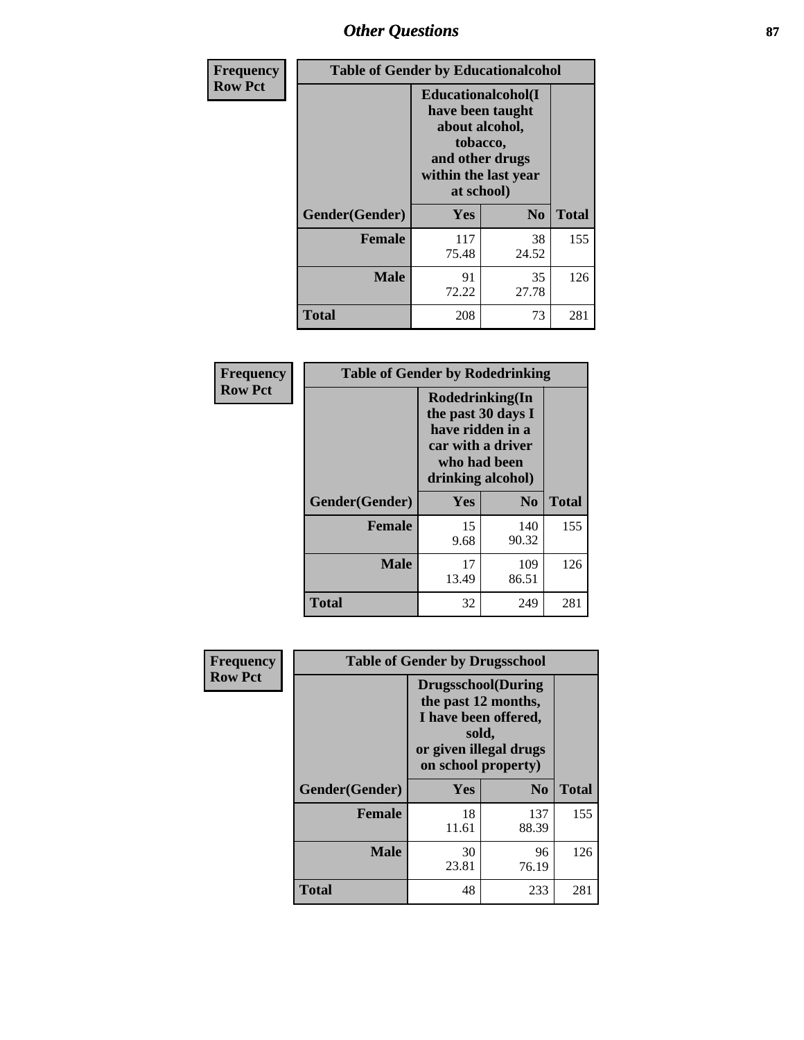# Other Questions

| Frequency Row Pct | Table of Gender by Educationalcohol | | |
|---|---|---|---|
| | Educationalcohol(I have been taught about alcohol, tobacco, and other drugs within the last year at school) | | |
| Gender(Gender) | Yes | No | Total |
| Female | 117<br>75.48 | 38<br>24.52 | 155 |
| Male | 91<br>72.22 | 35<br>27.78 | 126 |
| Total | 208 | 73 | 281 |

| Frequency Row Pct | Table of Gender by Rodedrinking | | |
|---|---|---|---|
| | Rodedrinking(In the past 30 days I have ridden in a car with a driver who had been drinking alcohol) | | |
| Gender(Gender) | Yes | No | Total |
| Female | 15<br>9.68 | 140<br>90.32 | 155 |
| Male | 17<br>13.49 | 109<br>86.51 | 126 |
| Total | 32 | 249 | 281 |

| Frequency Row Pct | Table of Gender by Drugsschool | | |
|---|---|---|---|
| | Drugsschool(During the past 12 months, I have been offered, sold, or given illegal drugs on school property) | | |
| Gender(Gender) | Yes | No | Total |
| Female | 18<br>11.61 | 137<br>88.39 | 155 |
| Male | 30<br>23.81 | 96<br>76.19 | 126 |
| Total | 48 | 233 | 281 |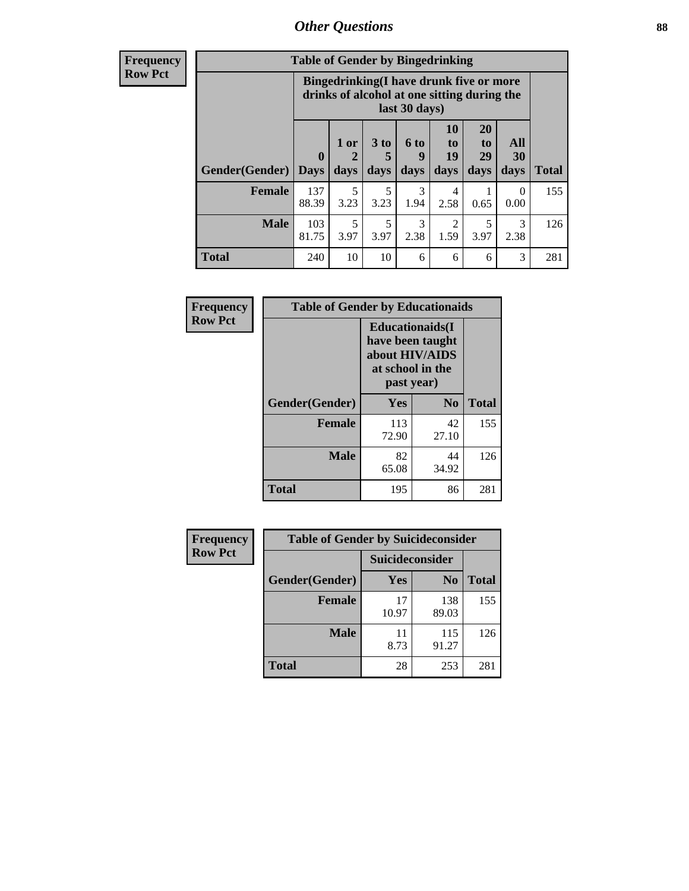## Other Questions

**Frequency**
**Row Pct**

| Table of Gender by Bingedrinking | | | | | | | | |
|---|---|---|---|---|---|---|---|---|
| | Bingedrinking(I have drunk five or more drinks of alcohol at one sitting during the last 30 days) | | | | | | | |
| Gender(Gender) | 0 Days | 1 or 2 days | 3 to 5 days | 6 to 9 days | 10 to 19 days | 20 to 29 days | All 30 days | Total |
| **Female** | 137<br>88.39 | 5<br>3.23 | 5<br>3.23 | 3<br>1.94 | 4<br>2.58 | 1<br>0.65 | 0<br>0.00 | 155 |
| **Male** | 103<br>81.75 | 5<br>3.97 | 5<br>3.97 | 3<br>2.38 | 2<br>1.59 | 5<br>3.97 | 3<br>2.38 | 126 |
| **Total** | 240 | 10 | 10 | 6 | 6 | 6 | 3 | 281 |

**Frequency**
**Row Pct**

| Table of Gender by Educationaids | | | |
|---|---|---|---|
| | Educationaids(I have been taught about HIV/AIDS at school in the past year) | | |
| Gender(Gender) | Yes | No | Total |
| **Female** | 113<br>72.90 | 42<br>27.10 | 155 |
| **Male** | 82<br>65.08 | 44<br>34.92 | 126 |
| **Total** | 195 | 86 | 281 |

**Frequency**
**Row Pct**

| Table of Gender by Suicideconsider | | | |
|---|---|---|---|
| | Suicideconsider | | |
| Gender(Gender) | Yes | No | Total |
| **Female** | 17<br>10.97 | 138<br>89.03 | 155 |
| **Male** | 11<br>8.73 | 115<br>91.27 | 126 |
| **Total** | 28 | 253 | 281 |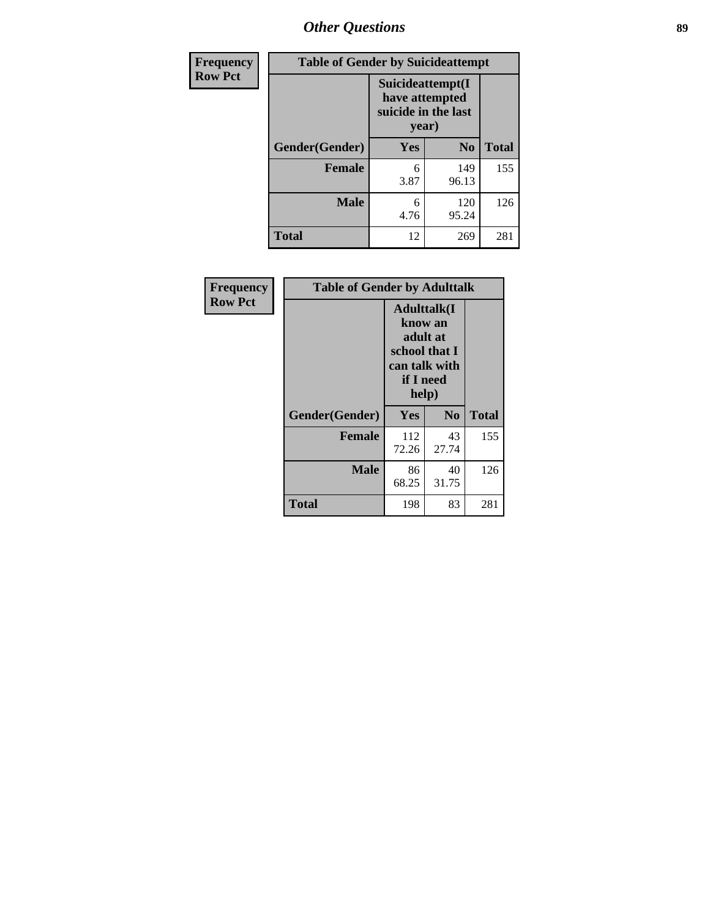# Other Questions

| Frequency Row Pct | Table of Gender by Suicideattempt | | |
|---|---|---|---|
| | Suicideattempt(I have attempted suicide in the last year) | | |
| Gender(Gender) | Yes | No | Total |
| Female | 6<br>3.87 | 149<br>96.13 | 155 |
| Male | 6<br>4.76 | 120<br>95.24 | 126 |
| Total | 12 | 269 | 281 |

| Frequency Row Pct | Table of Gender by Adulttalk | | |
|---|---|---|---|
| | Adulttalk(I know an adult at school that I can talk with if I need help) | | |
| Gender(Gender) | Yes | No | Total |
| Female | 112<br>72.26 | 43<br>27.74 | 155 |
| Male | 86<br>68.25 | 40<br>31.75 | 126 |
| Total | 198 | 83 | 281 |